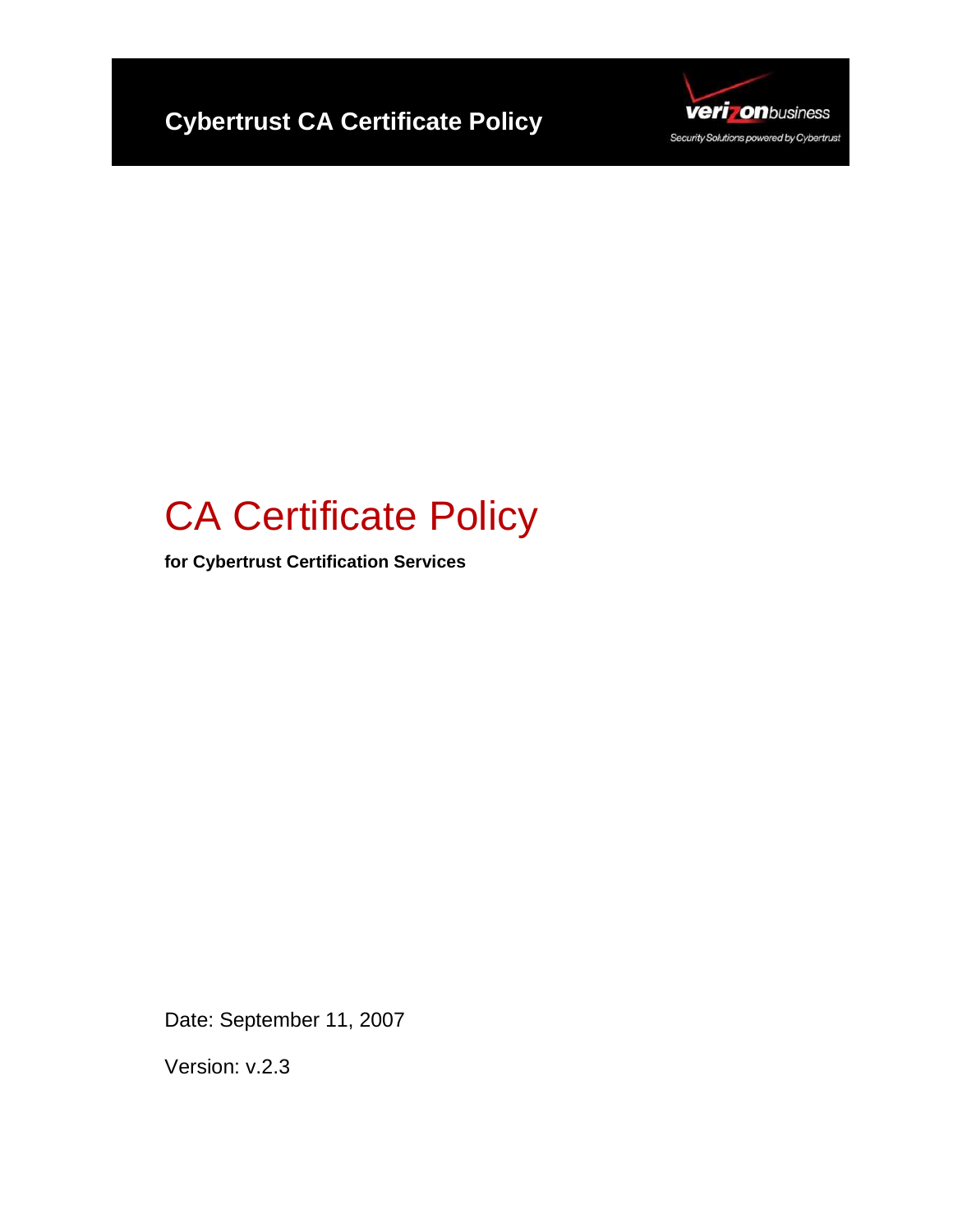**Cybertrust CA Certificate Policy**

verizonbusiness
Security Solutions powered by Cybertrust

# CA Certificate Policy

**for Cybertrust Certification Services**

Date: September 11, 2007

Version: v.2.3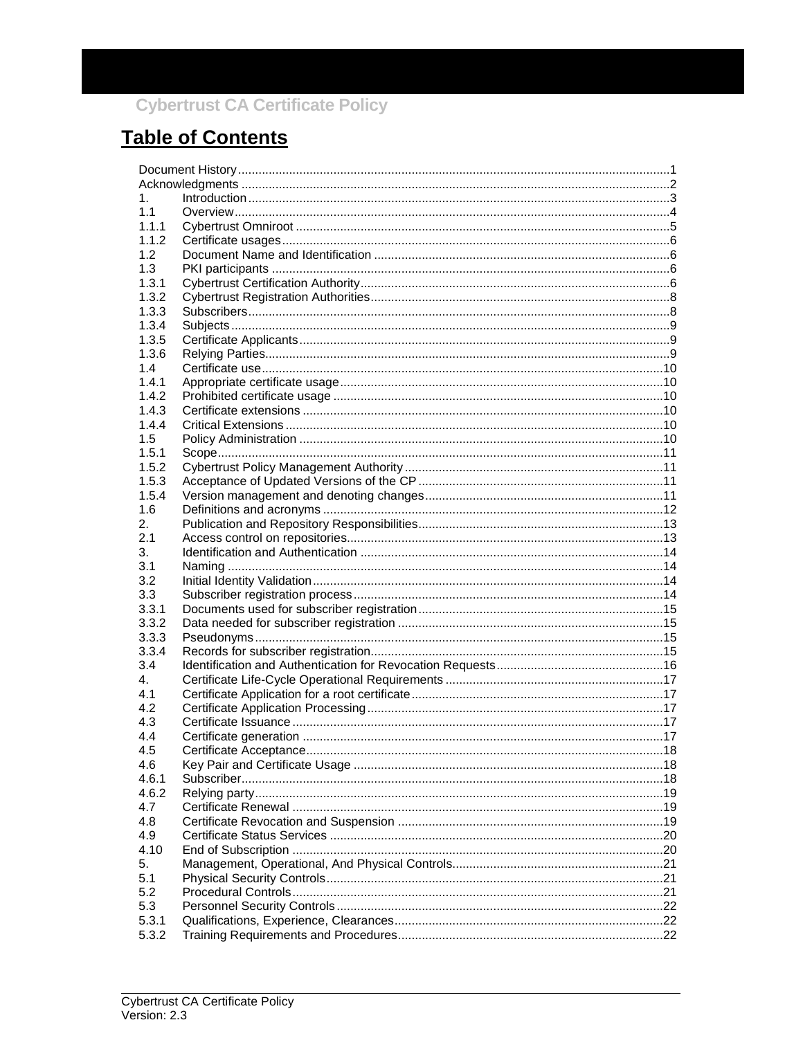# Table of Contents

Document History .....1
Acknowledgments .....2
1. Introduction .....3
1.1 Overview .....4
1.1.1 Cybertrust Omniroot .....5
1.1.2 Certificate usages .....6
1.2 Document Name and Identification .....6
1.3 PKI participants .....6
1.3.1 Cybertrust Certification Authority .....6
1.3.2 Cybertrust Registration Authorities .....8
1.3.3 Subscribers .....8
1.3.4 Subjects .....9
1.3.5 Certificate Applicants .....9
1.3.6 Relying Parties .....9
1.4 Certificate use .....10
1.4.1 Appropriate certificate usage .....10
1.4.2 Prohibited certificate usage .....10
1.4.3 Certificate extensions .....10
1.4.4 Critical Extensions .....10
1.5 Policy Administration .....10
1.5.1 Scope .....11
1.5.2 Cybertrust Policy Management Authority .....11
1.5.3 Acceptance of Updated Versions of the CP .....11
1.5.4 Version management and denoting changes .....11
1.6 Definitions and acronyms .....12
2. Publication and Repository Responsibilities .....13
2.1 Access control on repositories .....13
3. Identification and Authentication .....14
3.1 Naming .....14
3.2 Initial Identity Validation .....14
3.3 Subscriber registration process .....14
3.3.1 Documents used for subscriber registration .....15
3.3.2 Data needed for subscriber registration .....15
3.3.3 Pseudonyms .....15
3.3.4 Records for subscriber registration .....15
3.4 Identification and Authentication for Revocation Requests .....16
4. Certificate Life-Cycle Operational Requirements .....17
4.1 Certificate Application for a root certificate .....17
4.2 Certificate Application Processing .....17
4.3 Certificate Issuance .....17
4.4 Certificate generation .....17
4.5 Certificate Acceptance .....18
4.6 Key Pair and Certificate Usage .....18
4.6.1 Subscriber .....18
4.6.2 Relying party .....19
4.7 Certificate Renewal .....19
4.8 Certificate Revocation and Suspension .....19
4.9 Certificate Status Services .....20
4.10 End of Subscription .....20
5. Management, Operational, And Physical Controls .....21
5.1 Physical Security Controls .....21
5.2 Procedural Controls .....21
5.3 Personnel Security Controls .....22
5.3.1 Qualifications, Experience, Clearances .....22
5.3.2 Training Requirements and Procedures .....22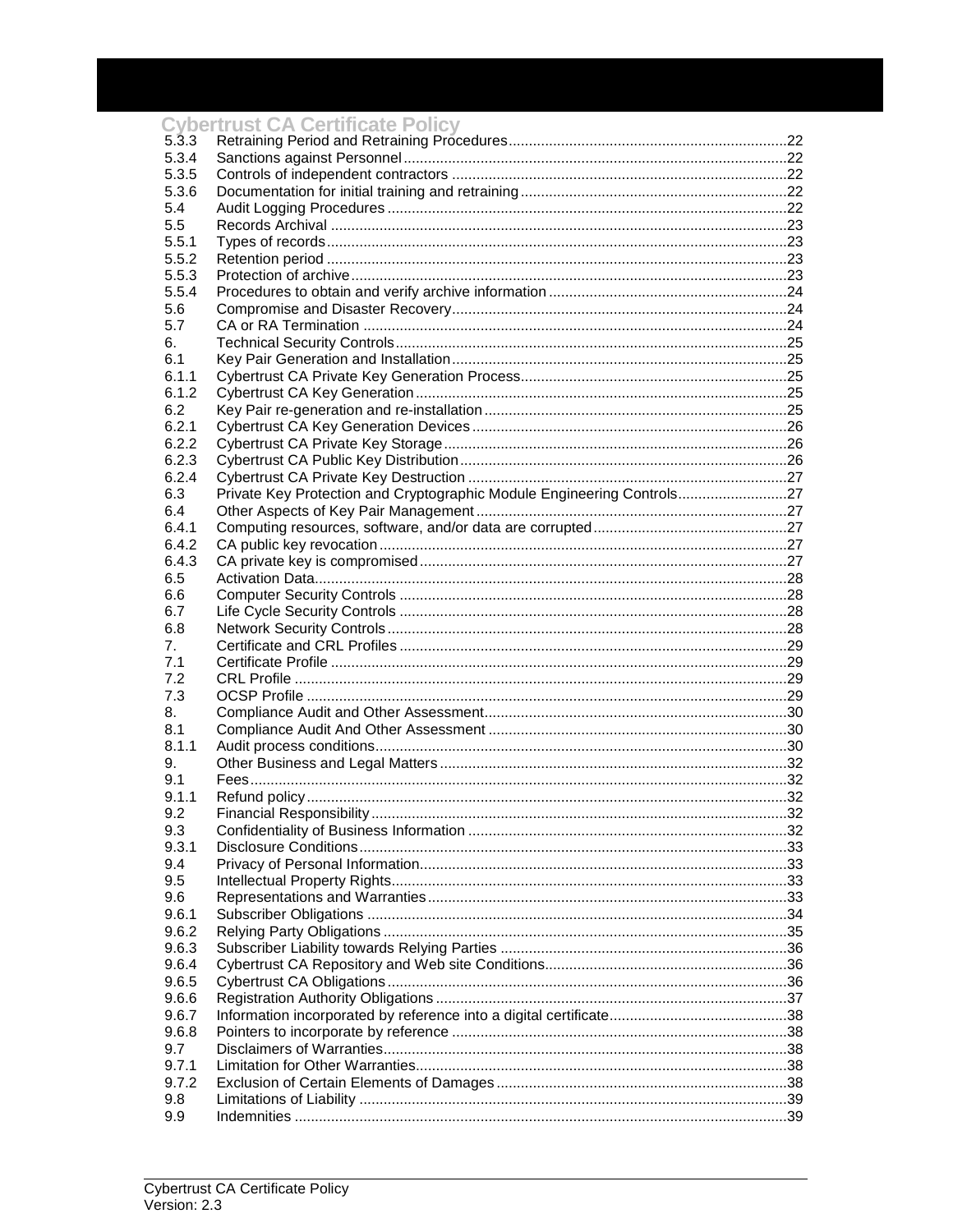| | | |
|---|---|---|
| 5.3.3 | Retraining Period and Retraining Procedures | 22 |
| 5.3.4 | Sanctions against Personnel | 22 |
| 5.3.5 | Controls of independent contractors | 22 |
| 5.3.6 | Documentation for initial training and retraining | 22 |
| 5.4 | Audit Logging Procedures | 22 |
| 5.5 | Records Archival | 23 |
| 5.5.1 | Types of records | 23 |
| 5.5.2 | Retention period | 23 |
| 5.5.3 | Protection of archive | 23 |
| 5.5.4 | Procedures to obtain and verify archive information | 24 |
| 5.6 | Compromise and Disaster Recovery | 24 |
| 5.7 | CA or RA Termination | 24 |
| 6. | Technical Security Controls | 25 |
| 6.1 | Key Pair Generation and Installation | 25 |
| 6.1.1 | Cybertrust CA Private Key Generation Process | 25 |
| 6.1.2 | Cybertrust CA Key Generation | 25 |
| 6.2 | Key Pair re-generation and re-installation | 25 |
| 6.2.1 | Cybertrust CA Key Generation Devices | 26 |
| 6.2.2 | Cybertrust CA Private Key Storage | 26 |
| 6.2.3 | Cybertrust CA Public Key Distribution | 26 |
| 6.2.4 | Cybertrust CA Private Key Destruction | 27 |
| 6.3 | Private Key Protection and Cryptographic Module Engineering Controls | 27 |
| 6.4 | Other Aspects of Key Pair Management | 27 |
| 6.4.1 | Computing resources, software, and/or data are corrupted | 27 |
| 6.4.2 | CA public key revocation | 27 |
| 6.4.3 | CA private key is compromised | 27 |
| 6.5 | Activation Data | 28 |
| 6.6 | Computer Security Controls | 28 |
| 6.7 | Life Cycle Security Controls | 28 |
| 6.8 | Network Security Controls | 28 |
| 7. | Certificate and CRL Profiles | 29 |
| 7.1 | Certificate Profile | 29 |
| 7.2 | CRL Profile | 29 |
| 7.3 | OCSP Profile | 29 |
| 8. | Compliance Audit and Other Assessment | 30 |
| 8.1 | Compliance Audit And Other Assessment | 30 |
| 8.1.1 | Audit process conditions | 30 |
| 9. | Other Business and Legal Matters | 32 |
| 9.1 | Fees | 32 |
| 9.1.1 | Refund policy | 32 |
| 9.2 | Financial Responsibility | 32 |
| 9.3 | Confidentiality of Business Information | 32 |
| 9.3.1 | Disclosure Conditions | 33 |
| 9.4 | Privacy of Personal Information | 33 |
| 9.5 | Intellectual Property Rights | 33 |
| 9.6 | Representations and Warranties | 33 |
| 9.6.1 | Subscriber Obligations | 34 |
| 9.6.2 | Relying Party Obligations | 35 |
| 9.6.3 | Subscriber Liability towards Relying Parties | 36 |
| 9.6.4 | Cybertrust CA Repository and Web site Conditions | 36 |
| 9.6.5 | Cybertrust CA Obligations | 36 |
| 9.6.6 | Registration Authority Obligations | 37 |
| 9.6.7 | Information incorporated by reference into a digital certificate | 38 |
| 9.6.8 | Pointers to incorporate by reference | 38 |
| 9.7 | Disclaimers of Warranties | 38 |
| 9.7.1 | Limitation for Other Warranties | 38 |
| 9.7.2 | Exclusion of Certain Elements of Damages | 38 |
| 9.8 | Limitations of Liability | 39 |
| 9.9 | Indemnities | 39 |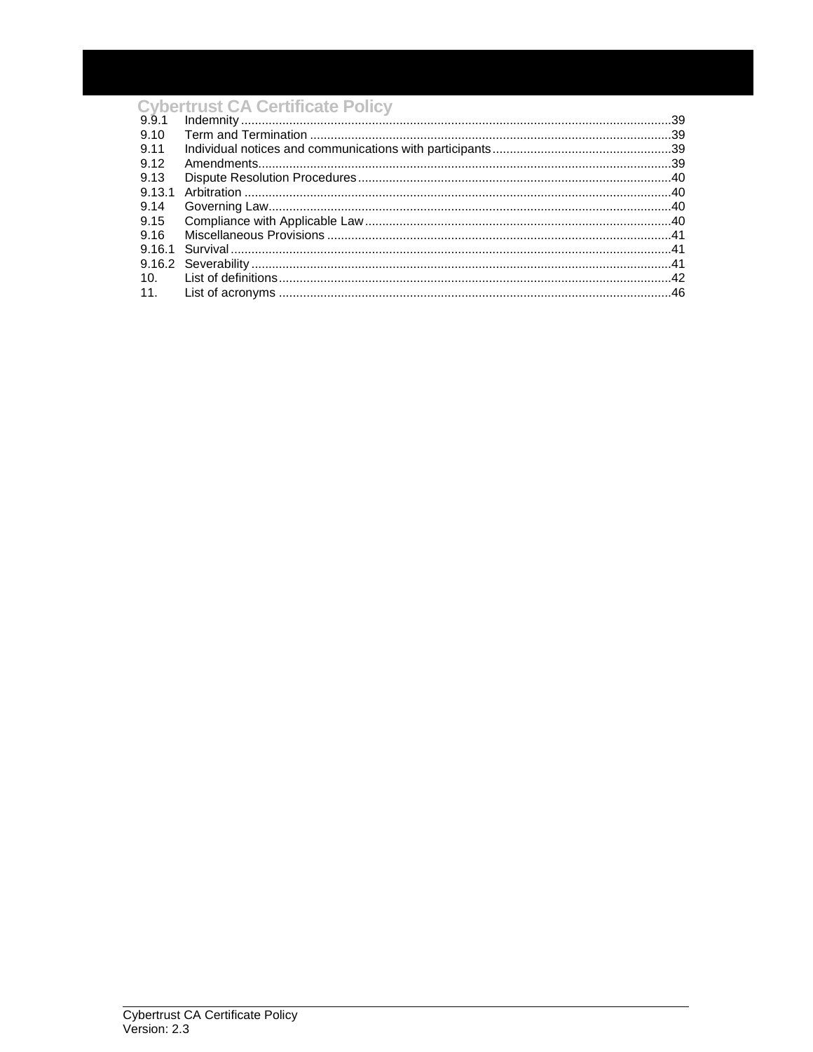| | | |
|---|---|---|
| 9.9.1 | Indemnity | 39 |
| 9.10 | Term and Termination | 39 |
| 9.11 | Individual notices and communications with participants | 39 |
| 9.12 | Amendments | 39 |
| 9.13 | Dispute Resolution Procedures | 40 |
| 9.13.1 | Arbitration | 40 |
| 9.14 | Governing Law | 40 |
| 9.15 | Compliance with Applicable Law | 40 |
| 9.16 | Miscellaneous Provisions | 41 |
| 9.16.1 | Survival | 41 |
| 9.16.2 | Severability | 41 |
| 10. | List of definitions | 42 |
| 11. | List of acronyms | 46 |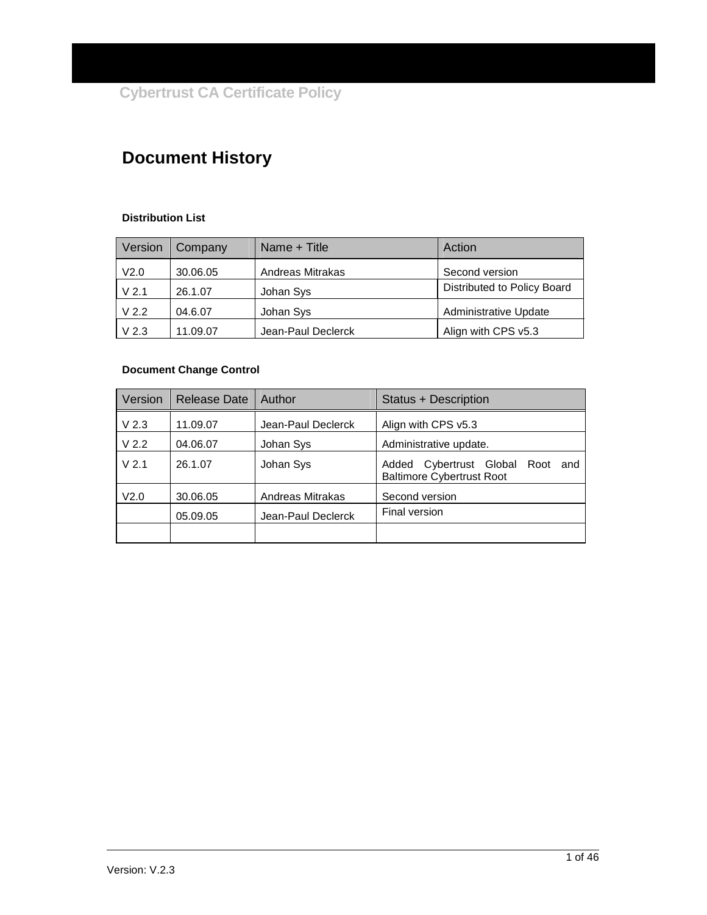# Document History

**Distribution List**

| Version | Company | Name + Title | Action |
|---|---|---|---|
| V2.0 | 30.06.05 | Andreas Mitrakas | Second version |
| V 2.1 | 26.1.07 | Johan Sys | Distributed to Policy Board |
| V 2.2 | 04.6.07 | Johan Sys | Administrative Update |
| V 2.3 | 11.09.07 | Jean-Paul Declerck | Align with CPS v5.3 |

**Document Change Control**

| Version | Release Date | Author | Status + Description |
|---|---|---|---|
| V 2.3 | 11.09.07 | Jean-Paul Declerck | Align with CPS v5.3 |
| V 2.2 | 04.06.07 | Johan Sys | Administrative update. |
| V 2.1 | 26.1.07 | Johan Sys | Added Cybertrust Global Root and Baltimore Cybertrust Root |
| V2.0 | 30.06.05 | Andreas Mitrakas | Second version |
| | 05.09.05 | Jean-Paul Declerck | Final version |
| | | | |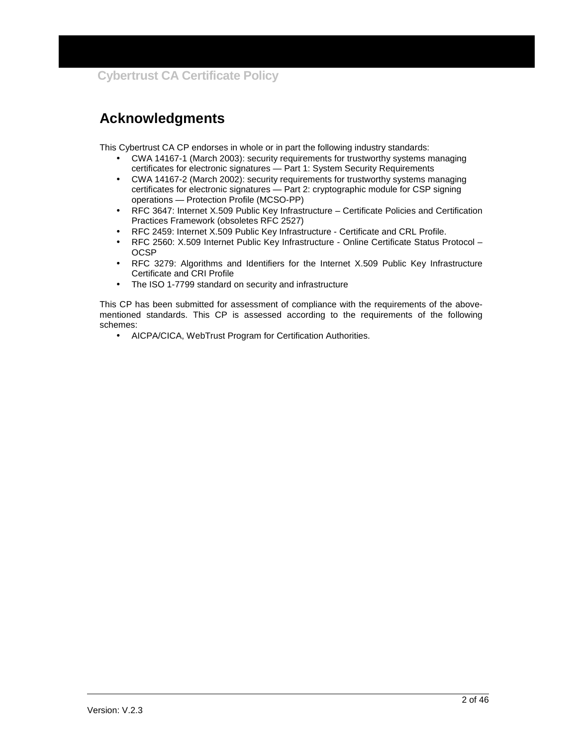# Acknowledgments

This Cybertrust CA CP endorses in whole or in part the following industry standards:

- CWA 14167-1 (March 2003): security requirements for trustworthy systems managing certificates for electronic signatures — Part 1: System Security Requirements
- CWA 14167-2 (March 2002): security requirements for trustworthy systems managing certificates for electronic signatures — Part 2: cryptographic module for CSP signing operations — Protection Profile (MCSO-PP)
- RFC 3647: Internet X.509 Public Key Infrastructure – Certificate Policies and Certification Practices Framework (obsoletes RFC 2527)
- RFC 2459: Internet X.509 Public Key Infrastructure - Certificate and CRL Profile.
- RFC 2560: X.509 Internet Public Key Infrastructure - Online Certificate Status Protocol – OCSP
- RFC 3279: Algorithms and Identifiers for the Internet X.509 Public Key Infrastructure Certificate and CRI Profile
- The ISO 1-7799 standard on security and infrastructure

This CP has been submitted for assessment of compliance with the requirements of the above-mentioned standards. This CP is assessed according to the requirements of the following schemes:

- AICPA/CICA, WebTrust Program for Certification Authorities.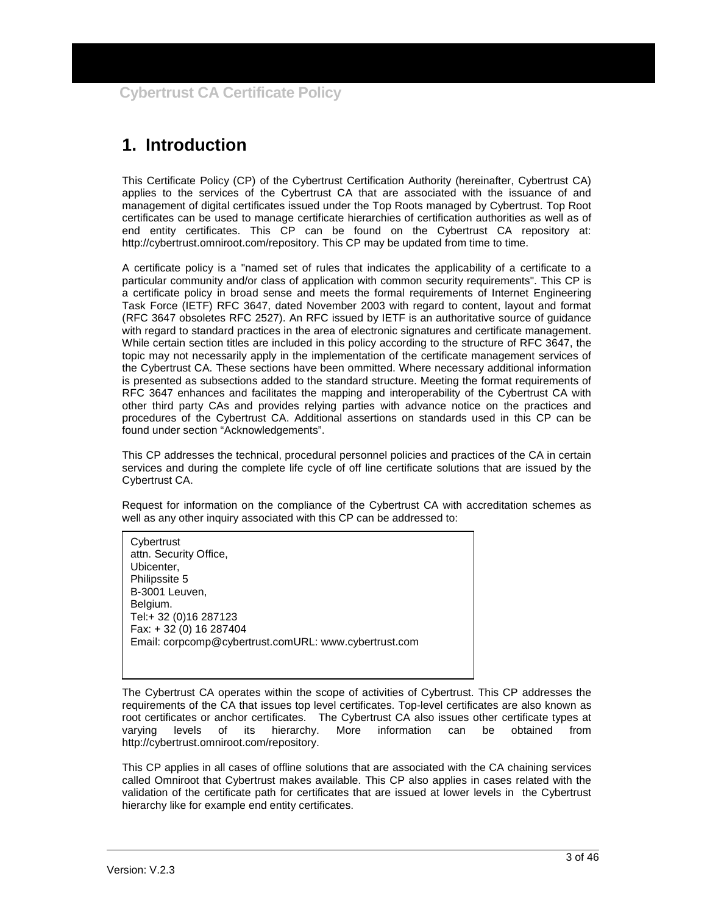# 1. Introduction

This Certificate Policy (CP) of the Cybertrust Certification Authority (hereinafter, Cybertrust CA) applies to the services of the Cybertrust CA that are associated with the issuance of and management of digital certificates issued under the Top Roots managed by Cybertrust. Top Root certificates can be used to manage certificate hierarchies of certification authorities as well as of end entity certificates. This CP can be found on the Cybertrust CA repository at: http://cybertrust.omniroot.com/repository. This CP may be updated from time to time.

A certificate policy is a "named set of rules that indicates the applicability of a certificate to a particular community and/or class of application with common security requirements". This CP is a certificate policy in broad sense and meets the formal requirements of Internet Engineering Task Force (IETF) RFC 3647, dated November 2003 with regard to content, layout and format (RFC 3647 obsoletes RFC 2527). An RFC issued by IETF is an authoritative source of guidance with regard to standard practices in the area of electronic signatures and certificate management. While certain section titles are included in this policy according to the structure of RFC 3647, the topic may not necessarily apply in the implementation of the certificate management services of the Cybertrust CA. These sections have been ommitted. Where necessary additional information is presented as subsections added to the standard structure. Meeting the format requirements of RFC 3647 enhances and facilitates the mapping and interoperability of the Cybertrust CA with other third party CAs and provides relying parties with advance notice on the practices and procedures of the Cybertrust CA. Additional assertions on standards used in this CP can be found under section "Acknowledgements".

This CP addresses the technical, procedural personnel policies and practices of the CA in certain services and during the complete life cycle of off line certificate solutions that are issued by the Cybertrust CA.

Request for information on the compliance of the Cybertrust CA with accreditation schemes as well as any other inquiry associated with this CP can be addressed to:

Cybertrust
attn. Security Office,
Ubicenter,
Philipssite 5
B-3001 Leuven,
Belgium.
Tel:+ 32 (0)16 287123
Fax: + 32 (0) 16 287404
Email: corpcomp@cybertrust.comURL: www.cybertrust.com

The Cybertrust CA operates within the scope of activities of Cybertrust. This CP addresses the requirements of the CA that issues top level certificates. Top-level certificates are also known as root certificates or anchor certificates. The Cybertrust CA also issues other certificate types at varying levels of its hierarchy. More information can be obtained from http://cybertrust.omniroot.com/repository.

This CP applies in all cases of offline solutions that are associated with the CA chaining services called Omniroot that Cybertrust makes available. This CP also applies in cases related with the validation of the certificate path for certificates that are issued at lower levels in the Cybertrust hierarchy like for example end entity certificates.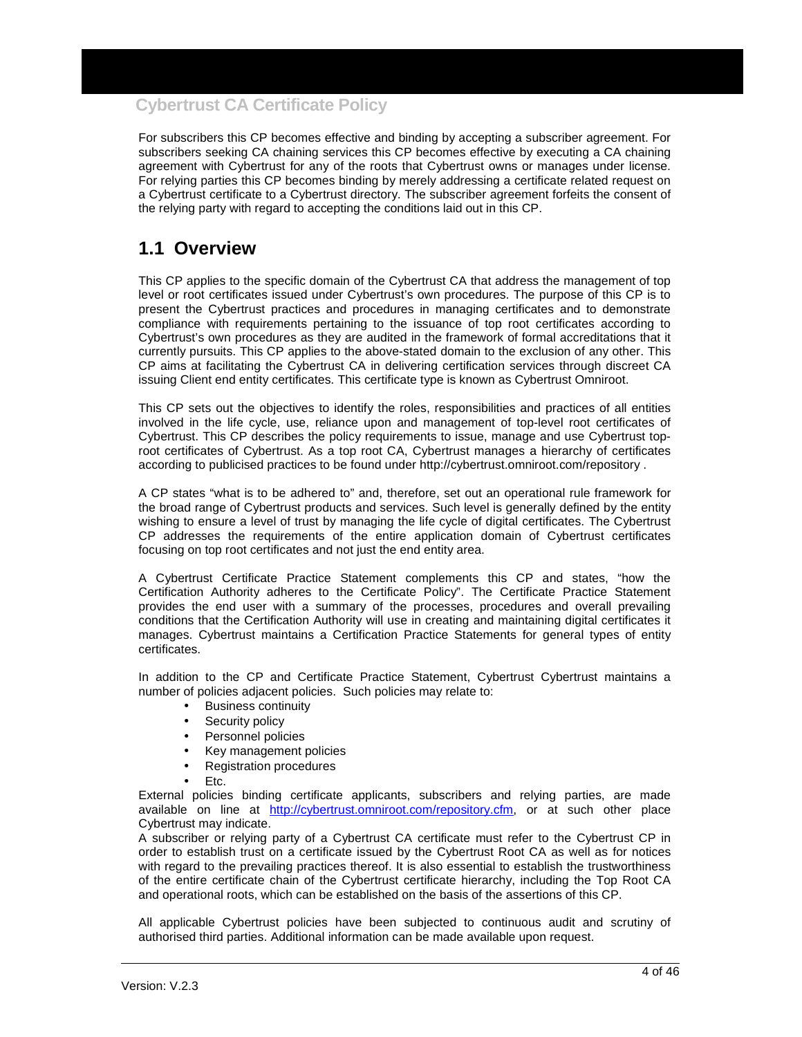For subscribers this CP becomes effective and binding by accepting a subscriber agreement. For subscribers seeking CA chaining services this CP becomes effective by executing a CA chaining agreement with Cybertrust for any of the roots that Cybertrust owns or manages under license. For relying parties this CP becomes binding by merely addressing a certificate related request on a Cybertrust certificate to a Cybertrust directory. The subscriber agreement forfeits the consent of the relying party with regard to accepting the conditions laid out in this CP.

## 1.1 Overview

This CP applies to the specific domain of the Cybertrust CA that address the management of top level or root certificates issued under Cybertrust's own procedures. The purpose of this CP is to present the Cybertrust practices and procedures in managing certificates and to demonstrate compliance with requirements pertaining to the issuance of top root certificates according to Cybertrust's own procedures as they are audited in the framework of formal accreditations that it currently pursuits. This CP applies to the above-stated domain to the exclusion of any other. This CP aims at facilitating the Cybertrust CA in delivering certification services through discreet CA issuing Client end entity certificates. This certificate type is known as Cybertrust Omniroot.

This CP sets out the objectives to identify the roles, responsibilities and practices of all entities involved in the life cycle, use, reliance upon and management of top-level root certificates of Cybertrust. This CP describes the policy requirements to issue, manage and use Cybertrust top-root certificates of Cybertrust. As a top root CA, Cybertrust manages a hierarchy of certificates according to publicised practices to be found under http://cybertrust.omniroot.com/repository .

A CP states "what is to be adhered to" and, therefore, set out an operational rule framework for the broad range of Cybertrust products and services. Such level is generally defined by the entity wishing to ensure a level of trust by managing the life cycle of digital certificates. The Cybertrust CP addresses the requirements of the entire application domain of Cybertrust certificates focusing on top root certificates and not just the end entity area.

A Cybertrust Certificate Practice Statement complements this CP and states, "how the Certification Authority adheres to the Certificate Policy". The Certificate Practice Statement provides the end user with a summary of the processes, procedures and overall prevailing conditions that the Certification Authority will use in creating and maintaining digital certificates it manages. Cybertrust maintains a Certification Practice Statements for general types of entity certificates.

In addition to the CP and Certificate Practice Statement, Cybertrust Cybertrust maintains a number of policies adjacent policies. Such policies may relate to:

- Business continuity
- Security policy
- Personnel policies
- Key management policies
- Registration procedures
- Etc.

External policies binding certificate applicants, subscribers and relying parties, are made available on line at http://cybertrust.omniroot.com/repository.cfm, or at such other place Cybertrust may indicate.

A subscriber or relying party of a Cybertrust CA certificate must refer to the Cybertrust CP in order to establish trust on a certificate issued by the Cybertrust Root CA as well as for notices with regard to the prevailing practices thereof. It is also essential to establish the trustworthiness of the entire certificate chain of the Cybertrust certificate hierarchy, including the Top Root CA and operational roots, which can be established on the basis of the assertions of this CP.

All applicable Cybertrust policies have been subjected to continuous audit and scrutiny of authorised third parties. Additional information can be made available upon request.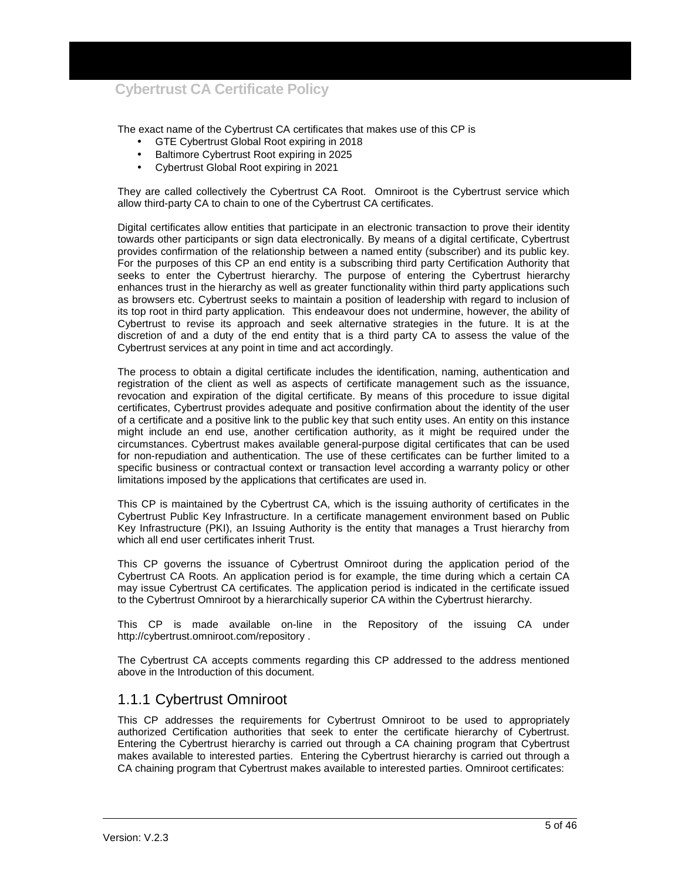The exact name of the Cybertrust CA certificates that makes use of this CP is

- GTE Cybertrust Global Root expiring in 2018
- Baltimore Cybertrust Root expiring in 2025
- Cybertrust Global Root expiring in 2021

They are called collectively the Cybertrust CA Root. Omniroot is the Cybertrust service which allow third-party CA to chain to one of the Cybertrust CA certificates.

Digital certificates allow entities that participate in an electronic transaction to prove their identity towards other participants or sign data electronically. By means of a digital certificate, Cybertrust provides confirmation of the relationship between a named entity (subscriber) and its public key. For the purposes of this CP an end entity is a subscribing third party Certification Authority that seeks to enter the Cybertrust hierarchy. The purpose of entering the Cybertrust hierarchy enhances trust in the hierarchy as well as greater functionality within third party applications such as browsers etc. Cybertrust seeks to maintain a position of leadership with regard to inclusion of its top root in third party application. This endeavour does not undermine, however, the ability of Cybertrust to revise its approach and seek alternative strategies in the future. It is at the discretion of and a duty of the end entity that is a third party CA to assess the value of the Cybertrust services at any point in time and act accordingly.

The process to obtain a digital certificate includes the identification, naming, authentication and registration of the client as well as aspects of certificate management such as the issuance, revocation and expiration of the digital certificate. By means of this procedure to issue digital certificates, Cybertrust provides adequate and positive confirmation about the identity of the user of a certificate and a positive link to the public key that such entity uses. An entity on this instance might include an end use, another certification authority, as it might be required under the circumstances. Cybertrust makes available general-purpose digital certificates that can be used for non-repudiation and authentication. The use of these certificates can be further limited to a specific business or contractual context or transaction level according a warranty policy or other limitations imposed by the applications that certificates are used in.

This CP is maintained by the Cybertrust CA, which is the issuing authority of certificates in the Cybertrust Public Key Infrastructure. In a certificate management environment based on Public Key Infrastructure (PKI), an Issuing Authority is the entity that manages a Trust hierarchy from which all end user certificates inherit Trust.

This CP governs the issuance of Cybertrust Omniroot during the application period of the Cybertrust CA Roots. An application period is for example, the time during which a certain CA may issue Cybertrust CA certificates. The application period is indicated in the certificate issued to the Cybertrust Omniroot by a hierarchically superior CA within the Cybertrust hierarchy.

This CP is made available on-line in the Repository of the issuing CA under http://cybertrust.omniroot.com/repository .

The Cybertrust CA accepts comments regarding this CP addressed to the address mentioned above in the Introduction of this document.

### 1.1.1 Cybertrust Omniroot

This CP addresses the requirements for Cybertrust Omniroot to be used to appropriately authorized Certification authorities that seek to enter the certificate hierarchy of Cybertrust. Entering the Cybertrust hierarchy is carried out through a CA chaining program that Cybertrust makes available to interested parties. Entering the Cybertrust hierarchy is carried out through a CA chaining program that Cybertrust makes available to interested parties. Omniroot certificates: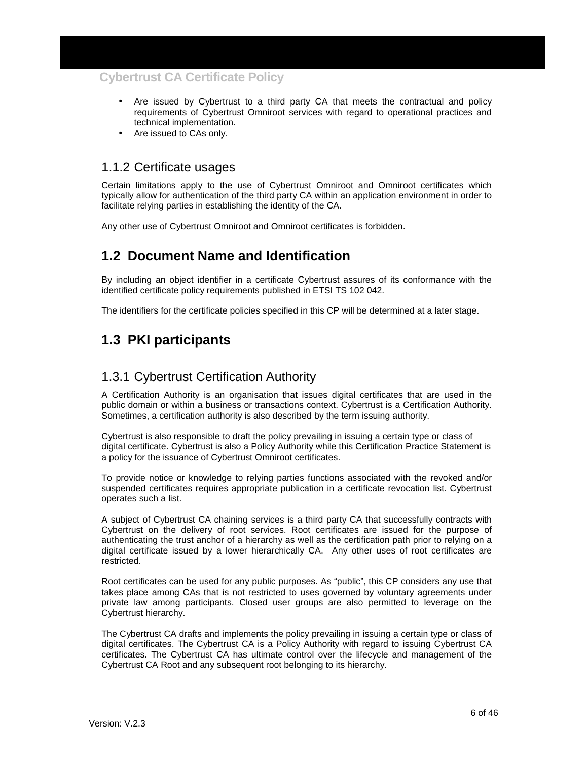- Are issued by Cybertrust to a third party CA that meets the contractual and policy requirements of Cybertrust Omniroot services with regard to operational practices and technical implementation.
- Are issued to CAs only.

### 1.1.2 Certificate usages

Certain limitations apply to the use of Cybertrust Omniroot and Omniroot certificates which typically allow for authentication of the third party CA within an application environment in order to facilitate relying parties in establishing the identity of the CA.

Any other use of Cybertrust Omniroot and Omniroot certificates is forbidden.

## 1.2 Document Name and Identification

By including an object identifier in a certificate Cybertrust assures of its conformance with the identified certificate policy requirements published in ETSI TS 102 042.

The identifiers for the certificate policies specified in this CP will be determined at a later stage.

## 1.3 PKI participants

### 1.3.1 Cybertrust Certification Authority

A Certification Authority is an organisation that issues digital certificates that are used in the public domain or within a business or transactions context. Cybertrust is a Certification Authority. Sometimes, a certification authority is also described by the term issuing authority.

Cybertrust is also responsible to draft the policy prevailing in issuing a certain type or class of digital certificate. Cybertrust is also a Policy Authority while this Certification Practice Statement is a policy for the issuance of Cybertrust Omniroot certificates.

To provide notice or knowledge to relying parties functions associated with the revoked and/or suspended certificates requires appropriate publication in a certificate revocation list. Cybertrust operates such a list.

A subject of Cybertrust CA chaining services is a third party CA that successfully contracts with Cybertrust on the delivery of root services. Root certificates are issued for the purpose of authenticating the trust anchor of a hierarchy as well as the certification path prior to relying on a digital certificate issued by a lower hierarchically CA. Any other uses of root certificates are restricted.

Root certificates can be used for any public purposes. As “public”, this CP considers any use that takes place among CAs that is not restricted to uses governed by voluntary agreements under private law among participants. Closed user groups are also permitted to leverage on the Cybertrust hierarchy.

The Cybertrust CA drafts and implements the policy prevailing in issuing a certain type or class of digital certificates. The Cybertrust CA is a Policy Authority with regard to issuing Cybertrust CA certificates. The Cybertrust CA has ultimate control over the lifecycle and management of the Cybertrust CA Root and any subsequent root belonging to its hierarchy.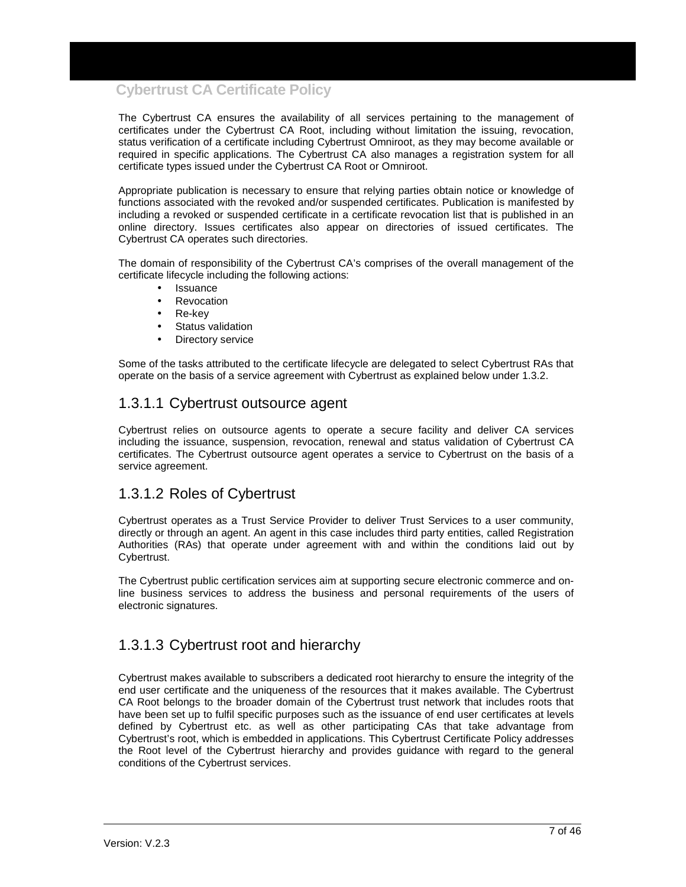The Cybertrust CA ensures the availability of all services pertaining to the management of certificates under the Cybertrust CA Root, including without limitation the issuing, revocation, status verification of a certificate including Cybertrust Omniroot, as they may become available or required in specific applications. The Cybertrust CA also manages a registration system for all certificate types issued under the Cybertrust CA Root or Omniroot.

Appropriate publication is necessary to ensure that relying parties obtain notice or knowledge of functions associated with the revoked and/or suspended certificates. Publication is manifested by including a revoked or suspended certificate in a certificate revocation list that is published in an online directory. Issues certificates also appear on directories of issued certificates. The Cybertrust CA operates such directories.

The domain of responsibility of the Cybertrust CA's comprises of the overall management of the certificate lifecycle including the following actions:

- Issuance
- Revocation
- Re-key
- Status validation
- Directory service

Some of the tasks attributed to the certificate lifecycle are delegated to select Cybertrust RAs that operate on the basis of a service agreement with Cybertrust as explained below under 1.3.2.

### 1.3.1.1 Cybertrust outsource agent

Cybertrust relies on outsource agents to operate a secure facility and deliver CA services including the issuance, suspension, revocation, renewal and status validation of Cybertrust CA certificates. The Cybertrust outsource agent operates a service to Cybertrust on the basis of a service agreement.

### 1.3.1.2 Roles of Cybertrust

Cybertrust operates as a Trust Service Provider to deliver Trust Services to a user community, directly or through an agent. An agent in this case includes third party entities, called Registration Authorities (RAs) that operate under agreement with and within the conditions laid out by Cybertrust.

The Cybertrust public certification services aim at supporting secure electronic commerce and on-line business services to address the business and personal requirements of the users of electronic signatures.

### 1.3.1.3 Cybertrust root and hierarchy

Cybertrust makes available to subscribers a dedicated root hierarchy to ensure the integrity of the end user certificate and the uniqueness of the resources that it makes available. The Cybertrust CA Root belongs to the broader domain of the Cybertrust trust network that includes roots that have been set up to fulfil specific purposes such as the issuance of end user certificates at levels defined by Cybertrust etc. as well as other participating CAs that take advantage from Cybertrust's root, which is embedded in applications. This Cybertrust Certificate Policy addresses the Root level of the Cybertrust hierarchy and provides guidance with regard to the general conditions of the Cybertrust services.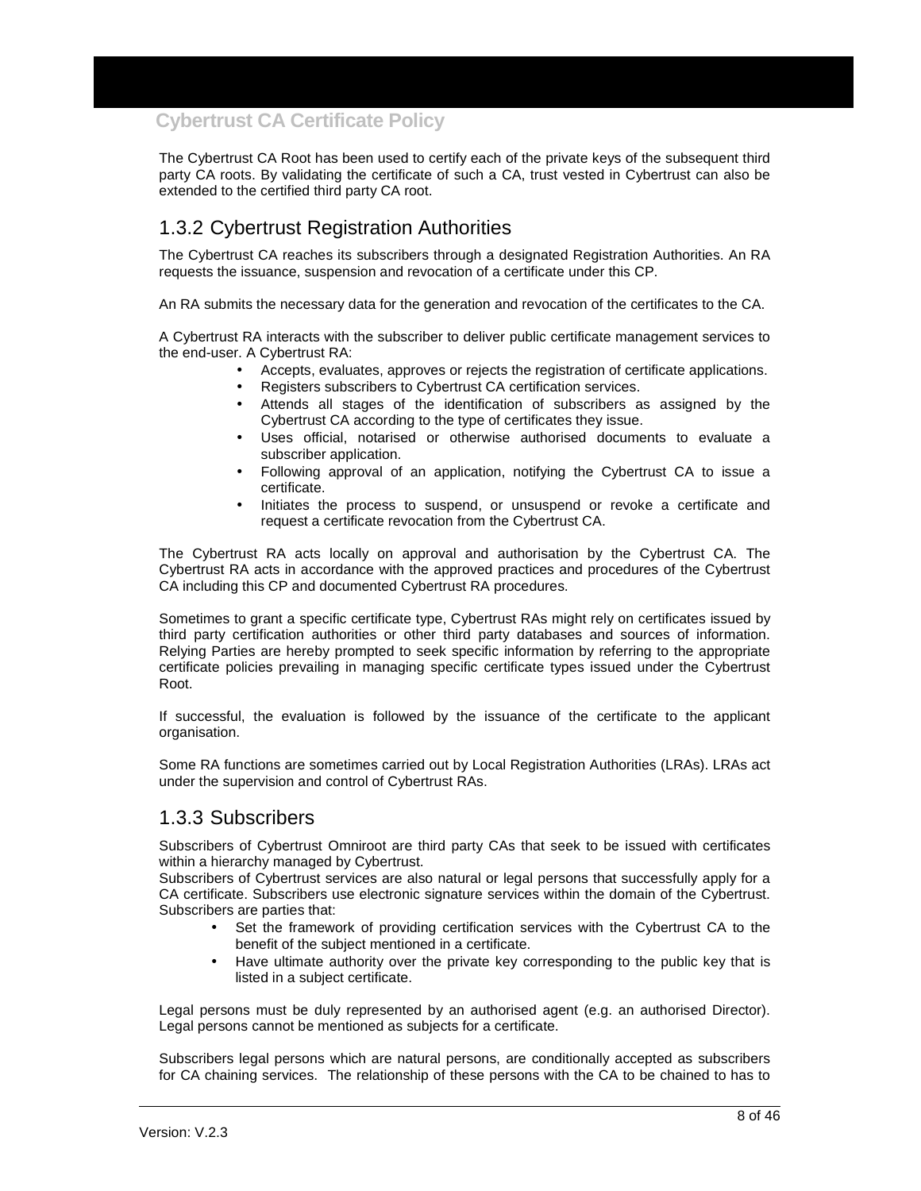The Cybertrust CA Root has been used to certify each of the private keys of the subsequent third party CA roots. By validating the certificate of such a CA, trust vested in Cybertrust can also be extended to the certified third party CA root.

## 1.3.2 Cybertrust Registration Authorities

The Cybertrust CA reaches its subscribers through a designated Registration Authorities. An RA requests the issuance, suspension and revocation of a certificate under this CP.

An RA submits the necessary data for the generation and revocation of the certificates to the CA.

A Cybertrust RA interacts with the subscriber to deliver public certificate management services to the end-user. A Cybertrust RA:

- Accepts, evaluates, approves or rejects the registration of certificate applications.
- Registers subscribers to Cybertrust CA certification services.
- Attends all stages of the identification of subscribers as assigned by the Cybertrust CA according to the type of certificates they issue.
- Uses official, notarised or otherwise authorised documents to evaluate a subscriber application.
- Following approval of an application, notifying the Cybertrust CA to issue a certificate.
- Initiates the process to suspend, or unsuspend or revoke a certificate and request a certificate revocation from the Cybertrust CA.

The Cybertrust RA acts locally on approval and authorisation by the Cybertrust CA. The Cybertrust RA acts in accordance with the approved practices and procedures of the Cybertrust CA including this CP and documented Cybertrust RA procedures.

Sometimes to grant a specific certificate type, Cybertrust RAs might rely on certificates issued by third party certification authorities or other third party databases and sources of information. Relying Parties are hereby prompted to seek specific information by referring to the appropriate certificate policies prevailing in managing specific certificate types issued under the Cybertrust Root.

If successful, the evaluation is followed by the issuance of the certificate to the applicant organisation.

Some RA functions are sometimes carried out by Local Registration Authorities (LRAs). LRAs act under the supervision and control of Cybertrust RAs.

## 1.3.3 Subscribers

Subscribers of Cybertrust Omniroot are third party CAs that seek to be issued with certificates within a hierarchy managed by Cybertrust.
Subscribers of Cybertrust services are also natural or legal persons that successfully apply for a CA certificate. Subscribers use electronic signature services within the domain of the Cybertrust. Subscribers are parties that:

- Set the framework of providing certification services with the Cybertrust CA to the benefit of the subject mentioned in a certificate.
- Have ultimate authority over the private key corresponding to the public key that is listed in a subject certificate.

Legal persons must be duly represented by an authorised agent (e.g. an authorised Director). Legal persons cannot be mentioned as subjects for a certificate.

Subscribers legal persons which are natural persons, are conditionally accepted as subscribers for CA chaining services. The relationship of these persons with the CA to be chained to has to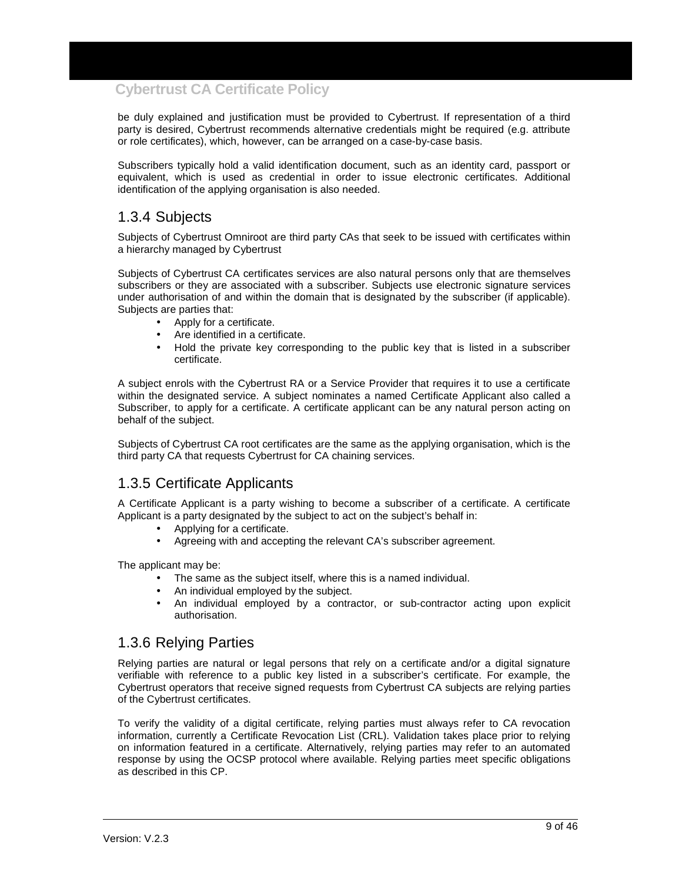be duly explained and justification must be provided to Cybertrust. If representation of a third party is desired, Cybertrust recommends alternative credentials might be required (e.g. attribute or role certificates), which, however, can be arranged on a case-by-case basis.

Subscribers typically hold a valid identification document, such as an identity card, passport or equivalent, which is used as credential in order to issue electronic certificates. Additional identification of the applying organisation is also needed.

## 1.3.4 Subjects

Subjects of Cybertrust Omniroot are third party CAs that seek to be issued with certificates within a hierarchy managed by Cybertrust

Subjects of Cybertrust CA certificates services are also natural persons only that are themselves subscribers or they are associated with a subscriber. Subjects use electronic signature services under authorisation of and within the domain that is designated by the subscriber (if applicable). Subjects are parties that:

- Apply for a certificate.
- Are identified in a certificate.
- Hold the private key corresponding to the public key that is listed in a subscriber certificate.

A subject enrols with the Cybertrust RA or a Service Provider that requires it to use a certificate within the designated service. A subject nominates a named Certificate Applicant also called a Subscriber, to apply for a certificate. A certificate applicant can be any natural person acting on behalf of the subject.

Subjects of Cybertrust CA root certificates are the same as the applying organisation, which is the third party CA that requests Cybertrust for CA chaining services.

## 1.3.5 Certificate Applicants

A Certificate Applicant is a party wishing to become a subscriber of a certificate. A certificate Applicant is a party designated by the subject to act on the subject's behalf in:

- Applying for a certificate.
- Agreeing with and accepting the relevant CA's subscriber agreement.

The applicant may be:

- The same as the subject itself, where this is a named individual.
- An individual employed by the subject.
- An individual employed by a contractor, or sub-contractor acting upon explicit authorisation.

## 1.3.6 Relying Parties

Relying parties are natural or legal persons that rely on a certificate and/or a digital signature verifiable with reference to a public key listed in a subscriber's certificate. For example, the Cybertrust operators that receive signed requests from Cybertrust CA subjects are relying parties of the Cybertrust certificates.

To verify the validity of a digital certificate, relying parties must always refer to CA revocation information, currently a Certificate Revocation List (CRL). Validation takes place prior to relying on information featured in a certificate. Alternatively, relying parties may refer to an automated response by using the OCSP protocol where available. Relying parties meet specific obligations as described in this CP.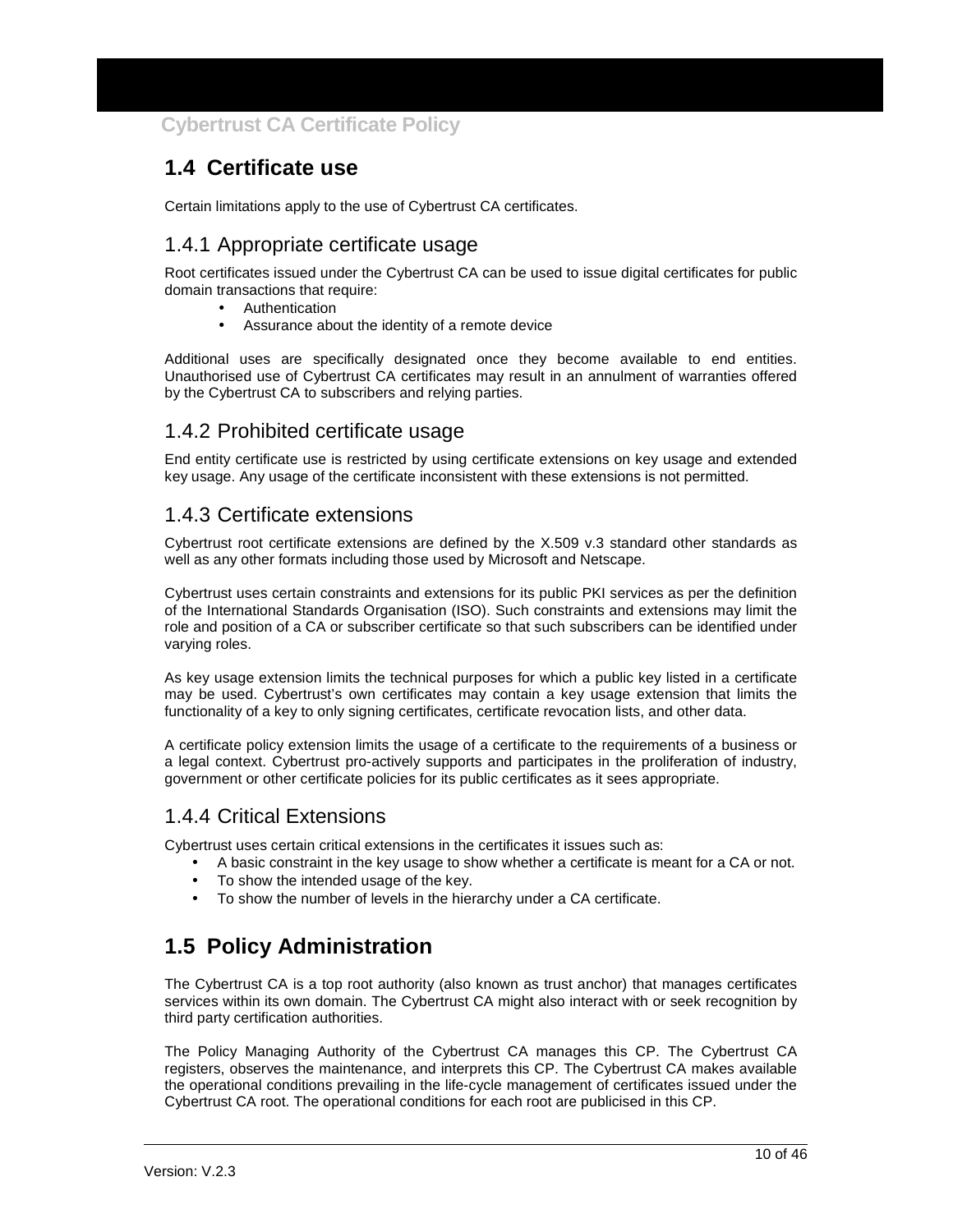## 1.4 Certificate use

Certain limitations apply to the use of Cybertrust CA certificates.

### 1.4.1 Appropriate certificate usage

Root certificates issued under the Cybertrust CA can be used to issue digital certificates for public domain transactions that require:

- Authentication
- Assurance about the identity of a remote device

Additional uses are specifically designated once they become available to end entities. Unauthorised use of Cybertrust CA certificates may result in an annulment of warranties offered by the Cybertrust CA to subscribers and relying parties.

### 1.4.2 Prohibited certificate usage

End entity certificate use is restricted by using certificate extensions on key usage and extended key usage. Any usage of the certificate inconsistent with these extensions is not permitted.

### 1.4.3 Certificate extensions

Cybertrust root certificate extensions are defined by the X.509 v.3 standard other standards as well as any other formats including those used by Microsoft and Netscape.

Cybertrust uses certain constraints and extensions for its public PKI services as per the definition of the International Standards Organisation (ISO). Such constraints and extensions may limit the role and position of a CA or subscriber certificate so that such subscribers can be identified under varying roles.

As key usage extension limits the technical purposes for which a public key listed in a certificate may be used. Cybertrust's own certificates may contain a key usage extension that limits the functionality of a key to only signing certificates, certificate revocation lists, and other data.

A certificate policy extension limits the usage of a certificate to the requirements of a business or a legal context. Cybertrust pro-actively supports and participates in the proliferation of industry, government or other certificate policies for its public certificates as it sees appropriate.

### 1.4.4 Critical Extensions

Cybertrust uses certain critical extensions in the certificates it issues such as:

- A basic constraint in the key usage to show whether a certificate is meant for a CA or not.
- To show the intended usage of the key.
- To show the number of levels in the hierarchy under a CA certificate.

## 1.5 Policy Administration

The Cybertrust CA is a top root authority (also known as trust anchor) that manages certificates services within its own domain. The Cybertrust CA might also interact with or seek recognition by third party certification authorities.

The Policy Managing Authority of the Cybertrust CA manages this CP. The Cybertrust CA registers, observes the maintenance, and interprets this CP. The Cybertrust CA makes available the operational conditions prevailing in the life-cycle management of certificates issued under the Cybertrust CA root. The operational conditions for each root are publicised in this CP.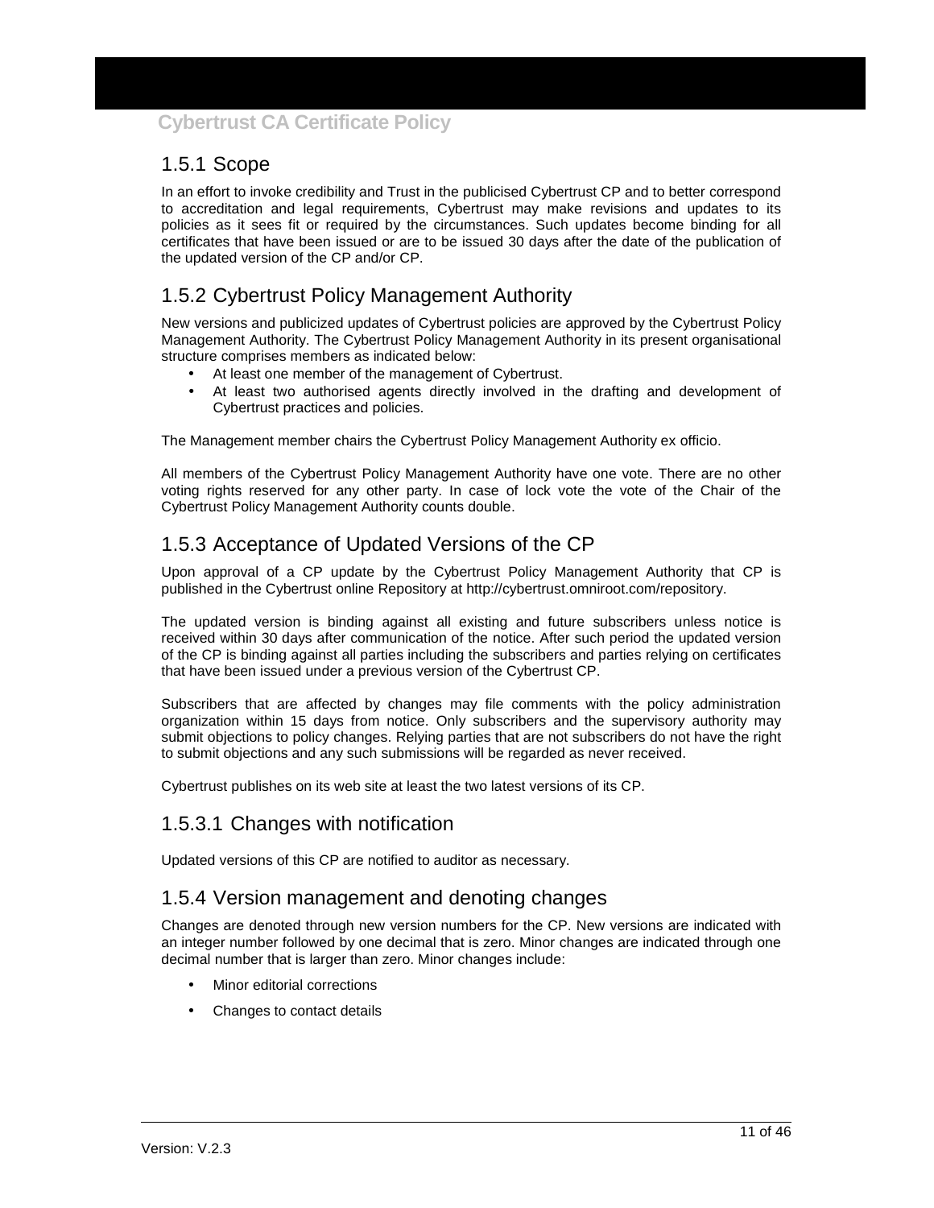## 1.5.1 Scope

In an effort to invoke credibility and Trust in the publicised Cybertrust CP and to better correspond to accreditation and legal requirements, Cybertrust may make revisions and updates to its policies as it sees fit or required by the circumstances. Such updates become binding for all certificates that have been issued or are to be issued 30 days after the date of the publication of the updated version of the CP and/or CP.

## 1.5.2 Cybertrust Policy Management Authority

New versions and publicized updates of Cybertrust policies are approved by the Cybertrust Policy Management Authority. The Cybertrust Policy Management Authority in its present organisational structure comprises members as indicated below:

- At least one member of the management of Cybertrust.
- At least two authorised agents directly involved in the drafting and development of Cybertrust practices and policies.

The Management member chairs the Cybertrust Policy Management Authority ex officio.

All members of the Cybertrust Policy Management Authority have one vote. There are no other voting rights reserved for any other party. In case of lock vote the vote of the Chair of the Cybertrust Policy Management Authority counts double.

## 1.5.3 Acceptance of Updated Versions of the CP

Upon approval of a CP update by the Cybertrust Policy Management Authority that CP is published in the Cybertrust online Repository at http://cybertrust.omniroot.com/repository.

The updated version is binding against all existing and future subscribers unless notice is received within 30 days after communication of the notice. After such period the updated version of the CP is binding against all parties including the subscribers and parties relying on certificates that have been issued under a previous version of the Cybertrust CP.

Subscribers that are affected by changes may file comments with the policy administration organization within 15 days from notice. Only subscribers and the supervisory authority may submit objections to policy changes. Relying parties that are not subscribers do not have the right to submit objections and any such submissions will be regarded as never received.

Cybertrust publishes on its web site at least the two latest versions of its CP.

### 1.5.3.1 Changes with notification

Updated versions of this CP are notified to auditor as necessary.

## 1.5.4 Version management and denoting changes

Changes are denoted through new version numbers for the CP. New versions are indicated with an integer number followed by one decimal that is zero. Minor changes are indicated through one decimal number that is larger than zero. Minor changes include:

- Minor editorial corrections
- Changes to contact details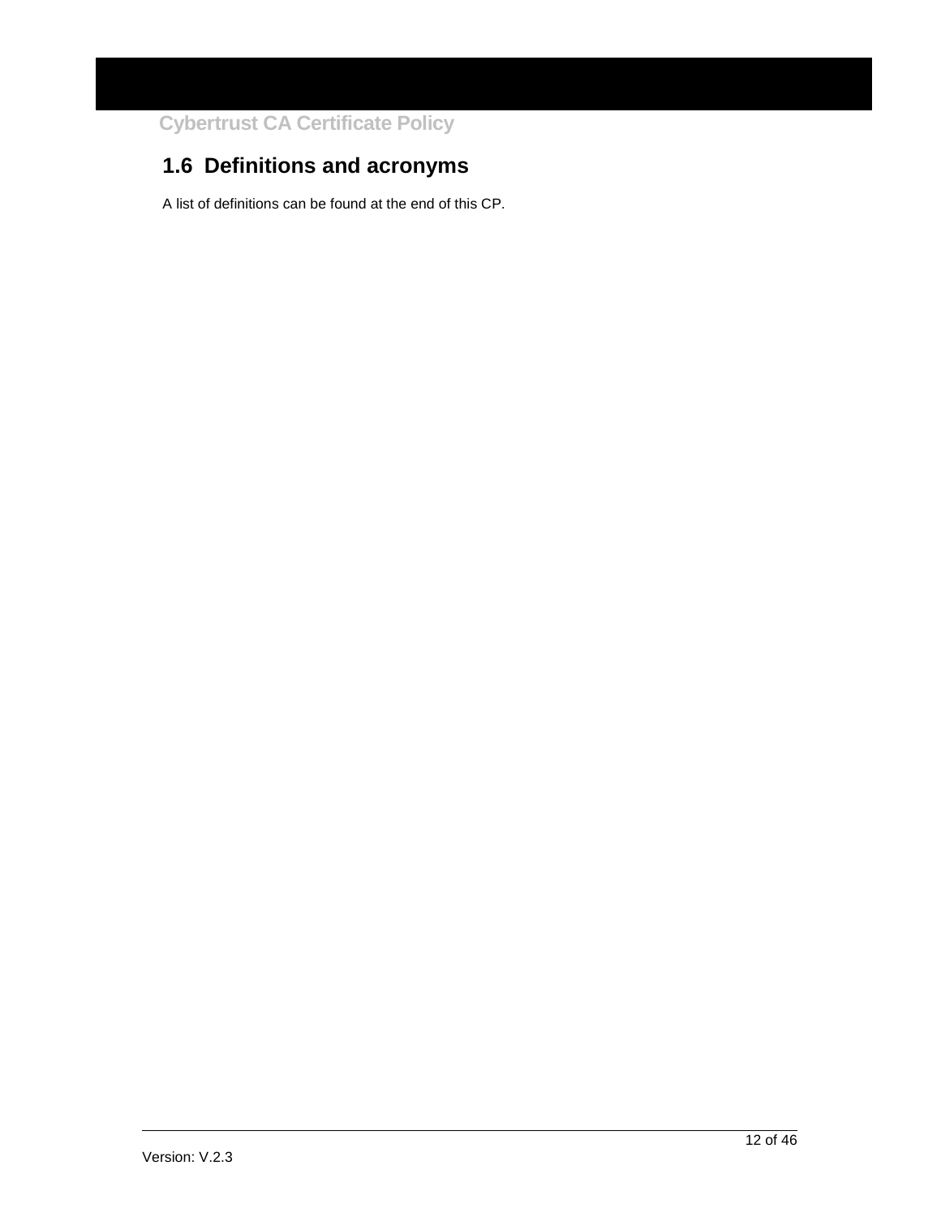## 1.6 Definitions and acronyms

A list of definitions can be found at the end of this CP.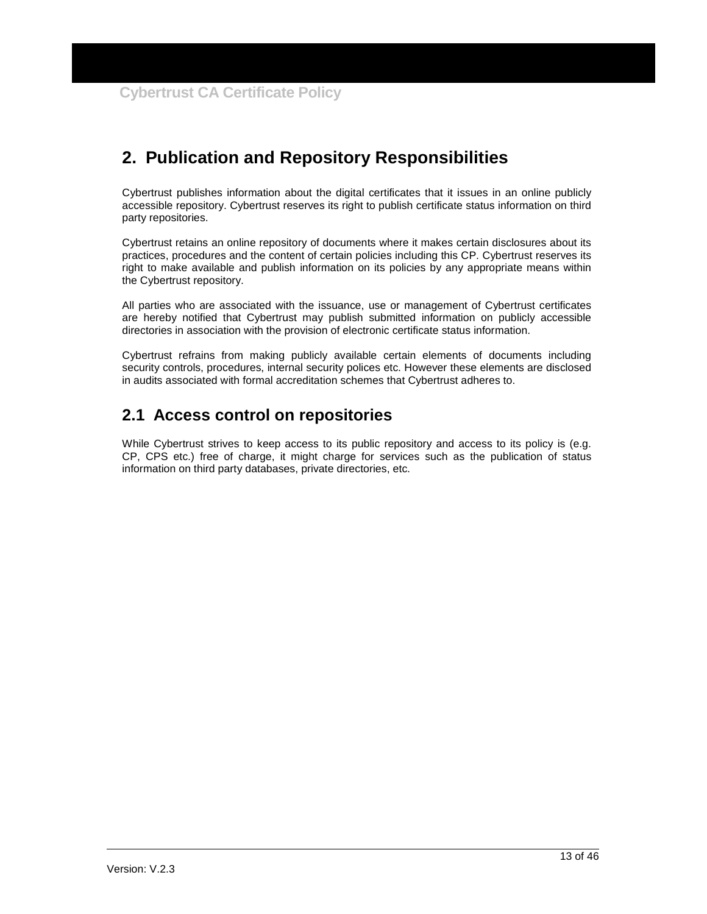# 2. Publication and Repository Responsibilities

Cybertrust publishes information about the digital certificates that it issues in an online publicly accessible repository. Cybertrust reserves its right to publish certificate status information on third party repositories.

Cybertrust retains an online repository of documents where it makes certain disclosures about its practices, procedures and the content of certain policies including this CP. Cybertrust reserves its right to make available and publish information on its policies by any appropriate means within the Cybertrust repository.

All parties who are associated with the issuance, use or management of Cybertrust certificates are hereby notified that Cybertrust may publish submitted information on publicly accessible directories in association with the provision of electronic certificate status information.

Cybertrust refrains from making publicly available certain elements of documents including security controls, procedures, internal security polices etc. However these elements are disclosed in audits associated with formal accreditation schemes that Cybertrust adheres to.

## 2.1 Access control on repositories

While Cybertrust strives to keep access to its public repository and access to its policy is (e.g. CP, CPS etc.) free of charge, it might charge for services such as the publication of status information on third party databases, private directories, etc.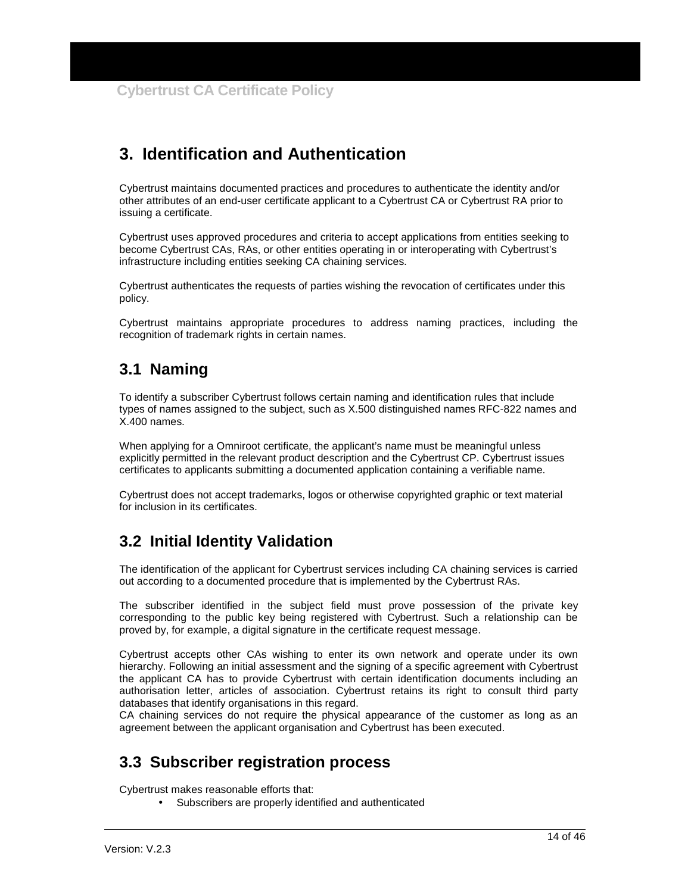# 3. Identification and Authentication

Cybertrust maintains documented practices and procedures to authenticate the identity and/or other attributes of an end-user certificate applicant to a Cybertrust CA or Cybertrust RA prior to issuing a certificate.

Cybertrust uses approved procedures and criteria to accept applications from entities seeking to become Cybertrust CAs, RAs, or other entities operating in or interoperating with Cybertrust's infrastructure including entities seeking CA chaining services.

Cybertrust authenticates the requests of parties wishing the revocation of certificates under this policy.

Cybertrust maintains appropriate procedures to address naming practices, including the recognition of trademark rights in certain names.

## 3.1 Naming

To identify a subscriber Cybertrust follows certain naming and identification rules that include types of names assigned to the subject, such as X.500 distinguished names RFC-822 names and X.400 names.

When applying for a Omniroot certificate, the applicant's name must be meaningful unless explicitly permitted in the relevant product description and the Cybertrust CP. Cybertrust issues certificates to applicants submitting a documented application containing a verifiable name.

Cybertrust does not accept trademarks, logos or otherwise copyrighted graphic or text material for inclusion in its certificates.

## 3.2 Initial Identity Validation

The identification of the applicant for Cybertrust services including CA chaining services is carried out according to a documented procedure that is implemented by the Cybertrust RAs.

The subscriber identified in the subject field must prove possession of the private key corresponding to the public key being registered with Cybertrust. Such a relationship can be proved by, for example, a digital signature in the certificate request message.

Cybertrust accepts other CAs wishing to enter its own network and operate under its own hierarchy. Following an initial assessment and the signing of a specific agreement with Cybertrust the applicant CA has to provide Cybertrust with certain identification documents including an authorisation letter, articles of association. Cybertrust retains its right to consult third party databases that identify organisations in this regard.
CA chaining services do not require the physical appearance of the customer as long as an agreement between the applicant organisation and Cybertrust has been executed.

## 3.3 Subscriber registration process

Cybertrust makes reasonable efforts that:

- Subscribers are properly identified and authenticated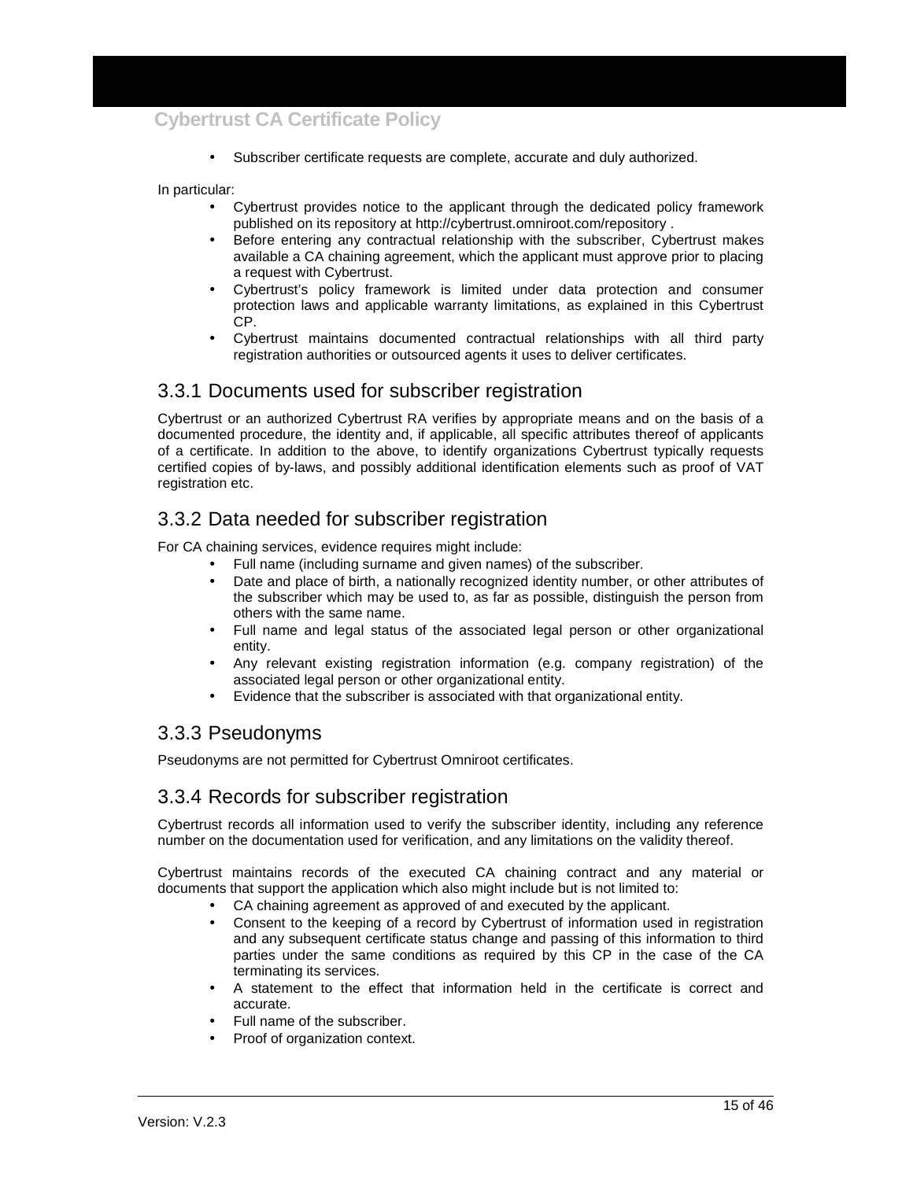- Subscriber certificate requests are complete, accurate and duly authorized.

In particular:

- Cybertrust provides notice to the applicant through the dedicated policy framework published on its repository at http://cybertrust.omniroot.com/repository .
- Before entering any contractual relationship with the subscriber, Cybertrust makes available a CA chaining agreement, which the applicant must approve prior to placing a request with Cybertrust.
- Cybertrust's policy framework is limited under data protection and consumer protection laws and applicable warranty limitations, as explained in this Cybertrust CP.
- Cybertrust maintains documented contractual relationships with all third party registration authorities or outsourced agents it uses to deliver certificates.

## 3.3.1 Documents used for subscriber registration

Cybertrust or an authorized Cybertrust RA verifies by appropriate means and on the basis of a documented procedure, the identity and, if applicable, all specific attributes thereof of applicants of a certificate. In addition to the above, to identify organizations Cybertrust typically requests certified copies of by-laws, and possibly additional identification elements such as proof of VAT registration etc.

## 3.3.2 Data needed for subscriber registration

For CA chaining services, evidence requires might include:

- Full name (including surname and given names) of the subscriber.
- Date and place of birth, a nationally recognized identity number, or other attributes of the subscriber which may be used to, as far as possible, distinguish the person from others with the same name.
- Full name and legal status of the associated legal person or other organizational entity.
- Any relevant existing registration information (e.g. company registration) of the associated legal person or other organizational entity.
- Evidence that the subscriber is associated with that organizational entity.

## 3.3.3 Pseudonyms

Pseudonyms are not permitted for Cybertrust Omniroot certificates.

## 3.3.4 Records for subscriber registration

Cybertrust records all information used to verify the subscriber identity, including any reference number on the documentation used for verification, and any limitations on the validity thereof.

Cybertrust maintains records of the executed CA chaining contract and any material or documents that support the application which also might include but is not limited to:

- CA chaining agreement as approved of and executed by the applicant.
- Consent to the keeping of a record by Cybertrust of information used in registration and any subsequent certificate status change and passing of this information to third parties under the same conditions as required by this CP in the case of the CA terminating its services.
- A statement to the effect that information held in the certificate is correct and accurate.
- Full name of the subscriber.
- Proof of organization context.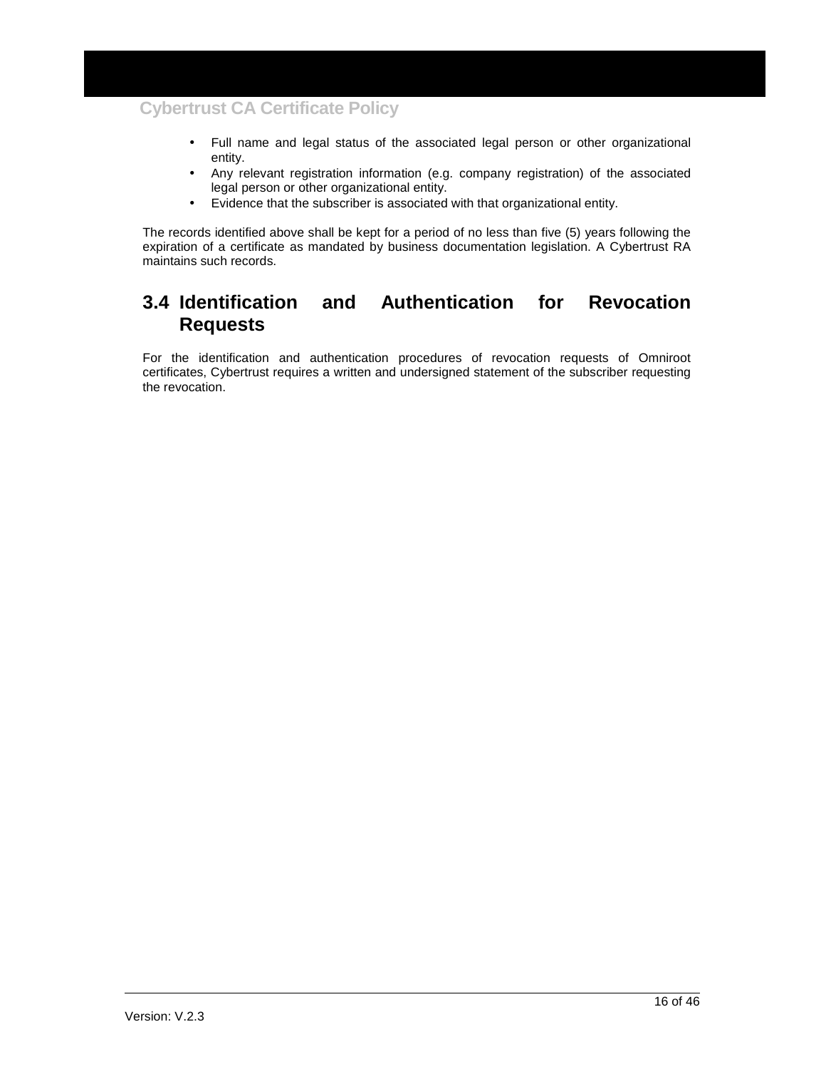- Full name and legal status of the associated legal person or other organizational entity.
- Any relevant registration information (e.g. company registration) of the associated legal person or other organizational entity.
- Evidence that the subscriber is associated with that organizational entity.

The records identified above shall be kept for a period of no less than five (5) years following the expiration of a certificate as mandated by business documentation legislation. A Cybertrust RA maintains such records.

## 3.4 Identification and Authentication for Revocation Requests

For the identification and authentication procedures of revocation requests of Omniroot certificates, Cybertrust requires a written and undersigned statement of the subscriber requesting the revocation.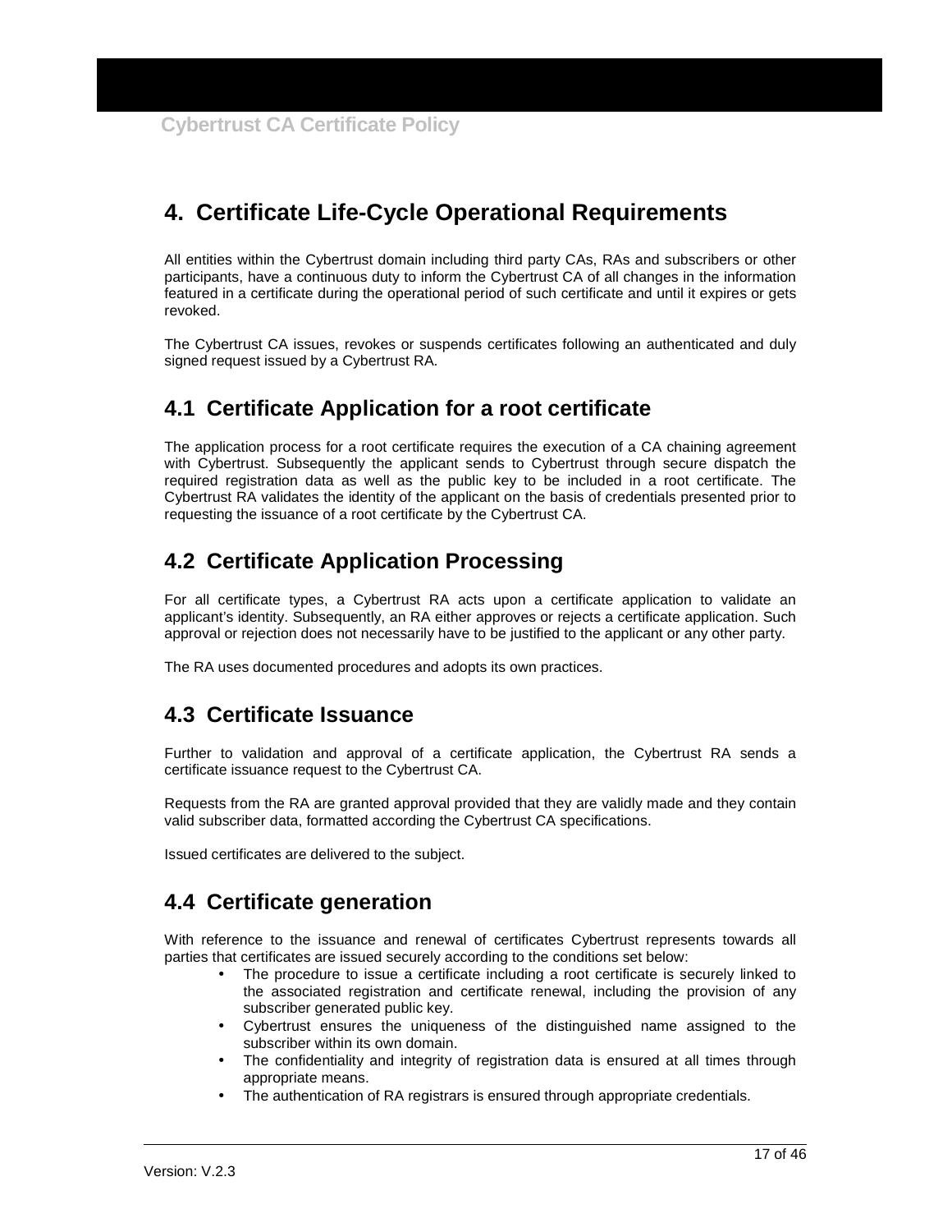# 4. Certificate Life-Cycle Operational Requirements

All entities within the Cybertrust domain including third party CAs, RAs and subscribers or other participants, have a continuous duty to inform the Cybertrust CA of all changes in the information featured in a certificate during the operational period of such certificate and until it expires or gets revoked.

The Cybertrust CA issues, revokes or suspends certificates following an authenticated and duly signed request issued by a Cybertrust RA.

## 4.1 Certificate Application for a root certificate

The application process for a root certificate requires the execution of a CA chaining agreement with Cybertrust. Subsequently the applicant sends to Cybertrust through secure dispatch the required registration data as well as the public key to be included in a root certificate. The Cybertrust RA validates the identity of the applicant on the basis of credentials presented prior to requesting the issuance of a root certificate by the Cybertrust CA.

## 4.2 Certificate Application Processing

For all certificate types, a Cybertrust RA acts upon a certificate application to validate an applicant's identity. Subsequently, an RA either approves or rejects a certificate application. Such approval or rejection does not necessarily have to be justified to the applicant or any other party.

The RA uses documented procedures and adopts its own practices.

## 4.3 Certificate Issuance

Further to validation and approval of a certificate application, the Cybertrust RA sends a certificate issuance request to the Cybertrust CA.

Requests from the RA are granted approval provided that they are validly made and they contain valid subscriber data, formatted according the Cybertrust CA specifications.

Issued certificates are delivered to the subject.

## 4.4 Certificate generation

With reference to the issuance and renewal of certificates Cybertrust represents towards all parties that certificates are issued securely according to the conditions set below:

- The procedure to issue a certificate including a root certificate is securely linked to the associated registration and certificate renewal, including the provision of any subscriber generated public key.
- Cybertrust ensures the uniqueness of the distinguished name assigned to the subscriber within its own domain.
- The confidentiality and integrity of registration data is ensured at all times through appropriate means.
- The authentication of RA registrars is ensured through appropriate credentials.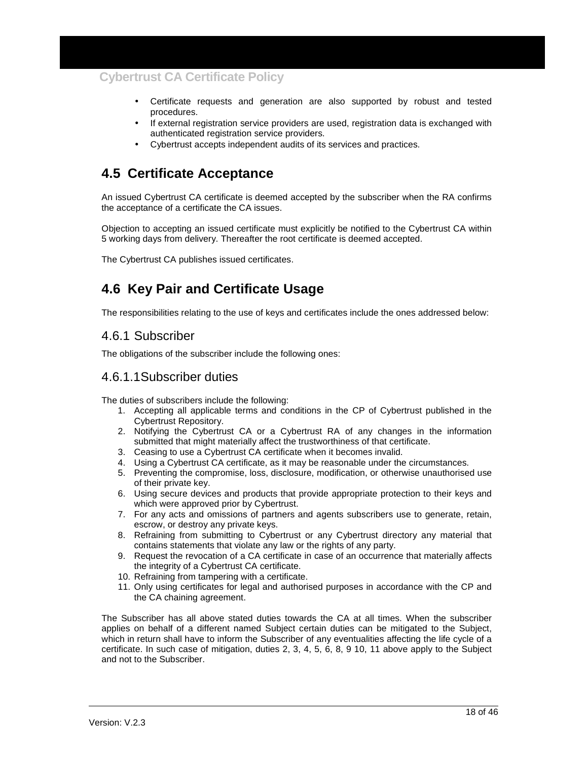- Certificate requests and generation are also supported by robust and tested procedures.
- If external registration service providers are used, registration data is exchanged with authenticated registration service providers.
- Cybertrust accepts independent audits of its services and practices.

## 4.5 Certificate Acceptance

An issued Cybertrust CA certificate is deemed accepted by the subscriber when the RA confirms the acceptance of a certificate the CA issues.

Objection to accepting an issued certificate must explicitly be notified to the Cybertrust CA within 5 working days from delivery. Thereafter the root certificate is deemed accepted.

The Cybertrust CA publishes issued certificates.

## 4.6 Key Pair and Certificate Usage

The responsibilities relating to the use of keys and certificates include the ones addressed below:

### 4.6.1 Subscriber

The obligations of the subscriber include the following ones:

#### 4.6.1.1Subscriber duties

The duties of subscribers include the following:

1. Accepting all applicable terms and conditions in the CP of Cybertrust published in the Cybertrust Repository.
2. Notifying the Cybertrust CA or a Cybertrust RA of any changes in the information submitted that might materially affect the trustworthiness of that certificate.
3. Ceasing to use a Cybertrust CA certificate when it becomes invalid.
4. Using a Cybertrust CA certificate, as it may be reasonable under the circumstances.
5. Preventing the compromise, loss, disclosure, modification, or otherwise unauthorised use of their private key.
6. Using secure devices and products that provide appropriate protection to their keys and which were approved prior by Cybertrust.
7. For any acts and omissions of partners and agents subscribers use to generate, retain, escrow, or destroy any private keys.
8. Refraining from submitting to Cybertrust or any Cybertrust directory any material that contains statements that violate any law or the rights of any party.
9. Request the revocation of a CA certificate in case of an occurrence that materially affects the integrity of a Cybertrust CA certificate.
10. Refraining from tampering with a certificate.
11. Only using certificates for legal and authorised purposes in accordance with the CP and the CA chaining agreement.

The Subscriber has all above stated duties towards the CA at all times. When the subscriber applies on behalf of a different named Subject certain duties can be mitigated to the Subject, which in return shall have to inform the Subscriber of any eventualities affecting the life cycle of a certificate. In such case of mitigation, duties 2, 3, 4, 5, 6, 8, 9 10, 11 above apply to the Subject and not to the Subscriber.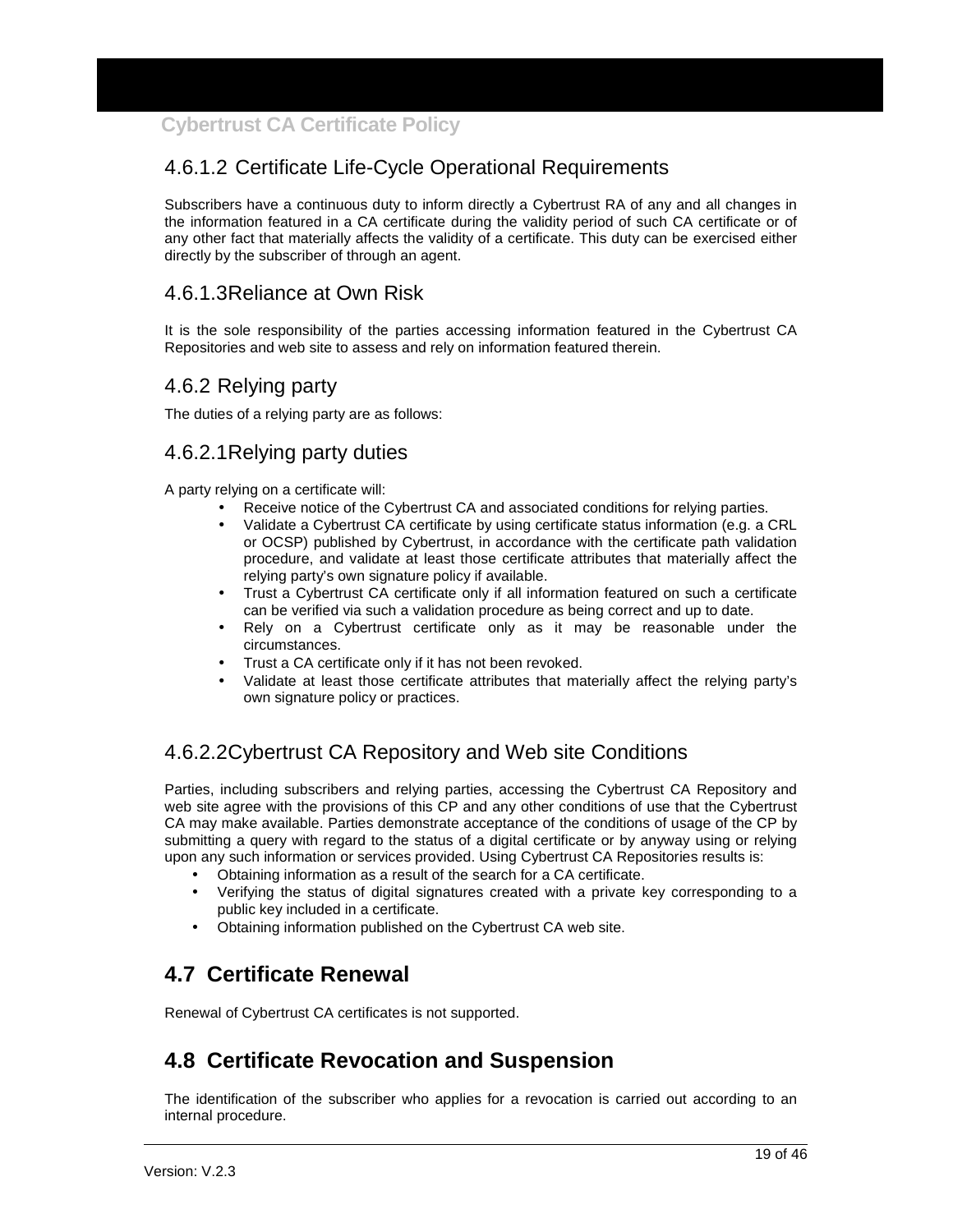#### 4.6.1.2 Certificate Life-Cycle Operational Requirements

Subscribers have a continuous duty to inform directly a Cybertrust RA of any and all changes in the information featured in a CA certificate during the validity period of such CA certificate or of any other fact that materially affects the validity of a certificate. This duty can be exercised either directly by the subscriber of through an agent.

#### 4.6.1.3Reliance at Own Risk

It is the sole responsibility of the parties accessing information featured in the Cybertrust CA Repositories and web site to assess and rely on information featured therein.

### 4.6.2 Relying party

The duties of a relying party are as follows:

#### 4.6.2.1Relying party duties

A party relying on a certificate will:

- Receive notice of the Cybertrust CA and associated conditions for relying parties.
- Validate a Cybertrust CA certificate by using certificate status information (e.g. a CRL or OCSP) published by Cybertrust, in accordance with the certificate path validation procedure, and validate at least those certificate attributes that materially affect the relying party's own signature policy if available.
- Trust a Cybertrust CA certificate only if all information featured on such a certificate can be verified via such a validation procedure as being correct and up to date.
- Rely on a Cybertrust certificate only as it may be reasonable under the circumstances.
- Trust a CA certificate only if it has not been revoked.
- Validate at least those certificate attributes that materially affect the relying party's own signature policy or practices.

#### 4.6.2.2Cybertrust CA Repository and Web site Conditions

Parties, including subscribers and relying parties, accessing the Cybertrust CA Repository and web site agree with the provisions of this CP and any other conditions of use that the Cybertrust CA may make available. Parties demonstrate acceptance of the conditions of usage of the CP by submitting a query with regard to the status of a digital certificate or by anyway using or relying upon any such information or services provided. Using Cybertrust CA Repositories results is:

- Obtaining information as a result of the search for a CA certificate.
- Verifying the status of digital signatures created with a private key corresponding to a public key included in a certificate.
- Obtaining information published on the Cybertrust CA web site.

## 4.7 Certificate Renewal

Renewal of Cybertrust CA certificates is not supported.

## 4.8 Certificate Revocation and Suspension

The identification of the subscriber who applies for a revocation is carried out according to an internal procedure.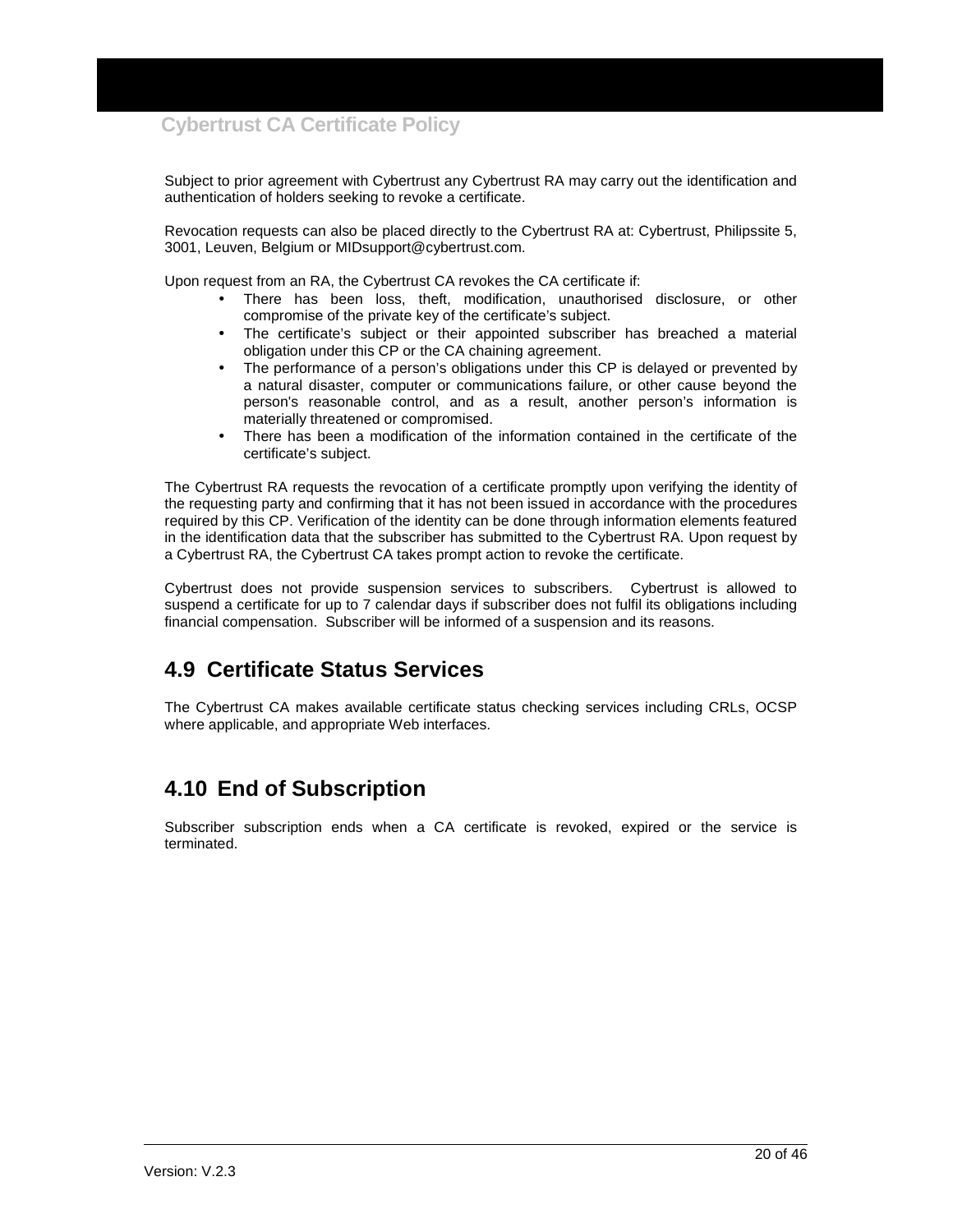Subject to prior agreement with Cybertrust any Cybertrust RA may carry out the identification and authentication of holders seeking to revoke a certificate.

Revocation requests can also be placed directly to the Cybertrust RA at: Cybertrust, Philipssite 5, 3001, Leuven, Belgium or MIDsupport@cybertrust.com.

Upon request from an RA, the Cybertrust CA revokes the CA certificate if:

- There has been loss, theft, modification, unauthorised disclosure, or other compromise of the private key of the certificate's subject.
- The certificate's subject or their appointed subscriber has breached a material obligation under this CP or the CA chaining agreement.
- The performance of a person's obligations under this CP is delayed or prevented by a natural disaster, computer or communications failure, or other cause beyond the person's reasonable control, and as a result, another person's information is materially threatened or compromised.
- There has been a modification of the information contained in the certificate of the certificate's subject.

The Cybertrust RA requests the revocation of a certificate promptly upon verifying the identity of the requesting party and confirming that it has not been issued in accordance with the procedures required by this CP. Verification of the identity can be done through information elements featured in the identification data that the subscriber has submitted to the Cybertrust RA. Upon request by a Cybertrust RA, the Cybertrust CA takes prompt action to revoke the certificate.

Cybertrust does not provide suspension services to subscribers. Cybertrust is allowed to suspend a certificate for up to 7 calendar days if subscriber does not fulfil its obligations including financial compensation. Subscriber will be informed of a suspension and its reasons.

## 4.9 Certificate Status Services

The Cybertrust CA makes available certificate status checking services including CRLs, OCSP where applicable, and appropriate Web interfaces.

## 4.10 End of Subscription

Subscriber subscription ends when a CA certificate is revoked, expired or the service is terminated.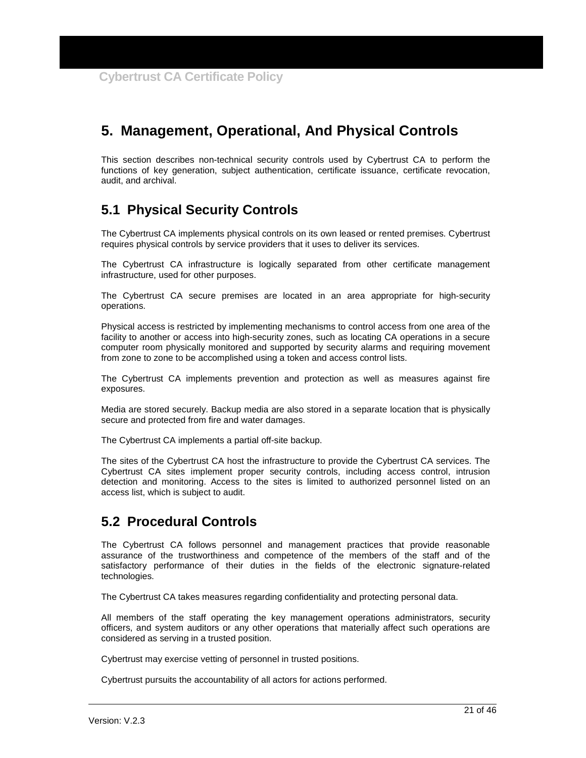# 5. Management, Operational, And Physical Controls

This section describes non-technical security controls used by Cybertrust CA to perform the functions of key generation, subject authentication, certificate issuance, certificate revocation, audit, and archival.

## 5.1 Physical Security Controls

The Cybertrust CA implements physical controls on its own leased or rented premises. Cybertrust requires physical controls by service providers that it uses to deliver its services.

The Cybertrust CA infrastructure is logically separated from other certificate management infrastructure, used for other purposes.

The Cybertrust CA secure premises are located in an area appropriate for high-security operations.

Physical access is restricted by implementing mechanisms to control access from one area of the facility to another or access into high-security zones, such as locating CA operations in a secure computer room physically monitored and supported by security alarms and requiring movement from zone to zone to be accomplished using a token and access control lists.

The Cybertrust CA implements prevention and protection as well as measures against fire exposures.

Media are stored securely. Backup media are also stored in a separate location that is physically secure and protected from fire and water damages.

The Cybertrust CA implements a partial off-site backup.

The sites of the Cybertrust CA host the infrastructure to provide the Cybertrust CA services. The Cybertrust CA sites implement proper security controls, including access control, intrusion detection and monitoring. Access to the sites is limited to authorized personnel listed on an access list, which is subject to audit.

## 5.2 Procedural Controls

The Cybertrust CA follows personnel and management practices that provide reasonable assurance of the trustworthiness and competence of the members of the staff and of the satisfactory performance of their duties in the fields of the electronic signature-related technologies.

The Cybertrust CA takes measures regarding confidentiality and protecting personal data.

All members of the staff operating the key management operations administrators, security officers, and system auditors or any other operations that materially affect such operations are considered as serving in a trusted position.

Cybertrust may exercise vetting of personnel in trusted positions.

Cybertrust pursuits the accountability of all actors for actions performed.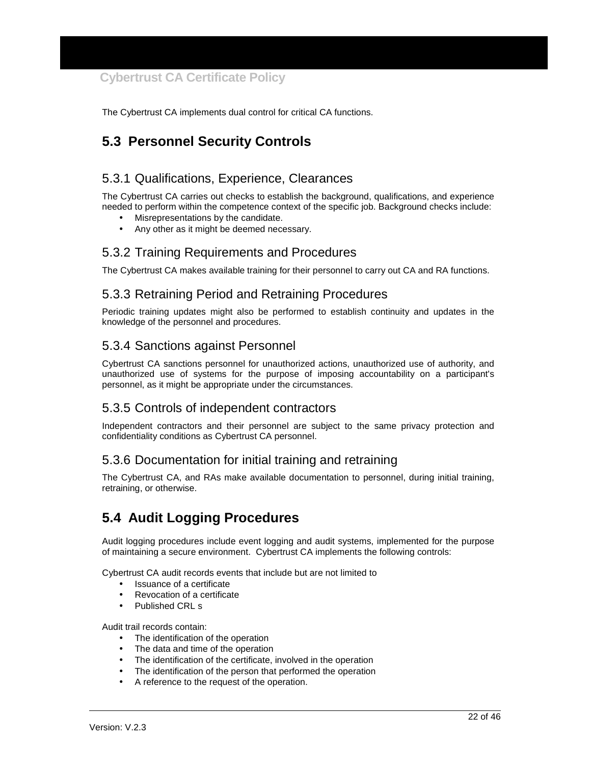The Cybertrust CA implements dual control for critical CA functions.

## 5.3 Personnel Security Controls

### 5.3.1 Qualifications, Experience, Clearances

The Cybertrust CA carries out checks to establish the background, qualifications, and experience needed to perform within the competence context of the specific job. Background checks include:

- Misrepresentations by the candidate.
- Any other as it might be deemed necessary.

### 5.3.2 Training Requirements and Procedures

The Cybertrust CA makes available training for their personnel to carry out CA and RA functions.

### 5.3.3 Retraining Period and Retraining Procedures

Periodic training updates might also be performed to establish continuity and updates in the knowledge of the personnel and procedures.

### 5.3.4 Sanctions against Personnel

Cybertrust CA sanctions personnel for unauthorized actions, unauthorized use of authority, and unauthorized use of systems for the purpose of imposing accountability on a participant's personnel, as it might be appropriate under the circumstances.

### 5.3.5 Controls of independent contractors

Independent contractors and their personnel are subject to the same privacy protection and confidentiality conditions as Cybertrust CA personnel.

### 5.3.6 Documentation for initial training and retraining

The Cybertrust CA, and RAs make available documentation to personnel, during initial training, retraining, or otherwise.

## 5.4 Audit Logging Procedures

Audit logging procedures include event logging and audit systems, implemented for the purpose of maintaining a secure environment. Cybertrust CA implements the following controls:

Cybertrust CA audit records events that include but are not limited to

- Issuance of a certificate
- Revocation of a certificate
- Published CRL s

Audit trail records contain:

- The identification of the operation
- The data and time of the operation
- The identification of the certificate, involved in the operation
- The identification of the person that performed the operation
- A reference to the request of the operation.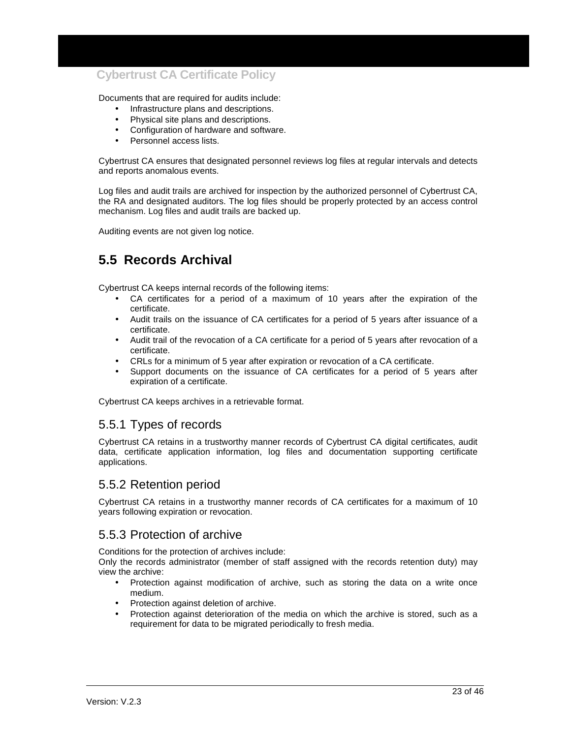Documents that are required for audits include:

- Infrastructure plans and descriptions.
- Physical site plans and descriptions.
- Configuration of hardware and software.
- Personnel access lists.

Cybertrust CA ensures that designated personnel reviews log files at regular intervals and detects and reports anomalous events.

Log files and audit trails are archived for inspection by the authorized personnel of Cybertrust CA, the RA and designated auditors. The log files should be properly protected by an access control mechanism. Log files and audit trails are backed up.

Auditing events are not given log notice.

## 5.5 Records Archival

Cybertrust CA keeps internal records of the following items:

- CA certificates for a period of a maximum of 10 years after the expiration of the certificate.
- Audit trails on the issuance of CA certificates for a period of 5 years after issuance of a certificate.
- Audit trail of the revocation of a CA certificate for a period of 5 years after revocation of a certificate.
- CRLs for a minimum of 5 year after expiration or revocation of a CA certificate.
- Support documents on the issuance of CA certificates for a period of 5 years after expiration of a certificate.

Cybertrust CA keeps archives in a retrievable format.

### 5.5.1 Types of records

Cybertrust CA retains in a trustworthy manner records of Cybertrust CA digital certificates, audit data, certificate application information, log files and documentation supporting certificate applications.

### 5.5.2 Retention period

Cybertrust CA retains in a trustworthy manner records of CA certificates for a maximum of 10 years following expiration or revocation.

### 5.5.3 Protection of archive

Conditions for the protection of archives include:

Only the records administrator (member of staff assigned with the records retention duty) may view the archive:

- Protection against modification of archive, such as storing the data on a write once medium.
- Protection against deletion of archive.
- Protection against deterioration of the media on which the archive is stored, such as a requirement for data to be migrated periodically to fresh media.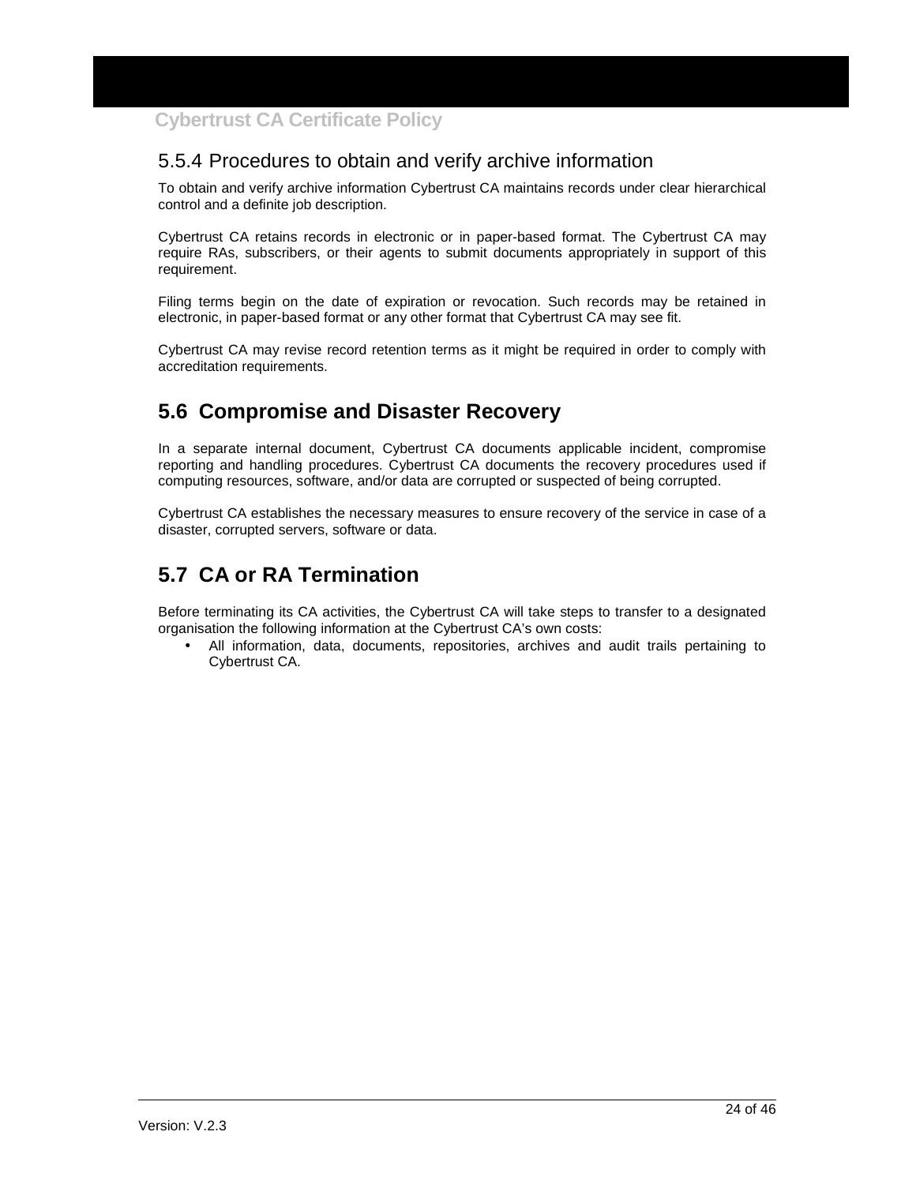### 5.5.4 Procedures to obtain and verify archive information

To obtain and verify archive information Cybertrust CA maintains records under clear hierarchical control and a definite job description.

Cybertrust CA retains records in electronic or in paper-based format. The Cybertrust CA may require RAs, subscribers, or their agents to submit documents appropriately in support of this requirement.

Filing terms begin on the date of expiration or revocation. Such records may be retained in electronic, in paper-based format or any other format that Cybertrust CA may see fit.

Cybertrust CA may revise record retention terms as it might be required in order to comply with accreditation requirements.

## 5.6 Compromise and Disaster Recovery

In a separate internal document, Cybertrust CA documents applicable incident, compromise reporting and handling procedures. Cybertrust CA documents the recovery procedures used if computing resources, software, and/or data are corrupted or suspected of being corrupted.

Cybertrust CA establishes the necessary measures to ensure recovery of the service in case of a disaster, corrupted servers, software or data.

## 5.7 CA or RA Termination

Before terminating its CA activities, the Cybertrust CA will take steps to transfer to a designated organisation the following information at the Cybertrust CA's own costs:

- All information, data, documents, repositories, archives and audit trails pertaining to Cybertrust CA.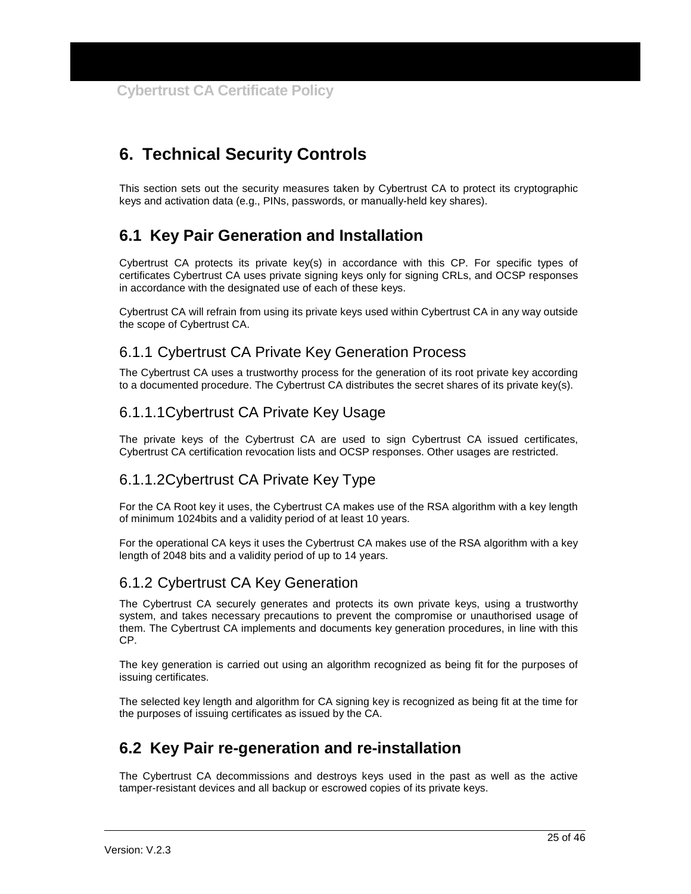# 6. Technical Security Controls

This section sets out the security measures taken by Cybertrust CA to protect its cryptographic keys and activation data (e.g., PINs, passwords, or manually-held key shares).

## 6.1 Key Pair Generation and Installation

Cybertrust CA protects its private key(s) in accordance with this CP. For specific types of certificates Cybertrust CA uses private signing keys only for signing CRLs, and OCSP responses in accordance with the designated use of each of these keys.

Cybertrust CA will refrain from using its private keys used within Cybertrust CA in any way outside the scope of Cybertrust CA.

### 6.1.1 Cybertrust CA Private Key Generation Process

The Cybertrust CA uses a trustworthy process for the generation of its root private key according to a documented procedure. The Cybertrust CA distributes the secret shares of its private key(s).

#### 6.1.1.1Cybertrust CA Private Key Usage

The private keys of the Cybertrust CA are used to sign Cybertrust CA issued certificates, Cybertrust CA certification revocation lists and OCSP responses. Other usages are restricted.

#### 6.1.1.2Cybertrust CA Private Key Type

For the CA Root key it uses, the Cybertrust CA makes use of the RSA algorithm with a key length of minimum 1024bits and a validity period of at least 10 years.

For the operational CA keys it uses the Cybertrust CA makes use of the RSA algorithm with a key length of 2048 bits and a validity period of up to 14 years.

### 6.1.2 Cybertrust CA Key Generation

The Cybertrust CA securely generates and protects its own private keys, using a trustworthy system, and takes necessary precautions to prevent the compromise or unauthorised usage of them. The Cybertrust CA implements and documents key generation procedures, in line with this CP.

The key generation is carried out using an algorithm recognized as being fit for the purposes of issuing certificates.

The selected key length and algorithm for CA signing key is recognized as being fit at the time for the purposes of issuing certificates as issued by the CA.

## 6.2 Key Pair re-generation and re-installation

The Cybertrust CA decommissions and destroys keys used in the past as well as the active tamper-resistant devices and all backup or escrowed copies of its private keys.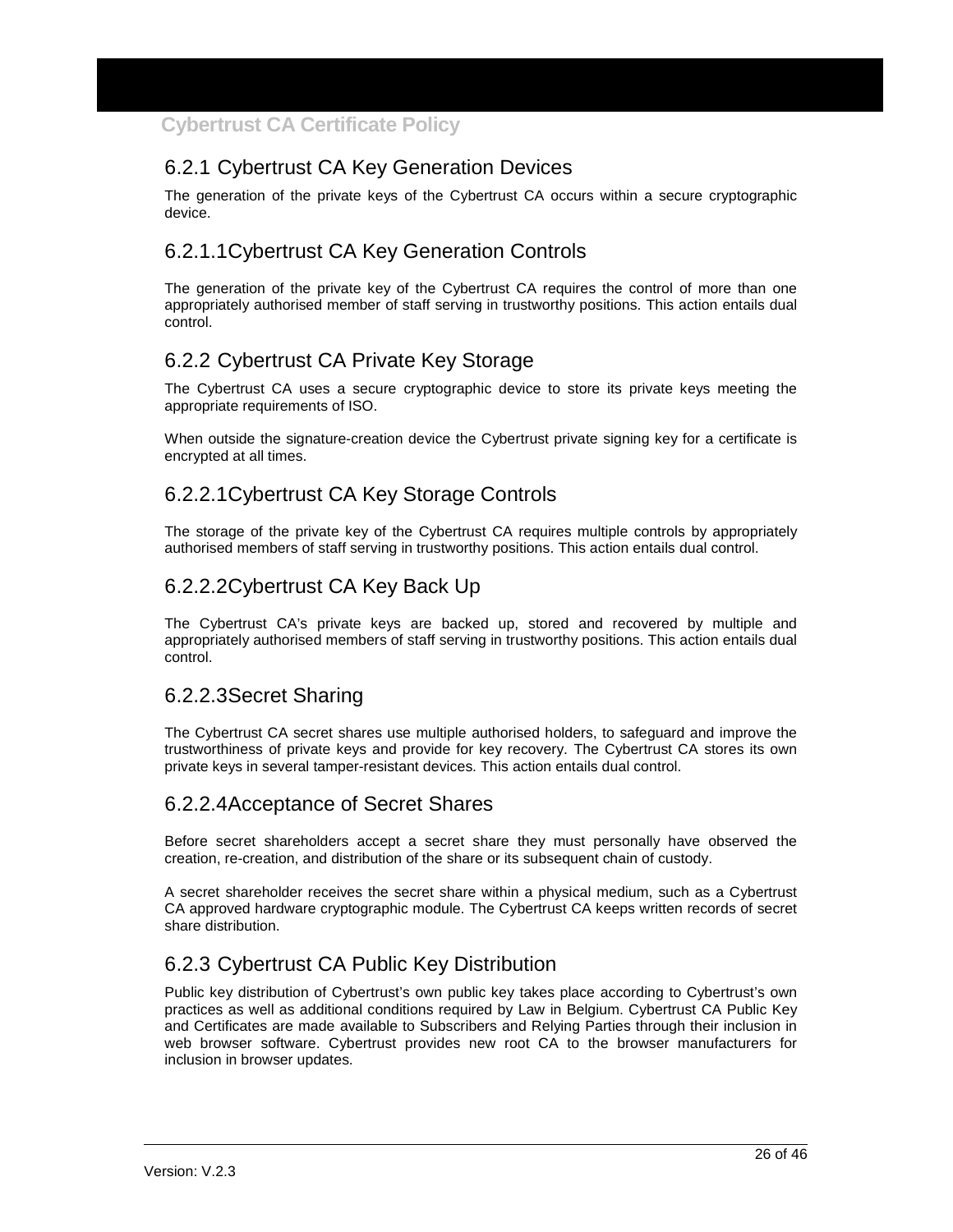## 6.2.1 Cybertrust CA Key Generation Devices

The generation of the private keys of the Cybertrust CA occurs within a secure cryptographic device.

### 6.2.1.1Cybertrust CA Key Generation Controls

The generation of the private key of the Cybertrust CA requires the control of more than one appropriately authorised member of staff serving in trustworthy positions. This action entails dual control.

## 6.2.2 Cybertrust CA Private Key Storage

The Cybertrust CA uses a secure cryptographic device to store its private keys meeting the appropriate requirements of ISO.

When outside the signature-creation device the Cybertrust private signing key for a certificate is encrypted at all times.

### 6.2.2.1Cybertrust CA Key Storage Controls

The storage of the private key of the Cybertrust CA requires multiple controls by appropriately authorised members of staff serving in trustworthy positions. This action entails dual control.

### 6.2.2.2Cybertrust CA Key Back Up

The Cybertrust CA's private keys are backed up, stored and recovered by multiple and appropriately authorised members of staff serving in trustworthy positions. This action entails dual control.

### 6.2.2.3Secret Sharing

The Cybertrust CA secret shares use multiple authorised holders, to safeguard and improve the trustworthiness of private keys and provide for key recovery. The Cybertrust CA stores its own private keys in several tamper-resistant devices. This action entails dual control.

### 6.2.2.4Acceptance of Secret Shares

Before secret shareholders accept a secret share they must personally have observed the creation, re-creation, and distribution of the share or its subsequent chain of custody.

A secret shareholder receives the secret share within a physical medium, such as a Cybertrust CA approved hardware cryptographic module. The Cybertrust CA keeps written records of secret share distribution.

## 6.2.3 Cybertrust CA Public Key Distribution

Public key distribution of Cybertrust's own public key takes place according to Cybertrust's own practices as well as additional conditions required by Law in Belgium. Cybertrust CA Public Key and Certificates are made available to Subscribers and Relying Parties through their inclusion in web browser software. Cybertrust provides new root CA to the browser manufacturers for inclusion in browser updates.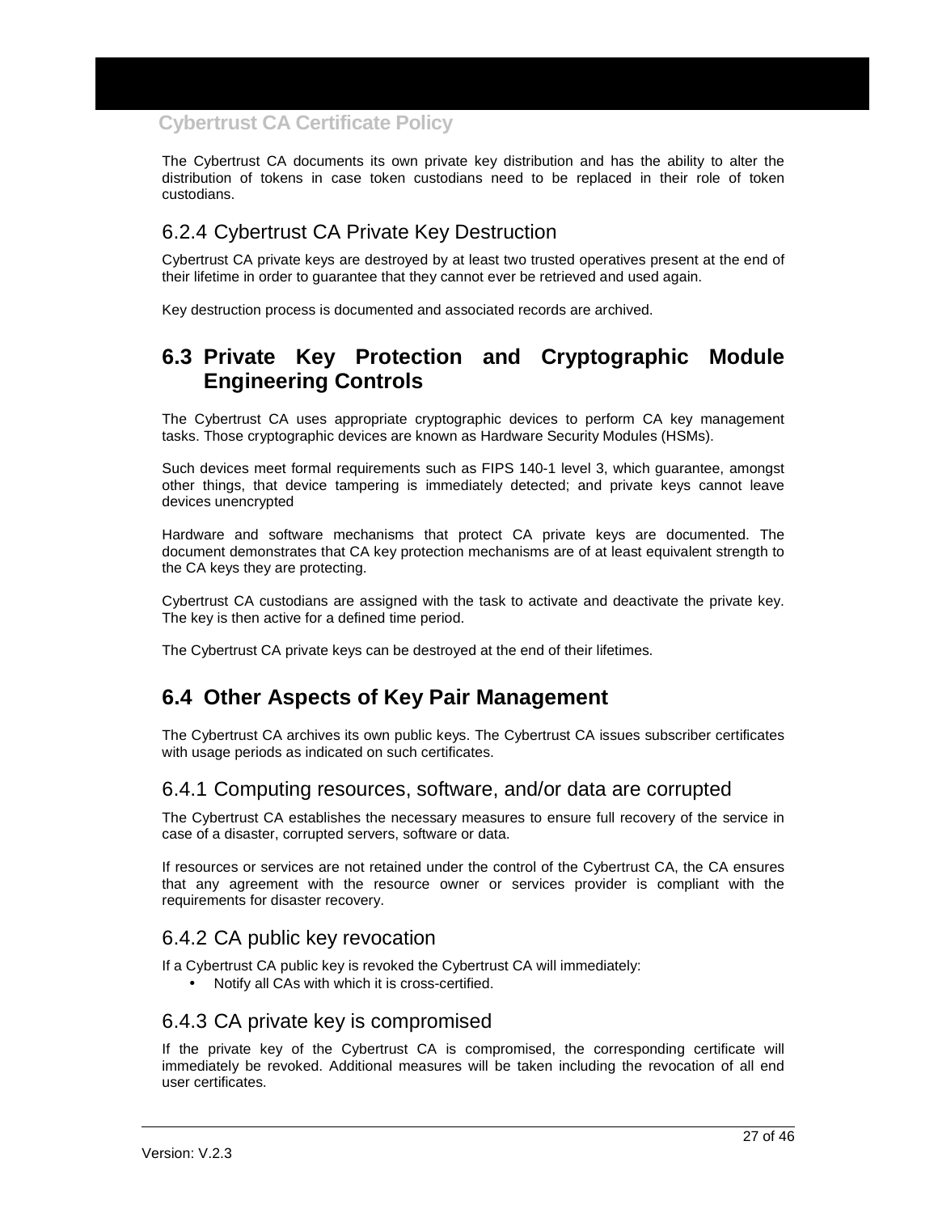The Cybertrust CA documents its own private key distribution and has the ability to alter the distribution of tokens in case token custodians need to be replaced in their role of token custodians.

### 6.2.4 Cybertrust CA Private Key Destruction

Cybertrust CA private keys are destroyed by at least two trusted operatives present at the end of their lifetime in order to guarantee that they cannot ever be retrieved and used again.

Key destruction process is documented and associated records are archived.

## 6.3 Private Key Protection and Cryptographic Module Engineering Controls

The Cybertrust CA uses appropriate cryptographic devices to perform CA key management tasks. Those cryptographic devices are known as Hardware Security Modules (HSMs).

Such devices meet formal requirements such as FIPS 140-1 level 3, which guarantee, amongst other things, that device tampering is immediately detected; and private keys cannot leave devices unencrypted

Hardware and software mechanisms that protect CA private keys are documented. The document demonstrates that CA key protection mechanisms are of at least equivalent strength to the CA keys they are protecting.

Cybertrust CA custodians are assigned with the task to activate and deactivate the private key. The key is then active for a defined time period.

The Cybertrust CA private keys can be destroyed at the end of their lifetimes.

## 6.4 Other Aspects of Key Pair Management

The Cybertrust CA archives its own public keys. The Cybertrust CA issues subscriber certificates with usage periods as indicated on such certificates.

### 6.4.1 Computing resources, software, and/or data are corrupted

The Cybertrust CA establishes the necessary measures to ensure full recovery of the service in case of a disaster, corrupted servers, software or data.

If resources or services are not retained under the control of the Cybertrust CA, the CA ensures that any agreement with the resource owner or services provider is compliant with the requirements for disaster recovery.

### 6.4.2 CA public key revocation

If a Cybertrust CA public key is revoked the Cybertrust CA will immediately:

- Notify all CAs with which it is cross-certified.

### 6.4.3 CA private key is compromised

If the private key of the Cybertrust CA is compromised, the corresponding certificate will immediately be revoked. Additional measures will be taken including the revocation of all end user certificates.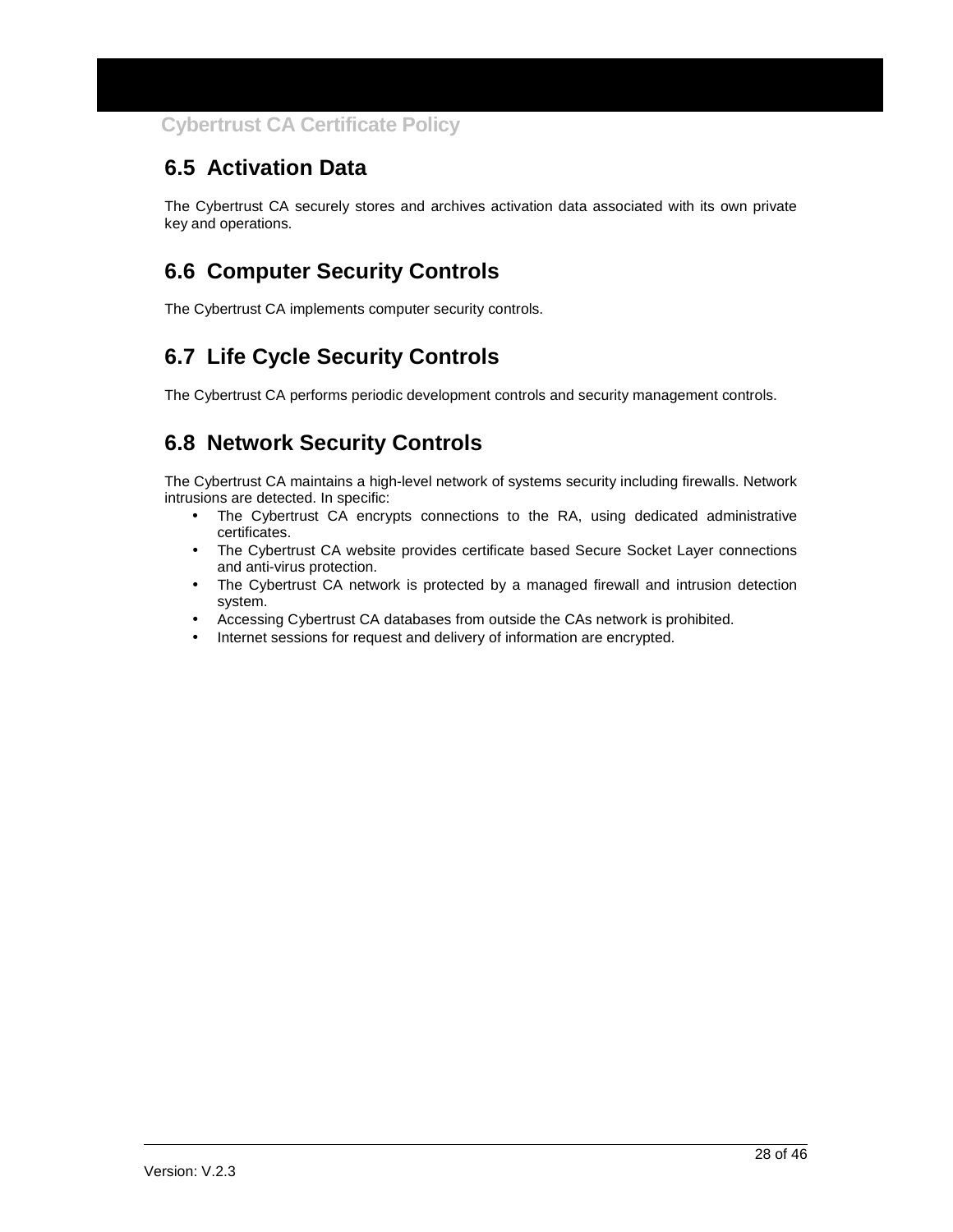## 6.5 Activation Data

The Cybertrust CA securely stores and archives activation data associated with its own private key and operations.

## 6.6 Computer Security Controls

The Cybertrust CA implements computer security controls.

## 6.7 Life Cycle Security Controls

The Cybertrust CA performs periodic development controls and security management controls.

## 6.8 Network Security Controls

The Cybertrust CA maintains a high-level network of systems security including firewalls. Network intrusions are detected. In specific:

- The Cybertrust CA encrypts connections to the RA, using dedicated administrative certificates.
- The Cybertrust CA website provides certificate based Secure Socket Layer connections and anti-virus protection.
- The Cybertrust CA network is protected by a managed firewall and intrusion detection system.
- Accessing Cybertrust CA databases from outside the CAs network is prohibited.
- Internet sessions for request and delivery of information are encrypted.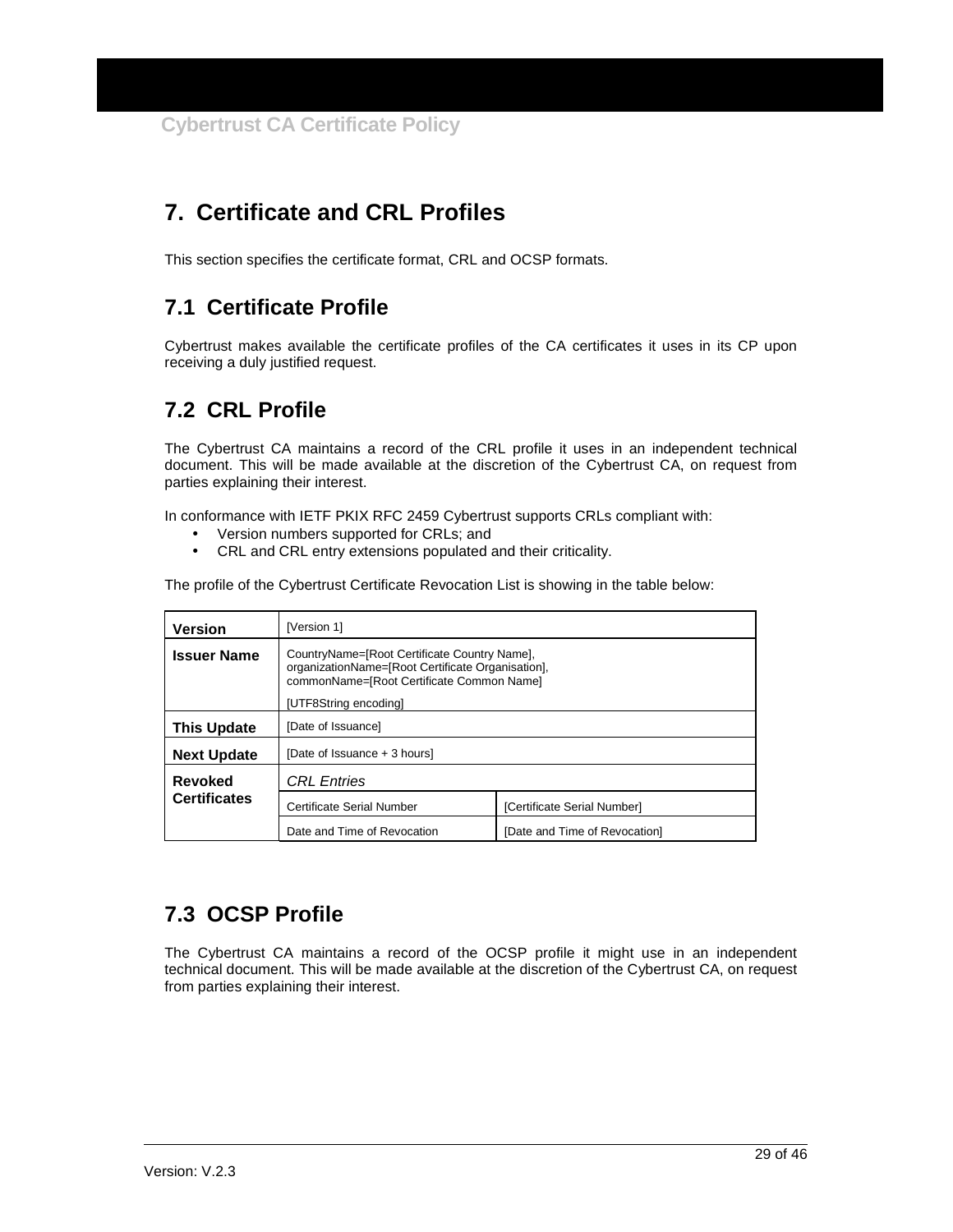# 7. Certificate and CRL Profiles

This section specifies the certificate format, CRL and OCSP formats.

## 7.1 Certificate Profile

Cybertrust makes available the certificate profiles of the CA certificates it uses in its CP upon receiving a duly justified request.

## 7.2 CRL Profile

The Cybertrust CA maintains a record of the CRL profile it uses in an independent technical document. This will be made available at the discretion of the Cybertrust CA, on request from parties explaining their interest.

In conformance with IETF PKIX RFC 2459 Cybertrust supports CRLs compliant with:

- Version numbers supported for CRLs; and
- CRL and CRL entry extensions populated and their criticality.

The profile of the Cybertrust Certificate Revocation List is showing in the table below:

| | | |
|---|---|---|
| **Version** | [Version 1] | |
| **Issuer Name** | CountryName=[Root Certificate Country Name], organizationName=[Root Certificate Organisation], commonName=[Root Certificate Common Name]<br>[UTF8String encoding] | |
| **This Update** | [Date of Issuance] | |
| **Next Update** | [Date of Issuance + 3 hours] | |
| **Revoked Certificates** | *CRL Entries* | |
| | Certificate Serial Number | [Certificate Serial Number] |
| | Date and Time of Revocation | [Date and Time of Revocation] |

## 7.3 OCSP Profile

The Cybertrust CA maintains a record of the OCSP profile it might use in an independent technical document. This will be made available at the discretion of the Cybertrust CA, on request from parties explaining their interest.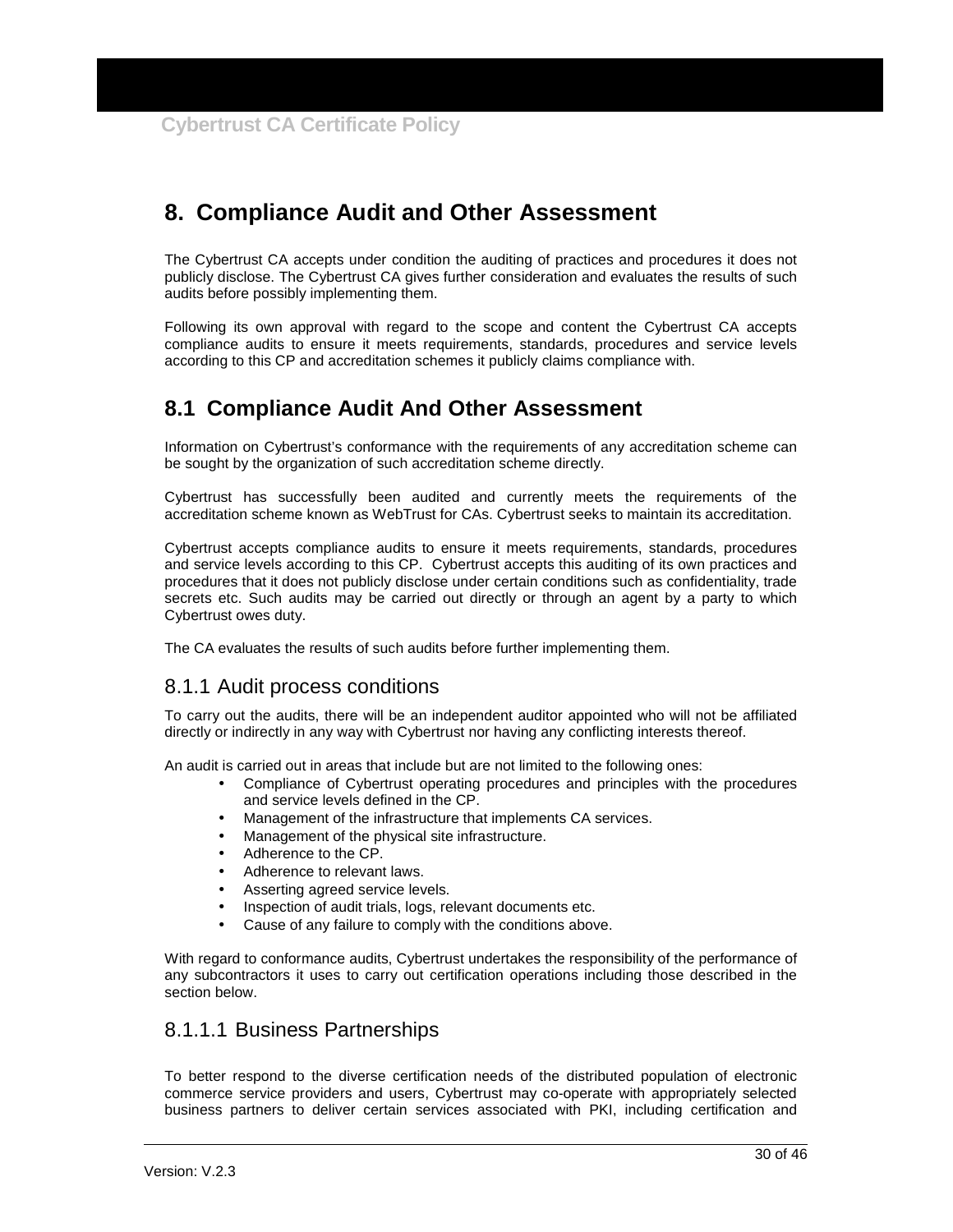# 8. Compliance Audit and Other Assessment

The Cybertrust CA accepts under condition the auditing of practices and procedures it does not publicly disclose. The Cybertrust CA gives further consideration and evaluates the results of such audits before possibly implementing them.

Following its own approval with regard to the scope and content the Cybertrust CA accepts compliance audits to ensure it meets requirements, standards, procedures and service levels according to this CP and accreditation schemes it publicly claims compliance with.

## 8.1 Compliance Audit And Other Assessment

Information on Cybertrust's conformance with the requirements of any accreditation scheme can be sought by the organization of such accreditation scheme directly.

Cybertrust has successfully been audited and currently meets the requirements of the accreditation scheme known as WebTrust for CAs. Cybertrust seeks to maintain its accreditation.

Cybertrust accepts compliance audits to ensure it meets requirements, standards, procedures and service levels according to this CP. Cybertrust accepts this auditing of its own practices and procedures that it does not publicly disclose under certain conditions such as confidentiality, trade secrets etc. Such audits may be carried out directly or through an agent by a party to which Cybertrust owes duty.

The CA evaluates the results of such audits before further implementing them.

### 8.1.1 Audit process conditions

To carry out the audits, there will be an independent auditor appointed who will not be affiliated directly or indirectly in any way with Cybertrust nor having any conflicting interests thereof.

An audit is carried out in areas that include but are not limited to the following ones:

- Compliance of Cybertrust operating procedures and principles with the procedures and service levels defined in the CP.
- Management of the infrastructure that implements CA services.
- Management of the physical site infrastructure.
- Adherence to the CP.
- Adherence to relevant laws.
- Asserting agreed service levels.
- Inspection of audit trials, logs, relevant documents etc.
- Cause of any failure to comply with the conditions above.

With regard to conformance audits, Cybertrust undertakes the responsibility of the performance of any subcontractors it uses to carry out certification operations including those described in the section below.

#### 8.1.1.1 Business Partnerships

To better respond to the diverse certification needs of the distributed population of electronic commerce service providers and users, Cybertrust may co-operate with appropriately selected business partners to deliver certain services associated with PKI, including certification and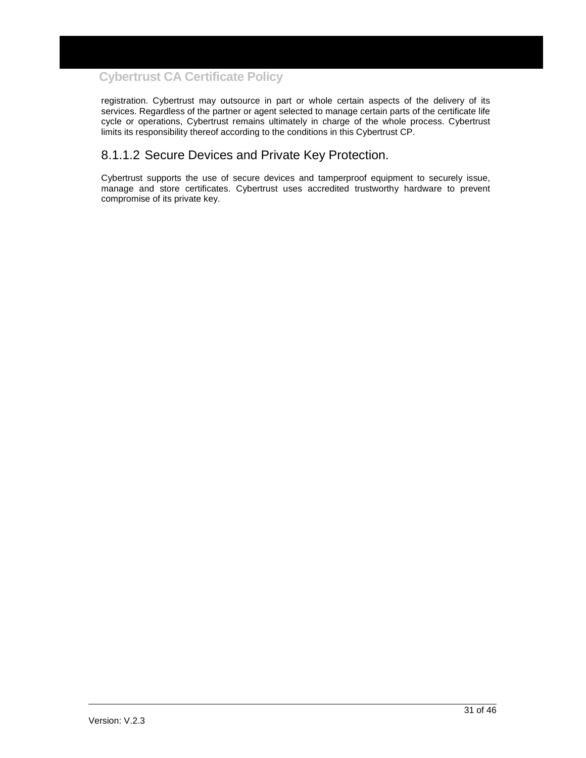registration. Cybertrust may outsource in part or whole certain aspects of the delivery of its services. Regardless of the partner or agent selected to manage certain parts of the certificate life cycle or operations, Cybertrust remains ultimately in charge of the whole process. Cybertrust limits its responsibility thereof according to the conditions in this Cybertrust CP.

#### 8.1.1.2 Secure Devices and Private Key Protection.

Cybertrust supports the use of secure devices and tamperproof equipment to securely issue, manage and store certificates. Cybertrust uses accredited trustworthy hardware to prevent compromise of its private key.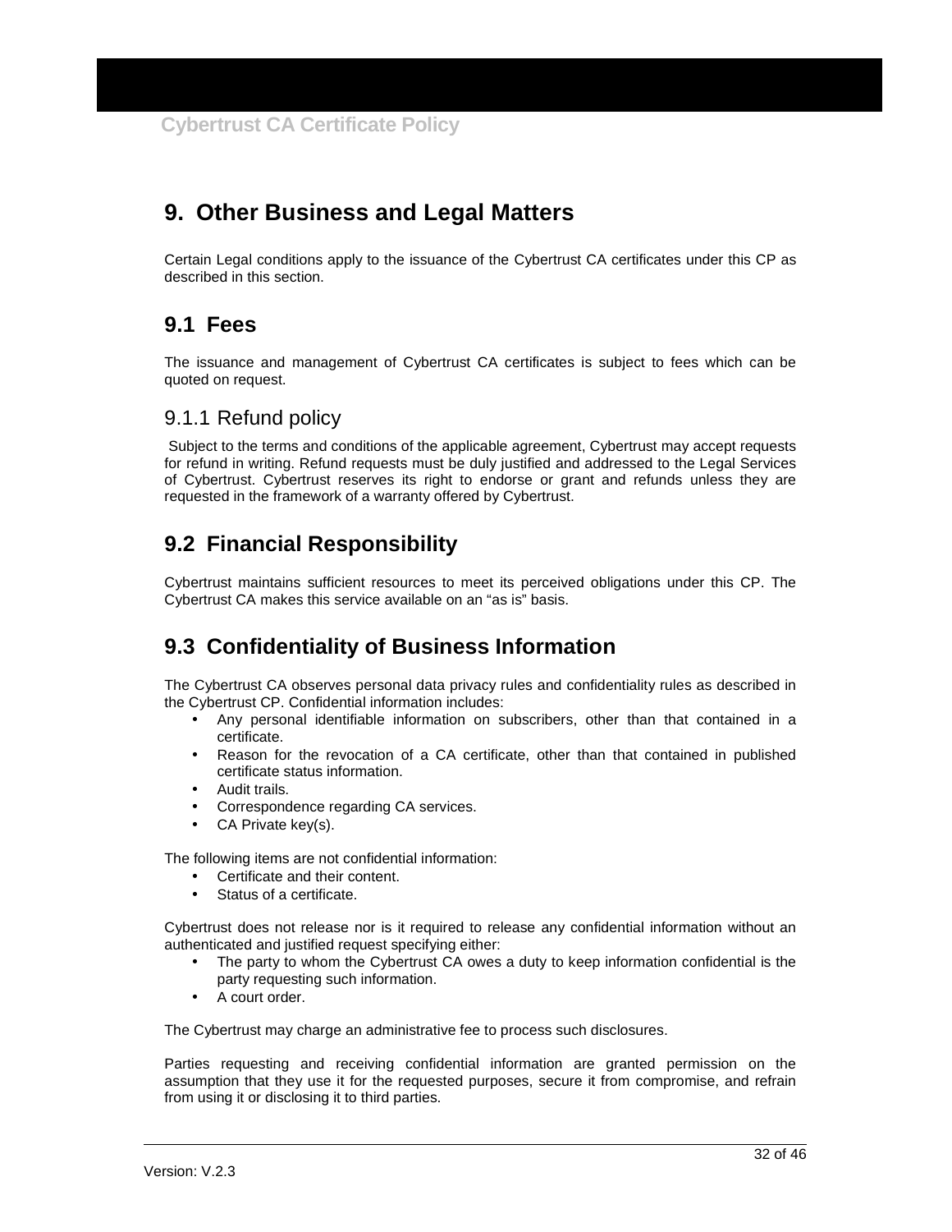# 9. Other Business and Legal Matters

Certain Legal conditions apply to the issuance of the Cybertrust CA certificates under this CP as described in this section.

## 9.1 Fees

The issuance and management of Cybertrust CA certificates is subject to fees which can be quoted on request.

### 9.1.1 Refund policy

Subject to the terms and conditions of the applicable agreement, Cybertrust may accept requests for refund in writing. Refund requests must be duly justified and addressed to the Legal Services of Cybertrust. Cybertrust reserves its right to endorse or grant and refunds unless they are requested in the framework of a warranty offered by Cybertrust.

## 9.2 Financial Responsibility

Cybertrust maintains sufficient resources to meet its perceived obligations under this CP. The Cybertrust CA makes this service available on an "as is" basis.

## 9.3 Confidentiality of Business Information

The Cybertrust CA observes personal data privacy rules and confidentiality rules as described in the Cybertrust CP. Confidential information includes:

- Any personal identifiable information on subscribers, other than that contained in a certificate.
- Reason for the revocation of a CA certificate, other than that contained in published certificate status information.
- Audit trails.
- Correspondence regarding CA services.
- CA Private key(s).

The following items are not confidential information:

- Certificate and their content.
- Status of a certificate.

Cybertrust does not release nor is it required to release any confidential information without an authenticated and justified request specifying either:

- The party to whom the Cybertrust CA owes a duty to keep information confidential is the party requesting such information.
- A court order.

The Cybertrust may charge an administrative fee to process such disclosures.

Parties requesting and receiving confidential information are granted permission on the assumption that they use it for the requested purposes, secure it from compromise, and refrain from using it or disclosing it to third parties.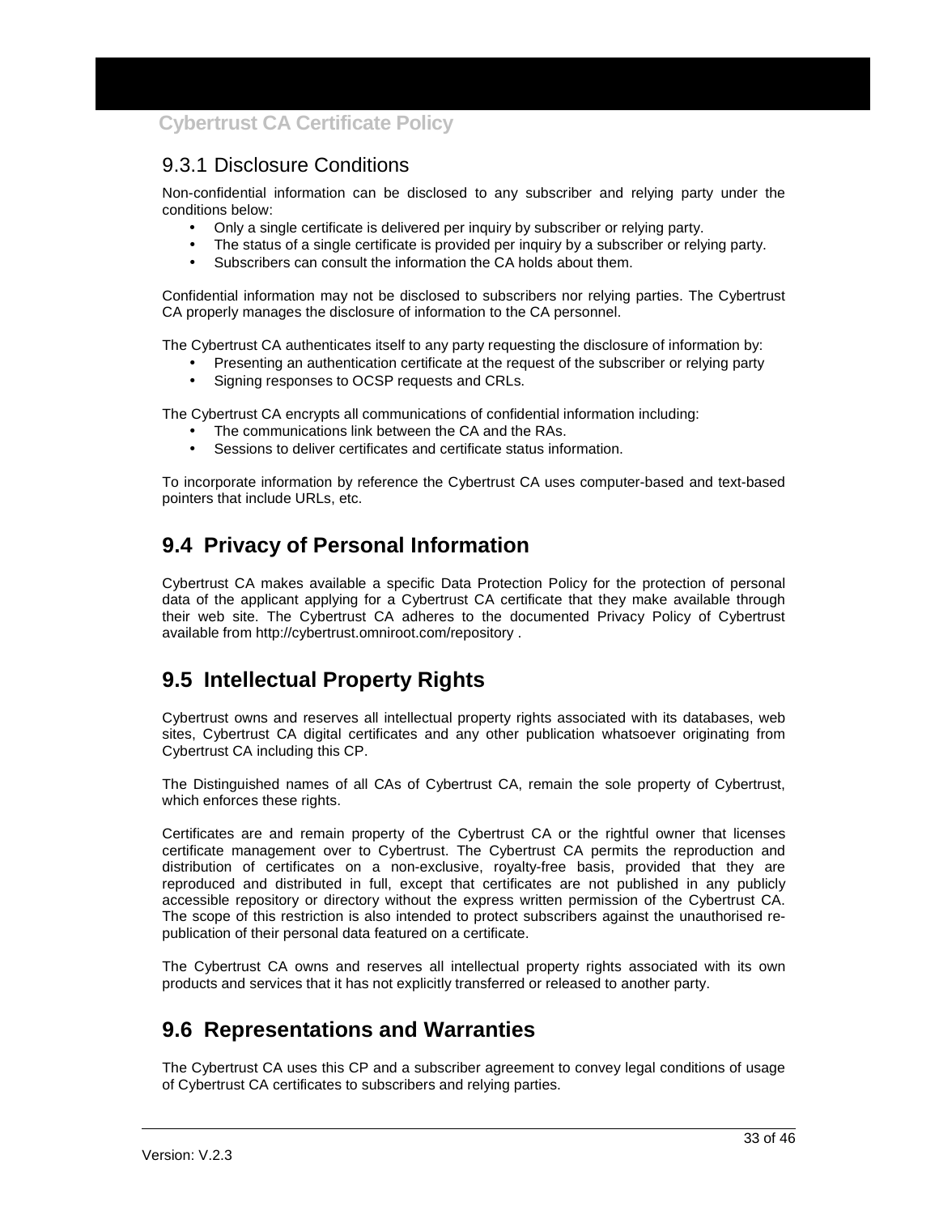### 9.3.1 Disclosure Conditions

Non-confidential information can be disclosed to any subscriber and relying party under the conditions below:

- Only a single certificate is delivered per inquiry by subscriber or relying party.
- The status of a single certificate is provided per inquiry by a subscriber or relying party.
- Subscribers can consult the information the CA holds about them.

Confidential information may not be disclosed to subscribers nor relying parties. The Cybertrust CA properly manages the disclosure of information to the CA personnel.

The Cybertrust CA authenticates itself to any party requesting the disclosure of information by:

- Presenting an authentication certificate at the request of the subscriber or relying party
- Signing responses to OCSP requests and CRLs.

The Cybertrust CA encrypts all communications of confidential information including:

- The communications link between the CA and the RAs.
- Sessions to deliver certificates and certificate status information.

To incorporate information by reference the Cybertrust CA uses computer-based and text-based pointers that include URLs, etc.

## 9.4 Privacy of Personal Information

Cybertrust CA makes available a specific Data Protection Policy for the protection of personal data of the applicant applying for a Cybertrust CA certificate that they make available through their web site. The Cybertrust CA adheres to the documented Privacy Policy of Cybertrust available from http://cybertrust.omniroot.com/repository .

## 9.5 Intellectual Property Rights

Cybertrust owns and reserves all intellectual property rights associated with its databases, web sites, Cybertrust CA digital certificates and any other publication whatsoever originating from Cybertrust CA including this CP.

The Distinguished names of all CAs of Cybertrust CA, remain the sole property of Cybertrust, which enforces these rights.

Certificates are and remain property of the Cybertrust CA or the rightful owner that licenses certificate management over to Cybertrust. The Cybertrust CA permits the reproduction and distribution of certificates on a non-exclusive, royalty-free basis, provided that they are reproduced and distributed in full, except that certificates are not published in any publicly accessible repository or directory without the express written permission of the Cybertrust CA. The scope of this restriction is also intended to protect subscribers against the unauthorised re-publication of their personal data featured on a certificate.

The Cybertrust CA owns and reserves all intellectual property rights associated with its own products and services that it has not explicitly transferred or released to another party.

## 9.6 Representations and Warranties

The Cybertrust CA uses this CP and a subscriber agreement to convey legal conditions of usage of Cybertrust CA certificates to subscribers and relying parties.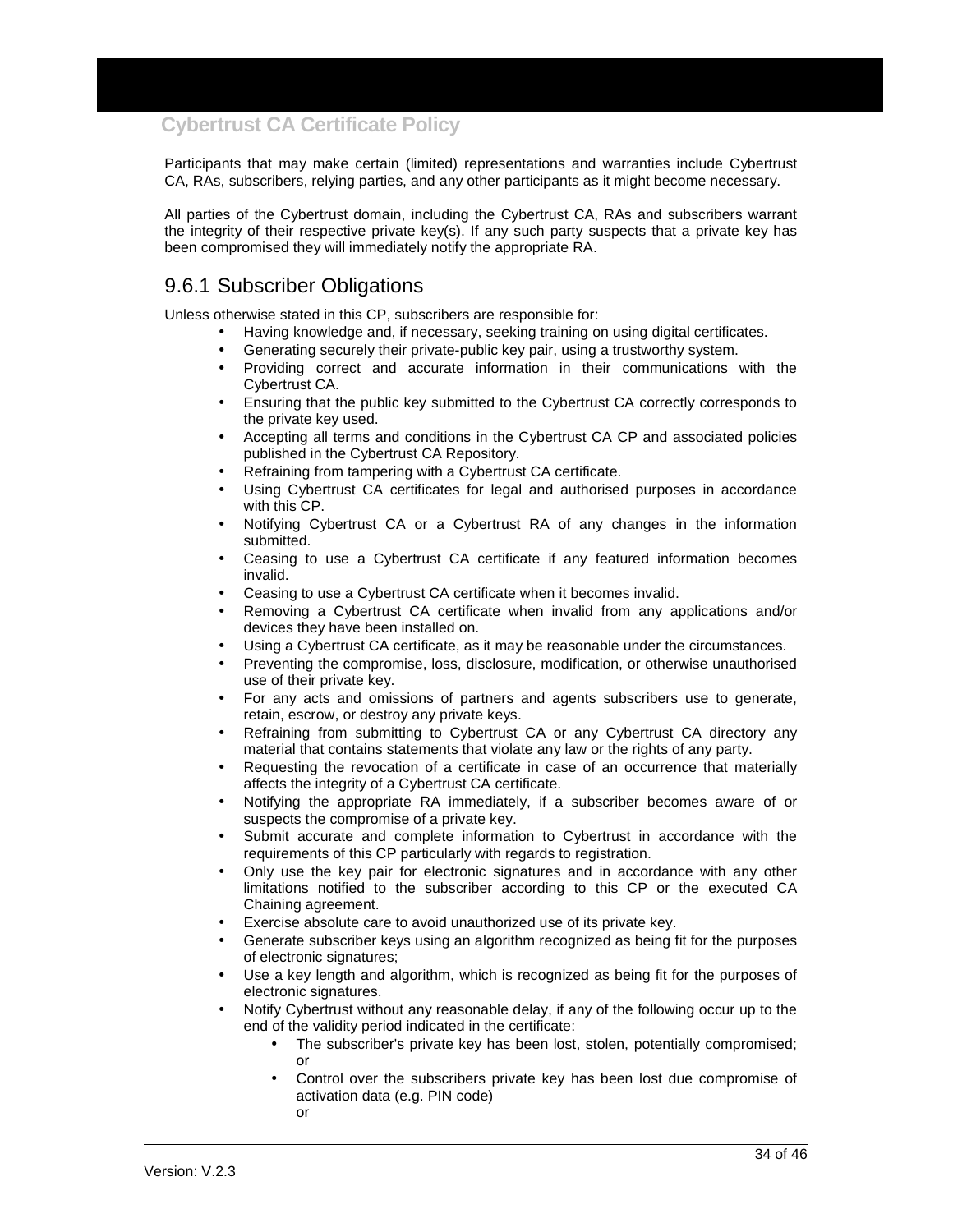Participants that may make certain (limited) representations and warranties include Cybertrust CA, RAs, subscribers, relying parties, and any other participants as it might become necessary.

All parties of the Cybertrust domain, including the Cybertrust CA, RAs and subscribers warrant the integrity of their respective private key(s). If any such party suspects that a private key has been compromised they will immediately notify the appropriate RA.

## 9.6.1 Subscriber Obligations

Unless otherwise stated in this CP, subscribers are responsible for:

- Having knowledge and, if necessary, seeking training on using digital certificates.
- Generating securely their private-public key pair, using a trustworthy system.
- Providing correct and accurate information in their communications with the Cybertrust CA.
- Ensuring that the public key submitted to the Cybertrust CA correctly corresponds to the private key used.
- Accepting all terms and conditions in the Cybertrust CA CP and associated policies published in the Cybertrust CA Repository.
- Refraining from tampering with a Cybertrust CA certificate.
- Using Cybertrust CA certificates for legal and authorised purposes in accordance with this CP.
- Notifying Cybertrust CA or a Cybertrust RA of any changes in the information submitted.
- Ceasing to use a Cybertrust CA certificate if any featured information becomes invalid.
- Ceasing to use a Cybertrust CA certificate when it becomes invalid.
- Removing a Cybertrust CA certificate when invalid from any applications and/or devices they have been installed on.
- Using a Cybertrust CA certificate, as it may be reasonable under the circumstances.
- Preventing the compromise, loss, disclosure, modification, or otherwise unauthorised use of their private key.
- For any acts and omissions of partners and agents subscribers use to generate, retain, escrow, or destroy any private keys.
- Refraining from submitting to Cybertrust CA or any Cybertrust CA directory any material that contains statements that violate any law or the rights of any party.
- Requesting the revocation of a certificate in case of an occurrence that materially affects the integrity of a Cybertrust CA certificate.
- Notifying the appropriate RA immediately, if a subscriber becomes aware of or suspects the compromise of a private key.
- Submit accurate and complete information to Cybertrust in accordance with the requirements of this CP particularly with regards to registration.
- Only use the key pair for electronic signatures and in accordance with any other limitations notified to the subscriber according to this CP or the executed CA Chaining agreement.
- Exercise absolute care to avoid unauthorized use of its private key.
- Generate subscriber keys using an algorithm recognized as being fit for the purposes of electronic signatures;
- Use a key length and algorithm, which is recognized as being fit for the purposes of electronic signatures.
- Notify Cybertrust without any reasonable delay, if any of the following occur up to the end of the validity period indicated in the certificate:
  - The subscriber's private key has been lost, stolen, potentially compromised; or
  - Control over the subscribers private key has been lost due compromise of activation data (e.g. PIN code)
    or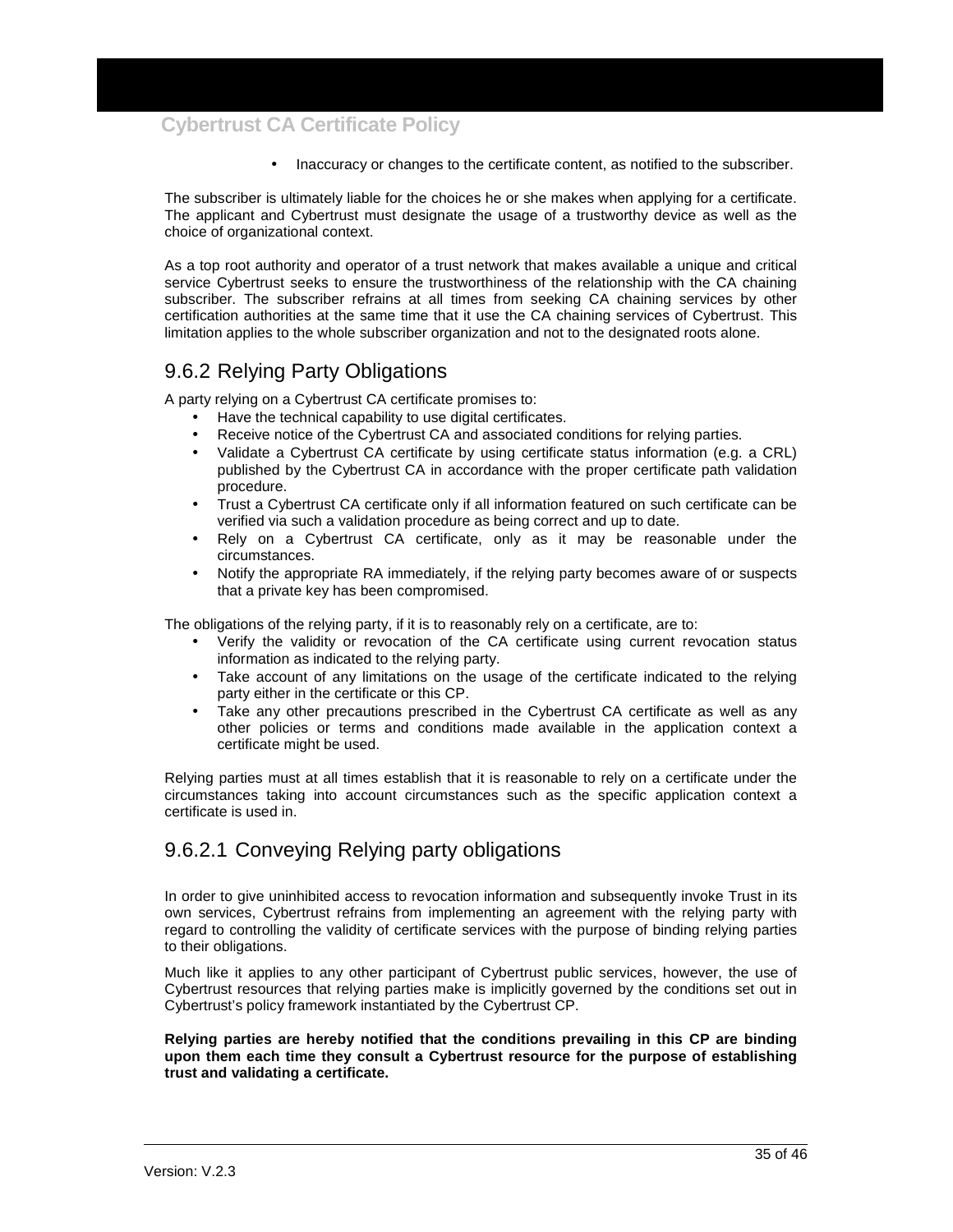- Inaccuracy or changes to the certificate content, as notified to the subscriber.

The subscriber is ultimately liable for the choices he or she makes when applying for a certificate. The applicant and Cybertrust must designate the usage of a trustworthy device as well as the choice of organizational context.

As a top root authority and operator of a trust network that makes available a unique and critical service Cybertrust seeks to ensure the trustworthiness of the relationship with the CA chaining subscriber. The subscriber refrains at all times from seeking CA chaining services by other certification authorities at the same time that it use the CA chaining services of Cybertrust. This limitation applies to the whole subscriber organization and not to the designated roots alone.

## 9.6.2 Relying Party Obligations

A party relying on a Cybertrust CA certificate promises to:

- Have the technical capability to use digital certificates.
- Receive notice of the Cybertrust CA and associated conditions for relying parties.
- Validate a Cybertrust CA certificate by using certificate status information (e.g. a CRL) published by the Cybertrust CA in accordance with the proper certificate path validation procedure.
- Trust a Cybertrust CA certificate only if all information featured on such certificate can be verified via such a validation procedure as being correct and up to date.
- Rely on a Cybertrust CA certificate, only as it may be reasonable under the circumstances.
- Notify the appropriate RA immediately, if the relying party becomes aware of or suspects that a private key has been compromised.

The obligations of the relying party, if it is to reasonably rely on a certificate, are to:

- Verify the validity or revocation of the CA certificate using current revocation status information as indicated to the relying party.
- Take account of any limitations on the usage of the certificate indicated to the relying party either in the certificate or this CP.
- Take any other precautions prescribed in the Cybertrust CA certificate as well as any other policies or terms and conditions made available in the application context a certificate might be used.

Relying parties must at all times establish that it is reasonable to rely on a certificate under the circumstances taking into account circumstances such as the specific application context a certificate is used in.

### 9.6.2.1 Conveying Relying party obligations

In order to give uninhibited access to revocation information and subsequently invoke Trust in its own services, Cybertrust refrains from implementing an agreement with the relying party with regard to controlling the validity of certificate services with the purpose of binding relying parties to their obligations.

Much like it applies to any other participant of Cybertrust public services, however, the use of Cybertrust resources that relying parties make is implicitly governed by the conditions set out in Cybertrust's policy framework instantiated by the Cybertrust CP.

**Relying parties are hereby notified that the conditions prevailing in this CP are binding upon them each time they consult a Cybertrust resource for the purpose of establishing trust and validating a certificate.**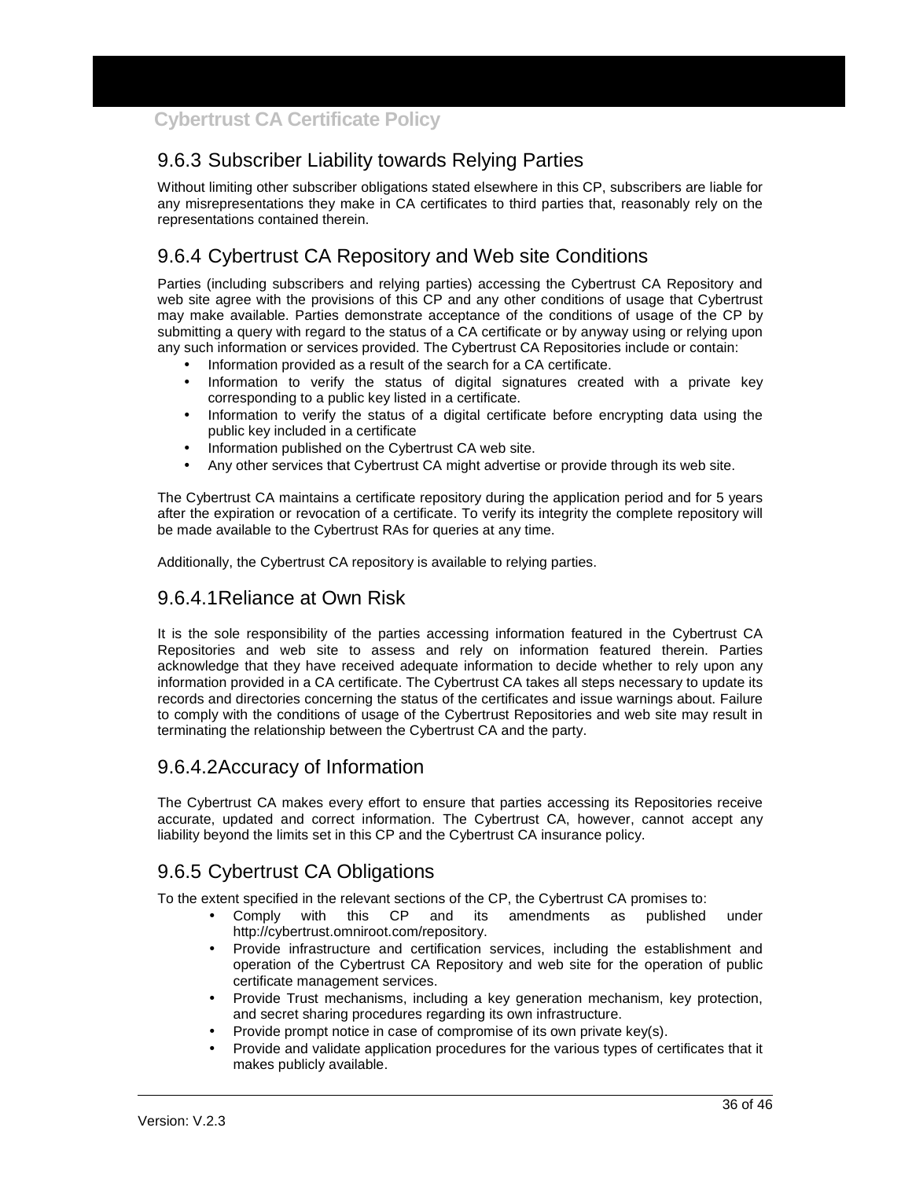## 9.6.3 Subscriber Liability towards Relying Parties

Without limiting other subscriber obligations stated elsewhere in this CP, subscribers are liable for any misrepresentations they make in CA certificates to third parties that, reasonably rely on the representations contained therein.

## 9.6.4 Cybertrust CA Repository and Web site Conditions

Parties (including subscribers and relying parties) accessing the Cybertrust CA Repository and web site agree with the provisions of this CP and any other conditions of usage that Cybertrust may make available. Parties demonstrate acceptance of the conditions of usage of the CP by submitting a query with regard to the status of a CA certificate or by anyway using or relying upon any such information or services provided. The Cybertrust CA Repositories include or contain:

- Information provided as a result of the search for a CA certificate.
- Information to verify the status of digital signatures created with a private key corresponding to a public key listed in a certificate.
- Information to verify the status of a digital certificate before encrypting data using the public key included in a certificate
- Information published on the Cybertrust CA web site.
- Any other services that Cybertrust CA might advertise or provide through its web site.

The Cybertrust CA maintains a certificate repository during the application period and for 5 years after the expiration or revocation of a certificate. To verify its integrity the complete repository will be made available to the Cybertrust RAs for queries at any time.

Additionally, the Cybertrust CA repository is available to relying parties.

### 9.6.4.1 Reliance at Own Risk

It is the sole responsibility of the parties accessing information featured in the Cybertrust CA Repositories and web site to assess and rely on information featured therein. Parties acknowledge that they have received adequate information to decide whether to rely upon any information provided in a CA certificate. The Cybertrust CA takes all steps necessary to update its records and directories concerning the status of the certificates and issue warnings about. Failure to comply with the conditions of usage of the Cybertrust Repositories and web site may result in terminating the relationship between the Cybertrust CA and the party.

### 9.6.4.2 Accuracy of Information

The Cybertrust CA makes every effort to ensure that parties accessing its Repositories receive accurate, updated and correct information. The Cybertrust CA, however, cannot accept any liability beyond the limits set in this CP and the Cybertrust CA insurance policy.

## 9.6.5 Cybertrust CA Obligations

To the extent specified in the relevant sections of the CP, the Cybertrust CA promises to:

- Comply with this CP and its amendments as published under http://cybertrust.omniroot.com/repository.
- Provide infrastructure and certification services, including the establishment and operation of the Cybertrust CA Repository and web site for the operation of public certificate management services.
- Provide Trust mechanisms, including a key generation mechanism, key protection, and secret sharing procedures regarding its own infrastructure.
- Provide prompt notice in case of compromise of its own private key(s).
- Provide and validate application procedures for the various types of certificates that it makes publicly available.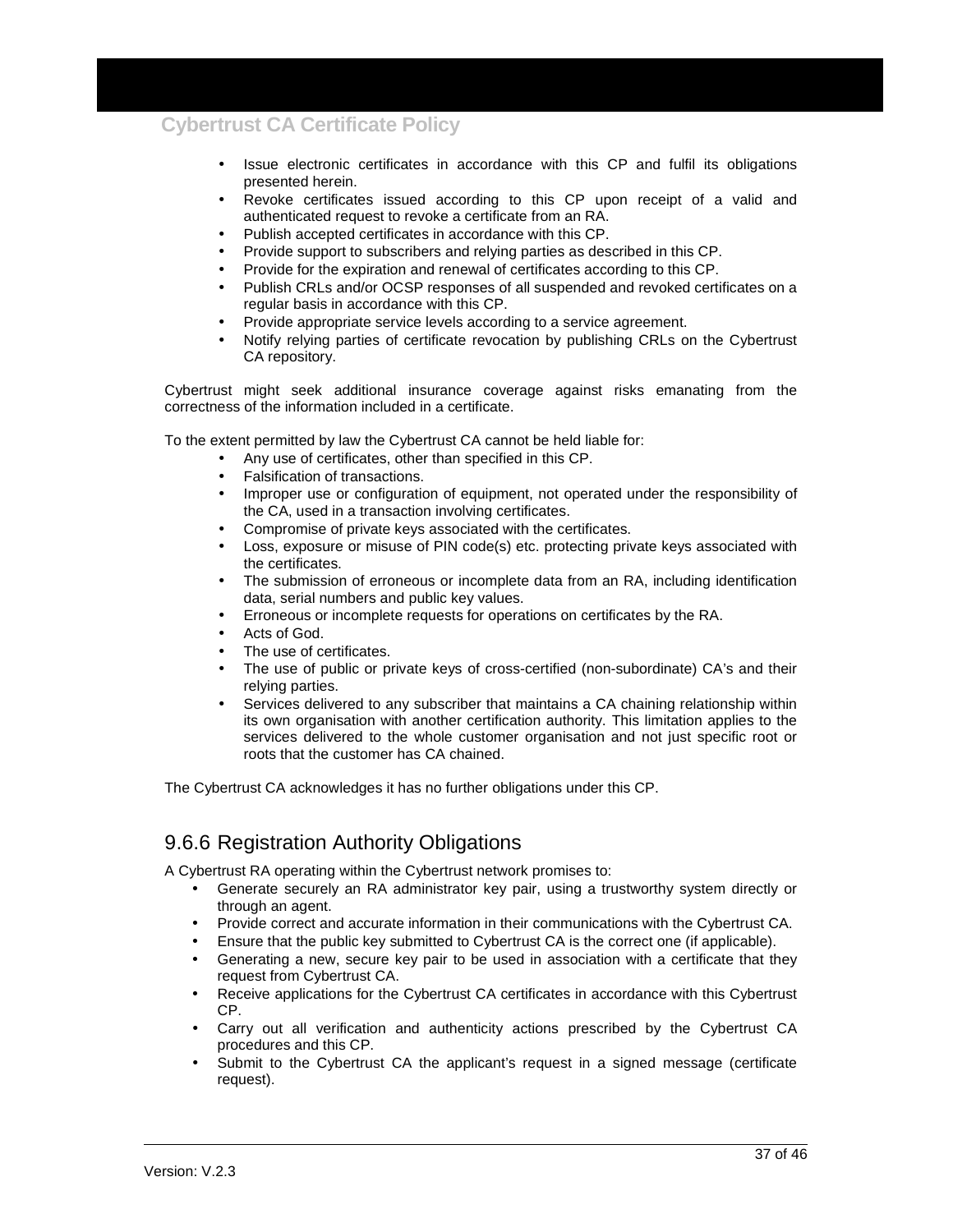- Issue electronic certificates in accordance with this CP and fulfil its obligations presented herein.
- Revoke certificates issued according to this CP upon receipt of a valid and authenticated request to revoke a certificate from an RA.
- Publish accepted certificates in accordance with this CP.
- Provide support to subscribers and relying parties as described in this CP.
- Provide for the expiration and renewal of certificates according to this CP.
- Publish CRLs and/or OCSP responses of all suspended and revoked certificates on a regular basis in accordance with this CP.
- Provide appropriate service levels according to a service agreement.
- Notify relying parties of certificate revocation by publishing CRLs on the Cybertrust CA repository.

Cybertrust might seek additional insurance coverage against risks emanating from the correctness of the information included in a certificate.

To the extent permitted by law the Cybertrust CA cannot be held liable for:

- Any use of certificates, other than specified in this CP.
- Falsification of transactions.
- Improper use or configuration of equipment, not operated under the responsibility of the CA, used in a transaction involving certificates.
- Compromise of private keys associated with the certificates.
- Loss, exposure or misuse of PIN code(s) etc. protecting private keys associated with the certificates.
- The submission of erroneous or incomplete data from an RA, including identification data, serial numbers and public key values.
- Erroneous or incomplete requests for operations on certificates by the RA.
- Acts of God.
- The use of certificates.
- The use of public or private keys of cross-certified (non-subordinate) CA's and their relying parties.
- Services delivered to any subscriber that maintains a CA chaining relationship within its own organisation with another certification authority. This limitation applies to the services delivered to the whole customer organisation and not just specific root or roots that the customer has CA chained.

The Cybertrust CA acknowledges it has no further obligations under this CP.

### 9.6.6 Registration Authority Obligations

A Cybertrust RA operating within the Cybertrust network promises to:

- Generate securely an RA administrator key pair, using a trustworthy system directly or through an agent.
- Provide correct and accurate information in their communications with the Cybertrust CA.
- Ensure that the public key submitted to Cybertrust CA is the correct one (if applicable).
- Generating a new, secure key pair to be used in association with a certificate that they request from Cybertrust CA.
- Receive applications for the Cybertrust CA certificates in accordance with this Cybertrust CP.
- Carry out all verification and authenticity actions prescribed by the Cybertrust CA procedures and this CP.
- Submit to the Cybertrust CA the applicant's request in a signed message (certificate request).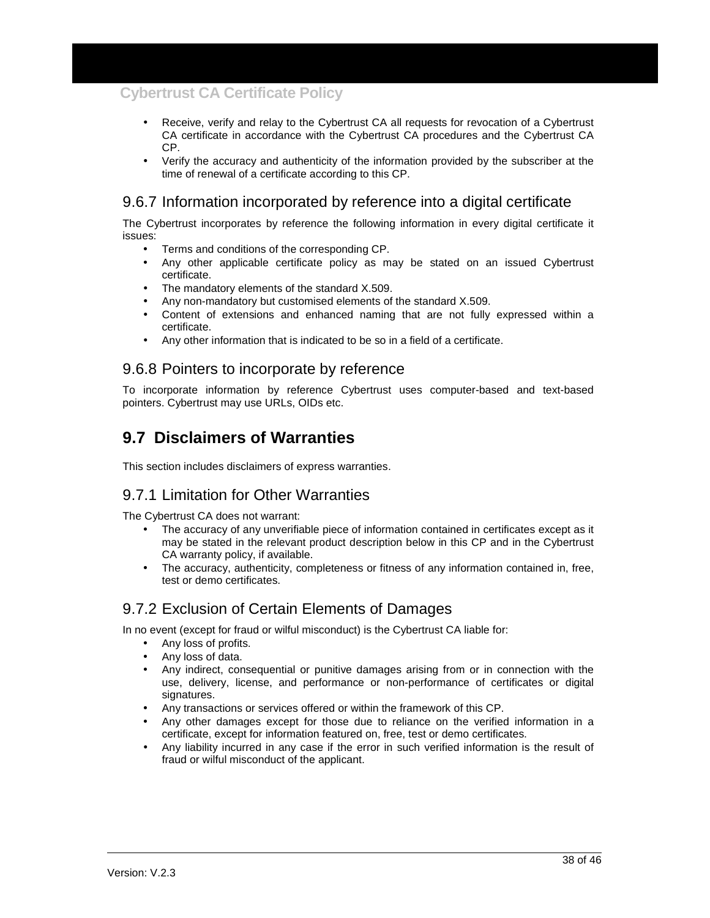- Receive, verify and relay to the Cybertrust CA all requests for revocation of a Cybertrust CA certificate in accordance with the Cybertrust CA procedures and the Cybertrust CA CP.
- Verify the accuracy and authenticity of the information provided by the subscriber at the time of renewal of a certificate according to this CP.

### 9.6.7 Information incorporated by reference into a digital certificate

The Cybertrust incorporates by reference the following information in every digital certificate it issues:

- Terms and conditions of the corresponding CP.
- Any other applicable certificate policy as may be stated on an issued Cybertrust certificate.
- The mandatory elements of the standard X.509.
- Any non-mandatory but customised elements of the standard X.509.
- Content of extensions and enhanced naming that are not fully expressed within a certificate.
- Any other information that is indicated to be so in a field of a certificate.

### 9.6.8 Pointers to incorporate by reference

To incorporate information by reference Cybertrust uses computer-based and text-based pointers. Cybertrust may use URLs, OIDs etc.

## 9.7 Disclaimers of Warranties

This section includes disclaimers of express warranties.

### 9.7.1 Limitation for Other Warranties

The Cybertrust CA does not warrant:

- The accuracy of any unverifiable piece of information contained in certificates except as it may be stated in the relevant product description below in this CP and in the Cybertrust CA warranty policy, if available.
- The accuracy, authenticity, completeness or fitness of any information contained in, free, test or demo certificates.

### 9.7.2 Exclusion of Certain Elements of Damages

In no event (except for fraud or wilful misconduct) is the Cybertrust CA liable for:

- Any loss of profits.
- Any loss of data.
- Any indirect, consequential or punitive damages arising from or in connection with the use, delivery, license, and performance or non-performance of certificates or digital signatures.
- Any transactions or services offered or within the framework of this CP.
- Any other damages except for those due to reliance on the verified information in a certificate, except for information featured on, free, test or demo certificates.
- Any liability incurred in any case if the error in such verified information is the result of fraud or wilful misconduct of the applicant.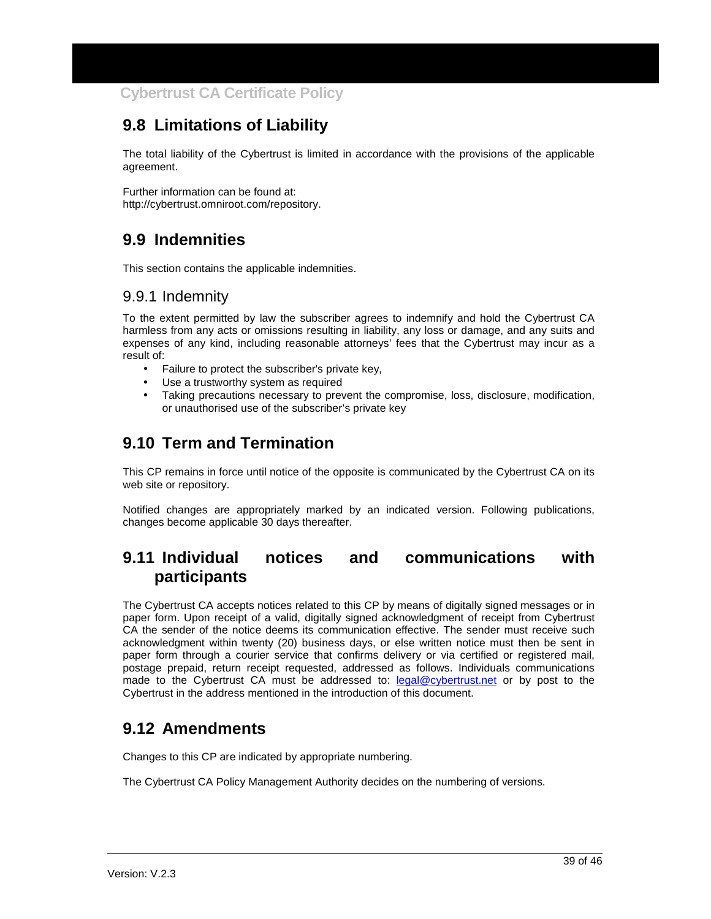## 9.8 Limitations of Liability

The total liability of the Cybertrust is limited in accordance with the provisions of the applicable agreement.

Further information can be found at:
http://cybertrust.omniroot.com/repository.

## 9.9 Indemnities

This section contains the applicable indemnities.

### 9.9.1 Indemnity

To the extent permitted by law the subscriber agrees to indemnify and hold the Cybertrust CA harmless from any acts or omissions resulting in liability, any loss or damage, and any suits and expenses of any kind, including reasonable attorneys' fees that the Cybertrust may incur as a result of:

- Failure to protect the subscriber's private key,
- Use a trustworthy system as required
- Taking precautions necessary to prevent the compromise, loss, disclosure, modification, or unauthorised use of the subscriber's private key

## 9.10 Term and Termination

This CP remains in force until notice of the opposite is communicated by the Cybertrust CA on its web site or repository.

Notified changes are appropriately marked by an indicated version. Following publications, changes become applicable 30 days thereafter.

## 9.11 Individual notices and communications with participants

The Cybertrust CA accepts notices related to this CP by means of digitally signed messages or in paper form. Upon receipt of a valid, digitally signed acknowledgment of receipt from Cybertrust CA the sender of the notice deems its communication effective. The sender must receive such acknowledgment within twenty (20) business days, or else written notice must then be sent in paper form through a courier service that confirms delivery or via certified or registered mail, postage prepaid, return receipt requested, addressed as follows. Individuals communications made to the Cybertrust CA must be addressed to: legal@cybertrust.net or by post to the Cybertrust in the address mentioned in the introduction of this document.

## 9.12 Amendments

Changes to this CP are indicated by appropriate numbering.

The Cybertrust CA Policy Management Authority decides on the numbering of versions.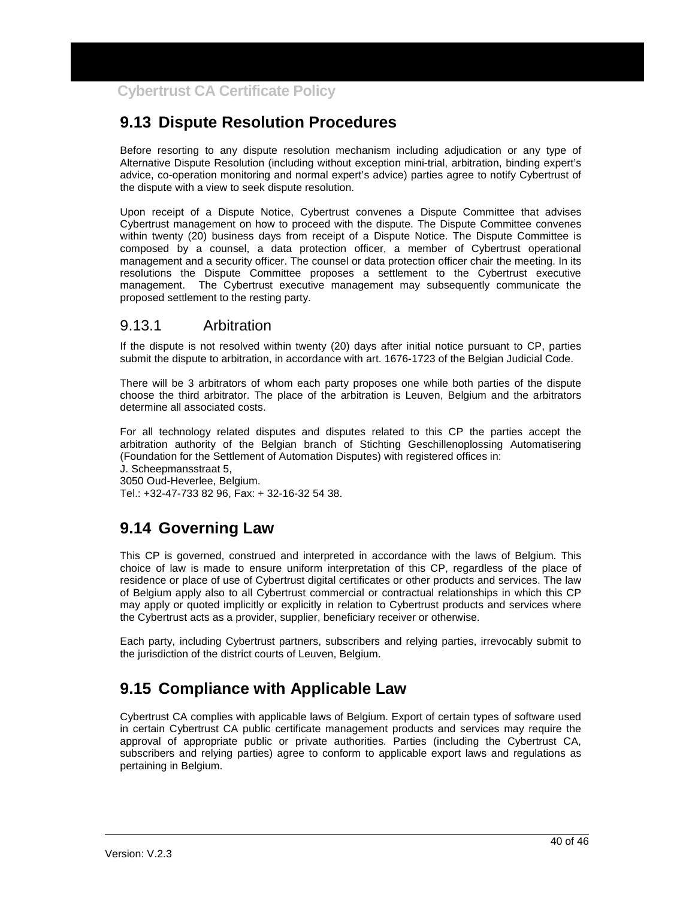## 9.13 Dispute Resolution Procedures

Before resorting to any dispute resolution mechanism including adjudication or any type of Alternative Dispute Resolution (including without exception mini-trial, arbitration, binding expert's advice, co-operation monitoring and normal expert's advice) parties agree to notify Cybertrust of the dispute with a view to seek dispute resolution.

Upon receipt of a Dispute Notice, Cybertrust convenes a Dispute Committee that advises Cybertrust management on how to proceed with the dispute. The Dispute Committee convenes within twenty (20) business days from receipt of a Dispute Notice. The Dispute Committee is composed by a counsel, a data protection officer, a member of Cybertrust operational management and a security officer. The counsel or data protection officer chair the meeting. In its resolutions the Dispute Committee proposes a settlement to the Cybertrust executive management. The Cybertrust executive management may subsequently communicate the proposed settlement to the resting party.

### 9.13.1 Arbitration

If the dispute is not resolved within twenty (20) days after initial notice pursuant to CP, parties submit the dispute to arbitration, in accordance with art. 1676-1723 of the Belgian Judicial Code.

There will be 3 arbitrators of whom each party proposes one while both parties of the dispute choose the third arbitrator. The place of the arbitration is Leuven, Belgium and the arbitrators determine all associated costs.

For all technology related disputes and disputes related to this CP the parties accept the arbitration authority of the Belgian branch of Stichting Geschillenoplossing Automatisering (Foundation for the Settlement of Automation Disputes) with registered offices in:
J. Scheepmansstraat 5,
3050 Oud-Heverlee, Belgium.
Tel.: +32-47-733 82 96, Fax: + 32-16-32 54 38.

## 9.14 Governing Law

This CP is governed, construed and interpreted in accordance with the laws of Belgium. This choice of law is made to ensure uniform interpretation of this CP, regardless of the place of residence or place of use of Cybertrust digital certificates or other products and services. The law of Belgium apply also to all Cybertrust commercial or contractual relationships in which this CP may apply or quoted implicitly or explicitly in relation to Cybertrust products and services where the Cybertrust acts as a provider, supplier, beneficiary receiver or otherwise.

Each party, including Cybertrust partners, subscribers and relying parties, irrevocably submit to the jurisdiction of the district courts of Leuven, Belgium.

## 9.15 Compliance with Applicable Law

Cybertrust CA complies with applicable laws of Belgium. Export of certain types of software used in certain Cybertrust CA public certificate management products and services may require the approval of appropriate public or private authorities. Parties (including the Cybertrust CA, subscribers and relying parties) agree to conform to applicable export laws and regulations as pertaining in Belgium.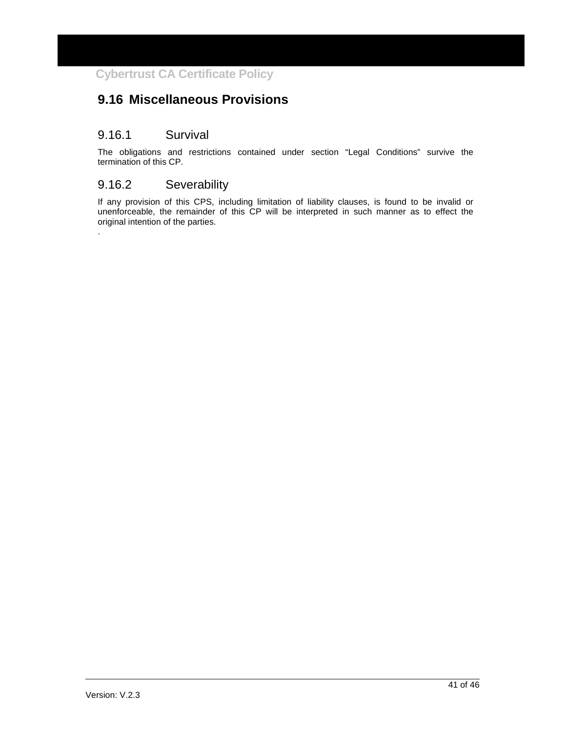## 9.16 Miscellaneous Provisions

### 9.16.1 Survival

The obligations and restrictions contained under section "Legal Conditions" survive the termination of this CP.

### 9.16.2 Severability

If any provision of this CPS, including limitation of liability clauses, is found to be invalid or unenforceable, the remainder of this CP will be interpreted in such manner as to effect the original intention of the parties.

.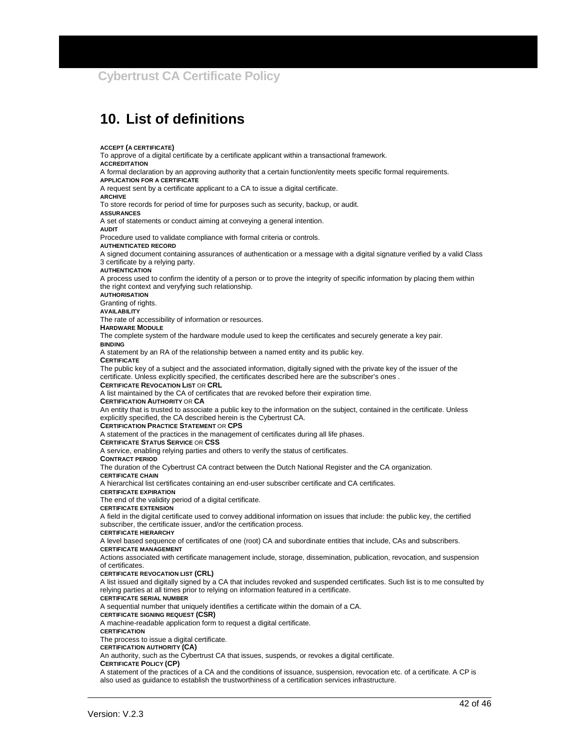# 10. List of definitions

**ACCEPT (A CERTIFICATE)**

To approve of a digital certificate by a certificate applicant within a transactional framework.

**ACCREDITATION**

A formal declaration by an approving authority that a certain function/entity meets specific formal requirements.

**APPLICATION FOR A CERTIFICATE**

A request sent by a certificate applicant to a CA to issue a digital certificate.

**ARCHIVE**

To store records for period of time for purposes such as security, backup, or audit.

**ASSURANCES**

A set of statements or conduct aiming at conveying a general intention.

**AUDIT**

Procedure used to validate compliance with formal criteria or controls.

**AUTHENTICATED RECORD**

A signed document containing assurances of authentication or a message with a digital signature verified by a valid Class 3 certificate by a relying party.

**AUTHENTICATION**

A process used to confirm the identity of a person or to prove the integrity of specific information by placing them within the right context and veryfying such relationship.

**AUTHORISATION**

Granting of rights.

**AVAILABILITY**

The rate of accessibility of information or resources.

**HARDWARE MODULE**

The complete system of the hardware module used to keep the certificates and securely generate a key pair.

**BINDING**

A statement by an RA of the relationship between a named entity and its public key.

**CERTIFICATE**

The public key of a subject and the associated information, digitally signed with the private key of the issuer of the certificate. Unless explicitly specified, the certificates described here are the subscriber's ones .

**CERTIFICATE REVOCATION LIST OR CRL**

A list maintained by the CA of certificates that are revoked before their expiration time.

**CERTIFICATION AUTHORITY OR CA**

An entity that is trusted to associate a public key to the information on the subject, contained in the certificate. Unless explicitly specified, the CA described herein is the Cybertrust CA.

**CERTIFICATION PRACTICE STATEMENT OR CPS**

A statement of the practices in the management of certificates during all life phases.

**CERTIFICATE STATUS SERVICE OR CSS**

A service, enabling relying parties and others to verify the status of certificates.

**CONTRACT PERIOD**

The duration of the Cybertrust CA contract between the Dutch National Register and the CA organization.

**CERTIFICATE CHAIN**

A hierarchical list certificates containing an end-user subscriber certificate and CA certificates.

**CERTIFICATE EXPIRATION**

The end of the validity period of a digital certificate.

**CERTIFICATE EXTENSION**

A field in the digital certificate used to convey additional information on issues that include: the public key, the certified subscriber, the certificate issuer, and/or the certification process.

**CERTIFICATE HIERARCHY**

A level based sequence of certificates of one (root) CA and subordinate entities that include, CAs and subscribers.

**CERTIFICATE MANAGEMENT**

Actions associated with certificate management include, storage, dissemination, publication, revocation, and suspension of certificates.

**CERTIFICATE REVOCATION LIST (CRL)**

A list issued and digitally signed by a CA that includes revoked and suspended certificates. Such list is to me consulted by relying parties at all times prior to relying on information featured in a certificate.

**CERTIFICATE SERIAL NUMBER**

A sequential number that uniquely identifies a certificate within the domain of a CA.

**CERTIFICATE SIGNING REQUEST (CSR)**

A machine-readable application form to request a digital certificate.

**CERTIFICATION**

The process to issue a digital certificate.

**CERTIFICATION AUTHORITY (CA)**

An authority, such as the Cybertrust CA that issues, suspends, or revokes a digital certificate.

**CERTIFICATE POLICY (CP)**

A statement of the practices of a CA and the conditions of issuance, suspension, revocation etc. of a certificate. A CP is also used as guidance to establish the trustworthiness of a certification services infrastructure.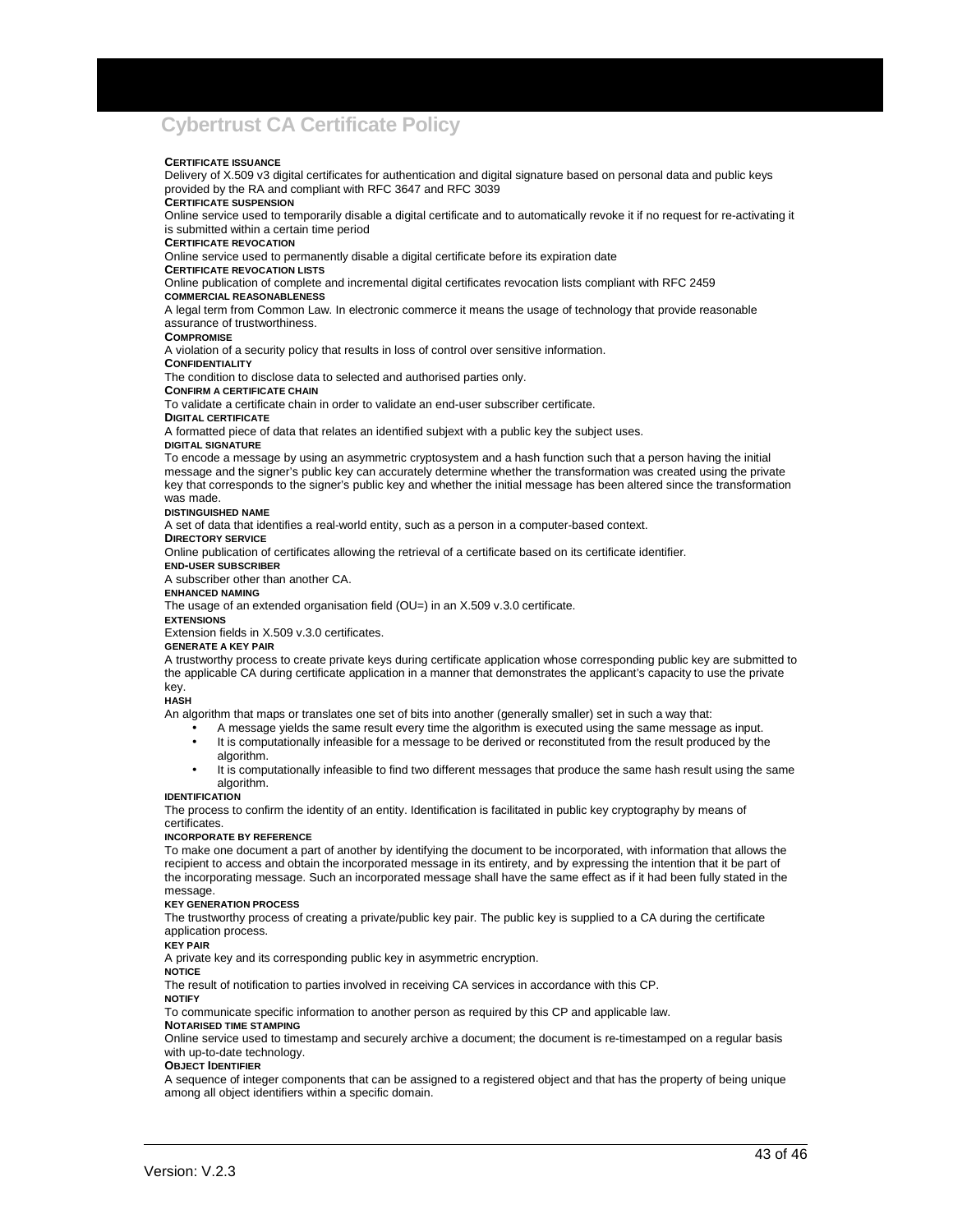**CERTIFICATE ISSUANCE**

Delivery of X.509 v3 digital certificates for authentication and digital signature based on personal data and public keys provided by the RA and compliant with RFC 3647 and RFC 3039

**CERTIFICATE SUSPENSION**

Online service used to temporarily disable a digital certificate and to automatically revoke it if no request for re-activating it is submitted within a certain time period

**CERTIFICATE REVOCATION**

Online service used to permanently disable a digital certificate before its expiration date

**CERTIFICATE REVOCATION LISTS**

Online publication of complete and incremental digital certificates revocation lists compliant with RFC 2459

**COMMERCIAL REASONABLENESS**

A legal term from Common Law. In electronic commerce it means the usage of technology that provide reasonable assurance of trustworthiness.

**COMPROMISE**

A violation of a security policy that results in loss of control over sensitive information.

**CONFIDENTIALITY**

The condition to disclose data to selected and authorised parties only.

**CONFIRM A CERTIFICATE CHAIN**

To validate a certificate chain in order to validate an end-user subscriber certificate.

**DIGITAL CERTIFICATE**

A formatted piece of data that relates an identified subjext with a public key the subject uses.

**DIGITAL SIGNATURE**

To encode a message by using an asymmetric cryptosystem and a hash function such that a person having the initial message and the signer's public key can accurately determine whether the transformation was created using the private key that corresponds to the signer's public key and whether the initial message has been altered since the transformation was made.

**DISTINGUISHED NAME**

A set of data that identifies a real-world entity, such as a person in a computer-based context.

**DIRECTORY SERVICE**

Online publication of certificates allowing the retrieval of a certificate based on its certificate identifier.

**END-USER SUBSCRIBER**

A subscriber other than another CA.

**ENHANCED NAMING**

The usage of an extended organisation field (OU=) in an X.509 v.3.0 certificate.

**EXTENSIONS**

Extension fields in X.509 v.3.0 certificates.

**GENERATE A KEY PAIR**

A trustworthy process to create private keys during certificate application whose corresponding public key are submitted to the applicable CA during certificate application in a manner that demonstrates the applicant's capacity to use the private key.

**HASH**

An algorithm that maps or translates one set of bits into another (generally smaller) set in such a way that:

- A message yields the same result every time the algorithm is executed using the same message as input.
- It is computationally infeasible for a message to be derived or reconstituted from the result produced by the algorithm.
- It is computationally infeasible to find two different messages that produce the same hash result using the same algorithm.

**IDENTIFICATION**

The process to confirm the identity of an entity. Identification is facilitated in public key cryptography by means of certificates.

**INCORPORATE BY REFERENCE**

To make one document a part of another by identifying the document to be incorporated, with information that allows the recipient to access and obtain the incorporated message in its entirety, and by expressing the intention that it be part of the incorporating message. Such an incorporated message shall have the same effect as if it had been fully stated in the message.

**KEY GENERATION PROCESS**

The trustworthy process of creating a private/public key pair. The public key is supplied to a CA during the certificate application process.

**KEY PAIR**

A private key and its corresponding public key in asymmetric encryption.

**NOTICE**

The result of notification to parties involved in receiving CA services in accordance with this CP.

**NOTIFY**

To communicate specific information to another person as required by this CP and applicable law.

**NOTARISED TIME STAMPING**

Online service used to timestamp and securely archive a document; the document is re-timestamped on a regular basis with up-to-date technology.

**OBJECT IDENTIFIER**

A sequence of integer components that can be assigned to a registered object and that has the property of being unique among all object identifiers within a specific domain.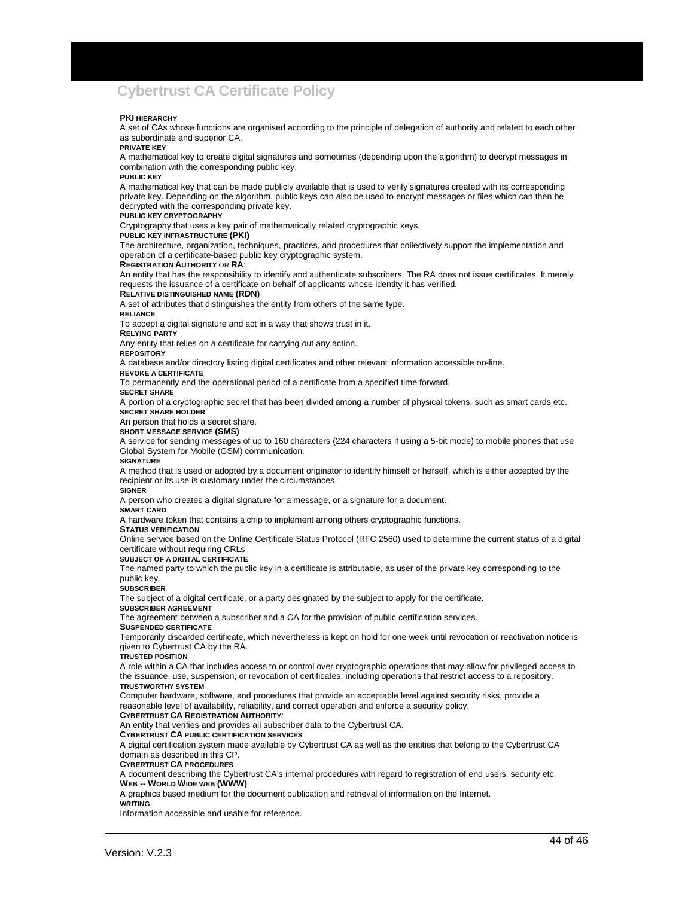**PKI HIERARCHY**

A set of CAs whose functions are organised according to the principle of delegation of authority and related to each other as subordinate and superior CA.

**PRIVATE KEY**

A mathematical key to create digital signatures and sometimes (depending upon the algorithm) to decrypt messages in combination with the corresponding public key.

**PUBLIC KEY**

A mathematical key that can be made publicly available that is used to verify signatures created with its corresponding private key. Depending on the algorithm, public keys can also be used to encrypt messages or files which can then be decrypted with the corresponding private key.

**PUBLIC KEY CRYPTOGRAPHY**

Cryptography that uses a key pair of mathematically related cryptographic keys.

**PUBLIC KEY INFRASTRUCTURE (PKI)**

The architecture, organization, techniques, practices, and procedures that collectively support the implementation and operation of a certificate-based public key cryptographic system.

**REGISTRATION AUTHORITY** OR **RA**:

An entity that has the responsibility to identify and authenticate subscribers. The RA does not issue certificates. It merely requests the issuance of a certificate on behalf of applicants whose identity it has verified.

**RELATIVE DISTINGUISHED NAME (RDN)**

A set of attributes that distinguishes the entity from others of the same type.

**RELIANCE**

To accept a digital signature and act in a way that shows trust in it.

**RELYING PARTY**

Any entity that relies on a certificate for carrying out any action.

**REPOSITORY**

A database and/or directory listing digital certificates and other relevant information accessible on-line.

**REVOKE A CERTIFICATE**

To permanently end the operational period of a certificate from a specified time forward.

**SECRET SHARE**

A portion of a cryptographic secret that has been divided among a number of physical tokens, such as smart cards etc.

**SECRET SHARE HOLDER**

An person that holds a secret share.

**SHORT MESSAGE SERVICE (SMS)**

A service for sending messages of up to 160 characters (224 characters if using a 5-bit mode) to mobile phones that use Global System for Mobile (GSM) communication.

**SIGNATURE**

A method that is used or adopted by a document originator to identify himself or herself, which is either accepted by the recipient or its use is customary under the circumstances.

**SIGNER**

A person who creates a digital signature for a message, or a signature for a document.

**SMART CARD**

A hardware token that contains a chip to implement among others cryptographic functions.

**STATUS VERIFICATION**

Online service based on the Online Certificate Status Protocol (RFC 2560) used to determine the current status of a digital certificate without requiring CRLs

**SUBJECT OF A DIGITAL CERTIFICATE**

The named party to which the public key in a certificate is attributable, as user of the private key corresponding to the public key.

**SUBSCRIBER**

The subject of a digital certificate, or a party designated by the subject to apply for the certificate.

**SUBSCRIBER AGREEMENT**

The agreement between a subscriber and a CA for the provision of public certification services.

**SUSPENDED CERTIFICATE**

Temporarily discarded certificate, which nevertheless is kept on hold for one week until revocation or reactivation notice is given to Cybertrust CA by the RA.

**TRUSTED POSITION**

A role within a CA that includes access to or control over cryptographic operations that may allow for privileged access to the issuance, use, suspension, or revocation of certificates, including operations that restrict access to a repository.

**TRUSTWORTHY SYSTEM**

Computer hardware, software, and procedures that provide an acceptable level against security risks, provide a reasonable level of availability, reliability, and correct operation and enforce a security policy.

**CYBERTRUST CA REGISTRATION AUTHORITY**:

An entity that verifies and provides all subscriber data to the Cybertrust CA.

**CYBERTRUST CA PUBLIC CERTIFICATION SERVICES**

A digital certification system made available by Cybertrust CA as well as the entities that belong to the Cybertrust CA domain as described in this CP.

**CYBERTRUST CA PROCEDURES**

A document describing the Cybertrust CA's internal procedures with regard to registration of end users, security etc.

**WEB -- WORLD WIDE WEB (WWW)**

A graphics based medium for the document publication and retrieval of information on the Internet.

**WRITING**

Information accessible and usable for reference.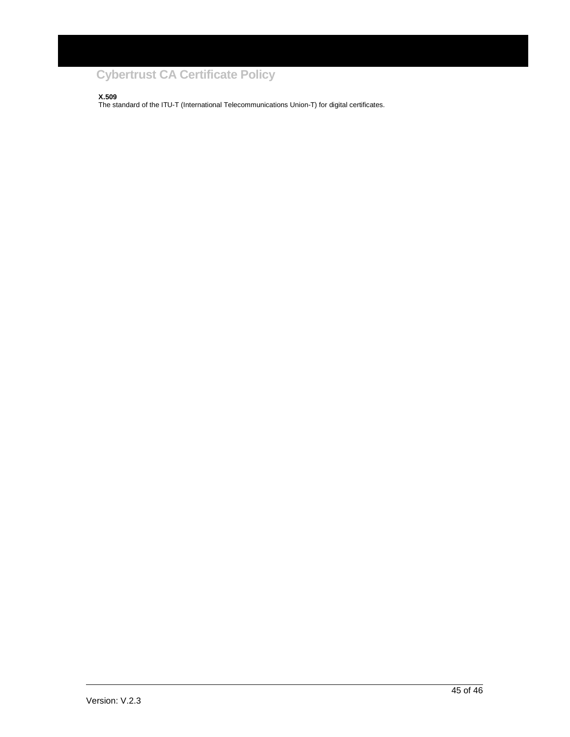**X.509**

The standard of the ITU-T (International Telecommunications Union-T) for digital certificates.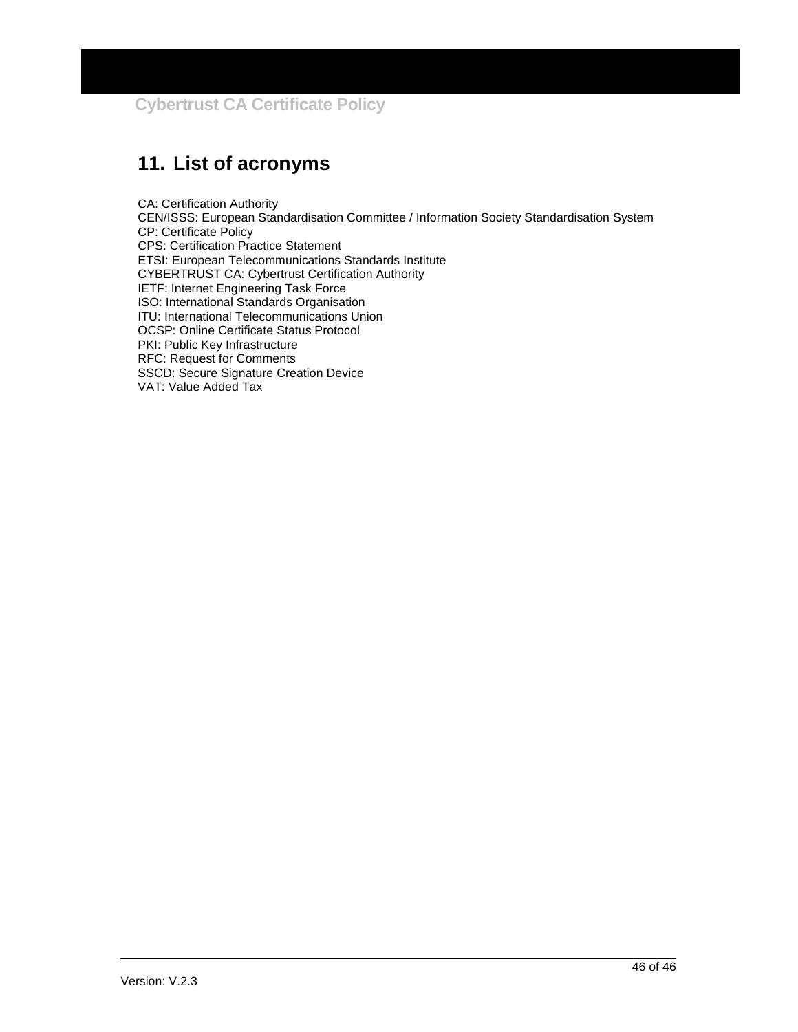## 11. List of acronyms

CA: Certification Authority
CEN/ISSS: European Standardisation Committee / Information Society Standardisation System
CP: Certificate Policy
CPS: Certification Practice Statement
ETSI: European Telecommunications Standards Institute
CYBERTRUST CA: Cybertrust Certification Authority
IETF: Internet Engineering Task Force
ISO: International Standards Organisation
ITU: International Telecommunications Union
OCSP: Online Certificate Status Protocol
PKI: Public Key Infrastructure
RFC: Request for Comments
SSCD: Secure Signature Creation Device
VAT: Value Added Tax